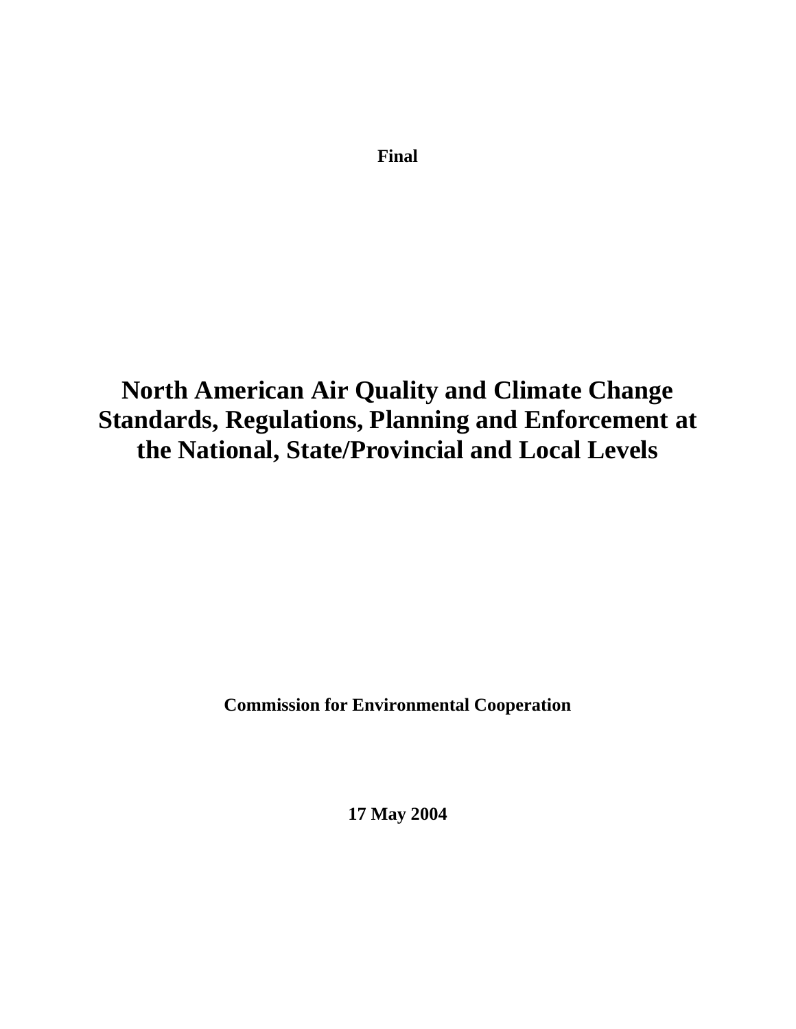**Final**

# North American Air Quality and Climate Change Standards, Regulations, Planning and Enforcement at the National, State/Provincial and Local Levels

**Commission for Environmental Cooperation**

**17 May 2004**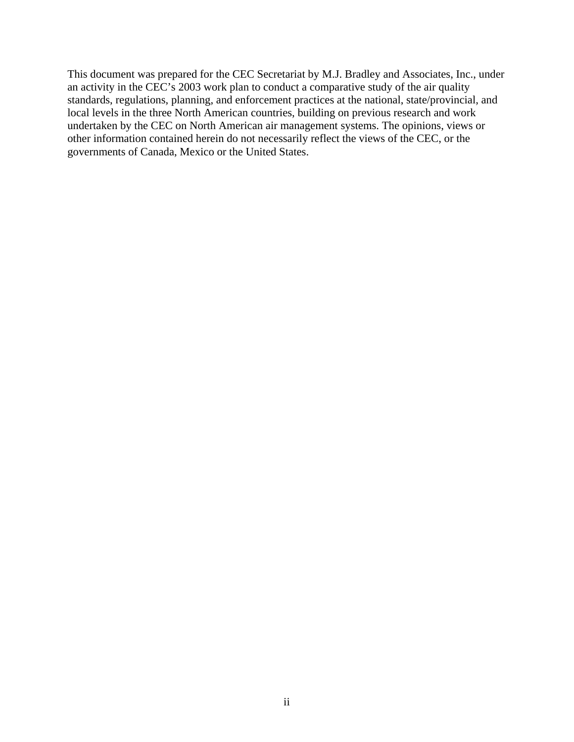This document was prepared for the CEC Secretariat by M.J. Bradley and Associates, Inc., under an activity in the CEC's 2003 work plan to conduct a comparative study of the air quality standards, regulations, planning, and enforcement practices at the national, state/provincial, and local levels in the three North American countries, building on previous research and work undertaken by the CEC on North American air management systems. The opinions, views or other information contained herein do not necessarily reflect the views of the CEC, or the governments of Canada, Mexico or the United States.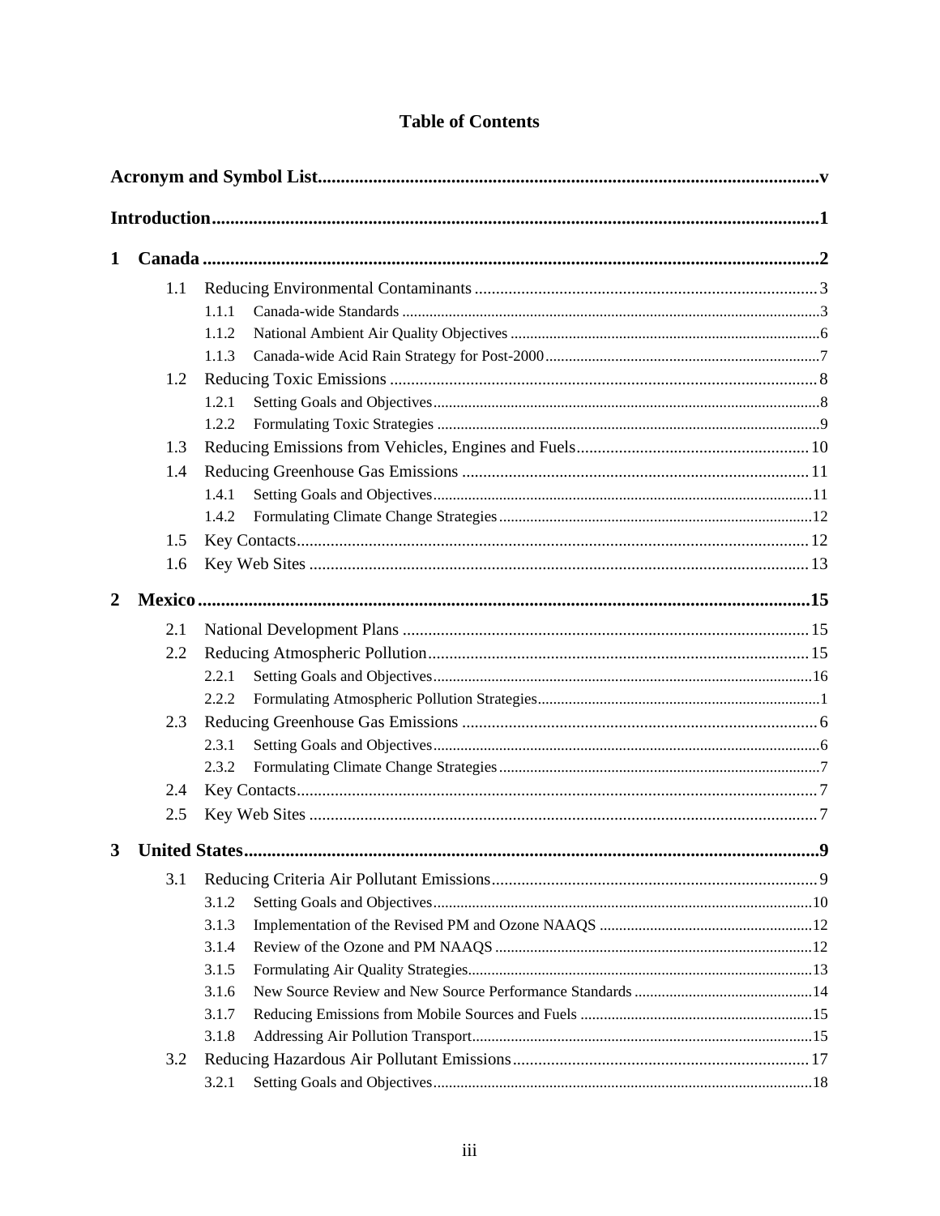# Table of Contents

**Acronym and Symbol List** .......... v

**Introduction** .......... 1

**1 Canada** .......... 2

- 1.1 Reducing Environmental Contaminants .......... 3
  - 1.1.1 Canada-wide Standards .......... 3
  - 1.1.2 National Ambient Air Quality Objectives .......... 6
  - 1.1.3 Canada-wide Acid Rain Strategy for Post-2000 .......... 7
- 1.2 Reducing Toxic Emissions .......... 8
  - 1.2.1 Setting Goals and Objectives .......... 8
  - 1.2.2 Formulating Toxic Strategies .......... 9
- 1.3 Reducing Emissions from Vehicles, Engines and Fuels .......... 10
- 1.4 Reducing Greenhouse Gas Emissions .......... 11
  - 1.4.1 Setting Goals and Objectives .......... 11
  - 1.4.2 Formulating Climate Change Strategies .......... 12
- 1.5 Key Contacts .......... 12
- 1.6 Key Web Sites .......... 13

**2 Mexico** .......... 15

- 2.1 National Development Plans .......... 15
- 2.2 Reducing Atmospheric Pollution .......... 15
  - 2.2.1 Setting Goals and Objectives .......... 16
  - 2.2.2 Formulating Atmospheric Pollution Strategies .......... 1
- 2.3 Reducing Greenhouse Gas Emissions .......... 6
  - 2.3.1 Setting Goals and Objectives .......... 6
  - 2.3.2 Formulating Climate Change Strategies .......... 7
- 2.4 Key Contacts .......... 7
- 2.5 Key Web Sites .......... 7

**3 United States** .......... 9

- 3.1 Reducing Criteria Air Pollutant Emissions .......... 9
  - 3.1.2 Setting Goals and Objectives .......... 10
  - 3.1.3 Implementation of the Revised PM and Ozone NAAQS .......... 12
  - 3.1.4 Review of the Ozone and PM NAAQS .......... 12
  - 3.1.5 Formulating Air Quality Strategies .......... 13
  - 3.1.6 New Source Review and New Source Performance Standards .......... 14
  - 3.1.7 Reducing Emissions from Mobile Sources and Fuels .......... 15
  - 3.1.8 Addressing Air Pollution Transport .......... 15
- 3.2 Reducing Hazardous Air Pollutant Emissions .......... 17
  - 3.2.1 Setting Goals and Objectives .......... 18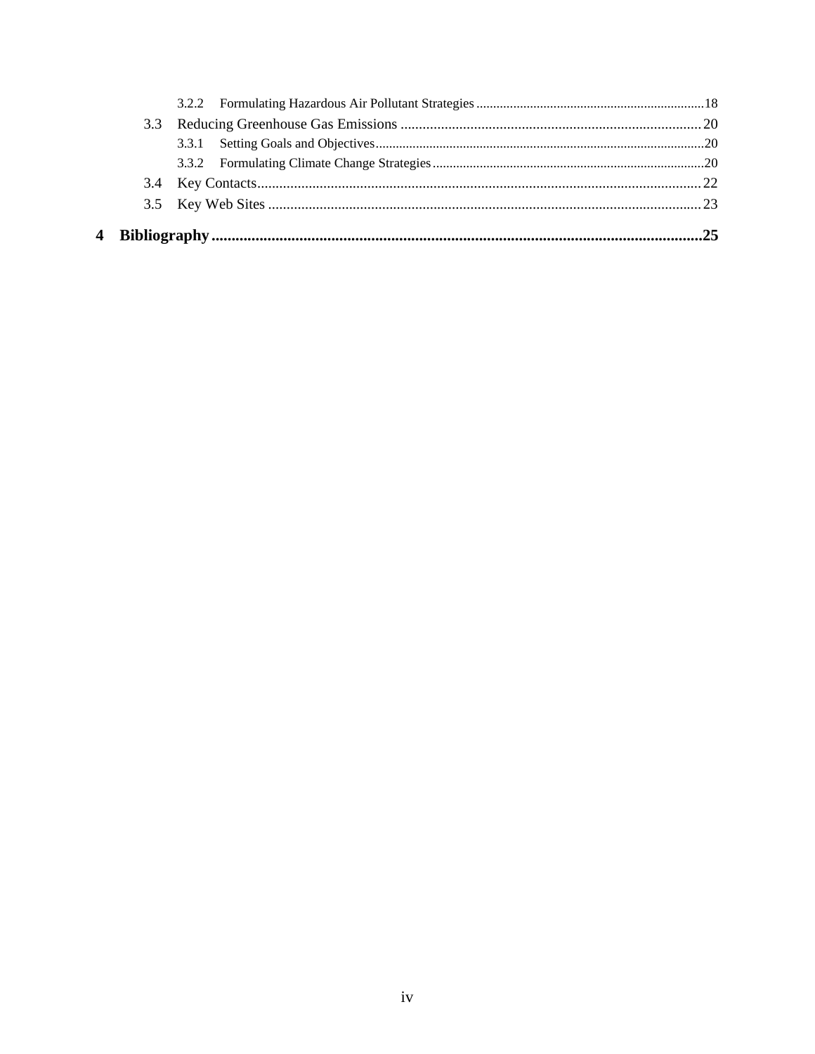3.2.2 Formulating Hazardous Air Pollutant Strategies ....................18

3.3 Reducing Greenhouse Gas Emissions ....................20

3.3.1 Setting Goals and Objectives ....................20

3.3.2 Formulating Climate Change Strategies ....................20

3.4 Key Contacts ....................22

3.5 Key Web Sites ....................23

**4 Bibliography ....................25**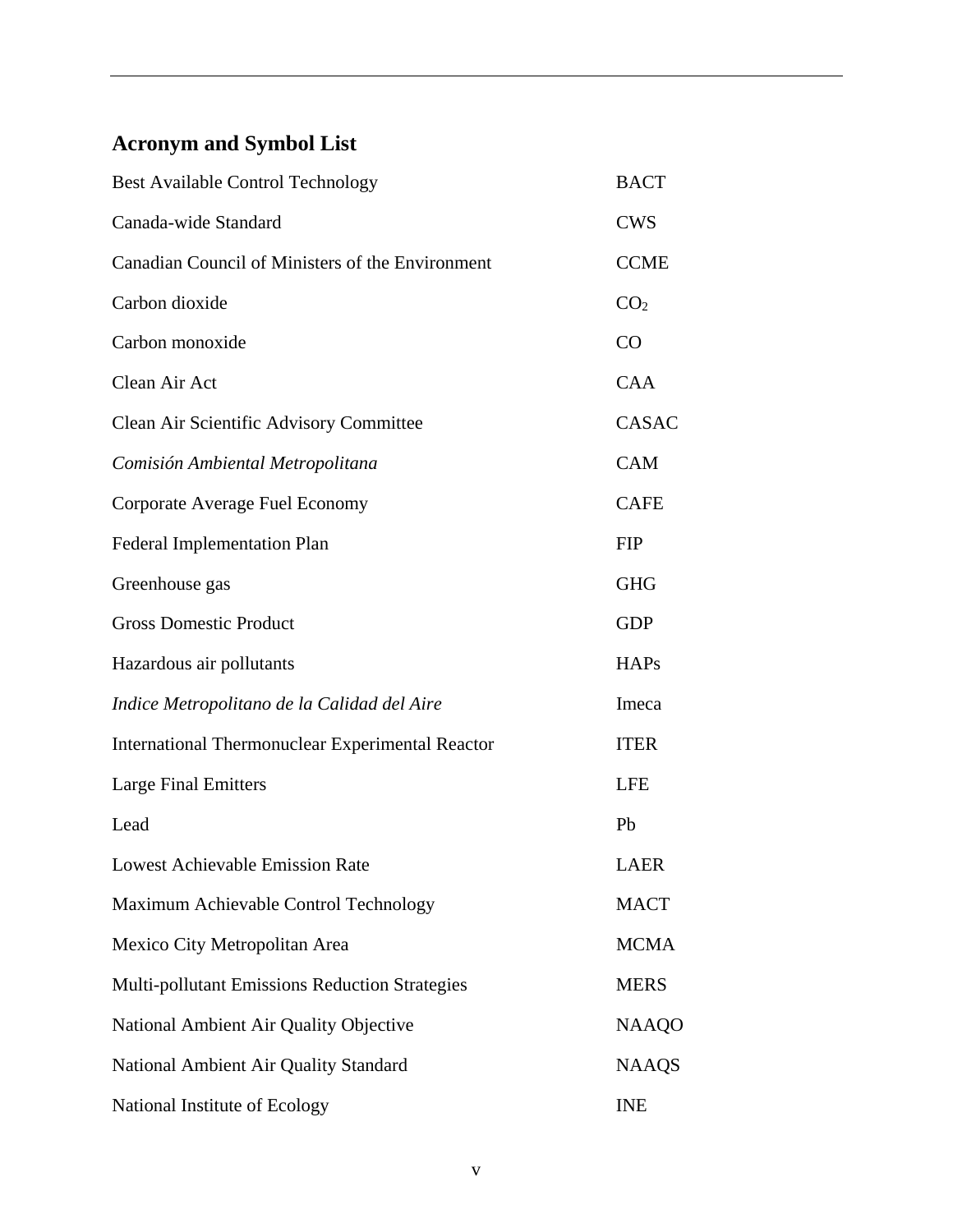## Acronym and Symbol List

| | |
|---|---|
| Best Available Control Technology | BACT |
| Canada-wide Standard | CWS |
| Canadian Council of Ministers of the Environment | CCME |
| Carbon dioxide | $CO_2$ |
| Carbon monoxide | CO |
| Clean Air Act | CAA |
| Clean Air Scientific Advisory Committee | CASAC |
| *Comisión Ambiental Metropolitana* | CAM |
| Corporate Average Fuel Economy | CAFE |
| Federal Implementation Plan | FIP |
| Greenhouse gas | GHG |
| Gross Domestic Product | GDP |
| Hazardous air pollutants | HAPs |
| *Indice Metropolitano de la Calidad del Aire* | Imeca |
| International Thermonuclear Experimental Reactor | ITER |
| Large Final Emitters | LFE |
| Lead | Pb |
| Lowest Achievable Emission Rate | LAER |
| Maximum Achievable Control Technology | MACT |
| Mexico City Metropolitan Area | MCMA |
| Multi-pollutant Emissions Reduction Strategies | MERS |
| National Ambient Air Quality Objective | NAAQO |
| National Ambient Air Quality Standard | NAAQS |
| National Institute of Ecology | INE |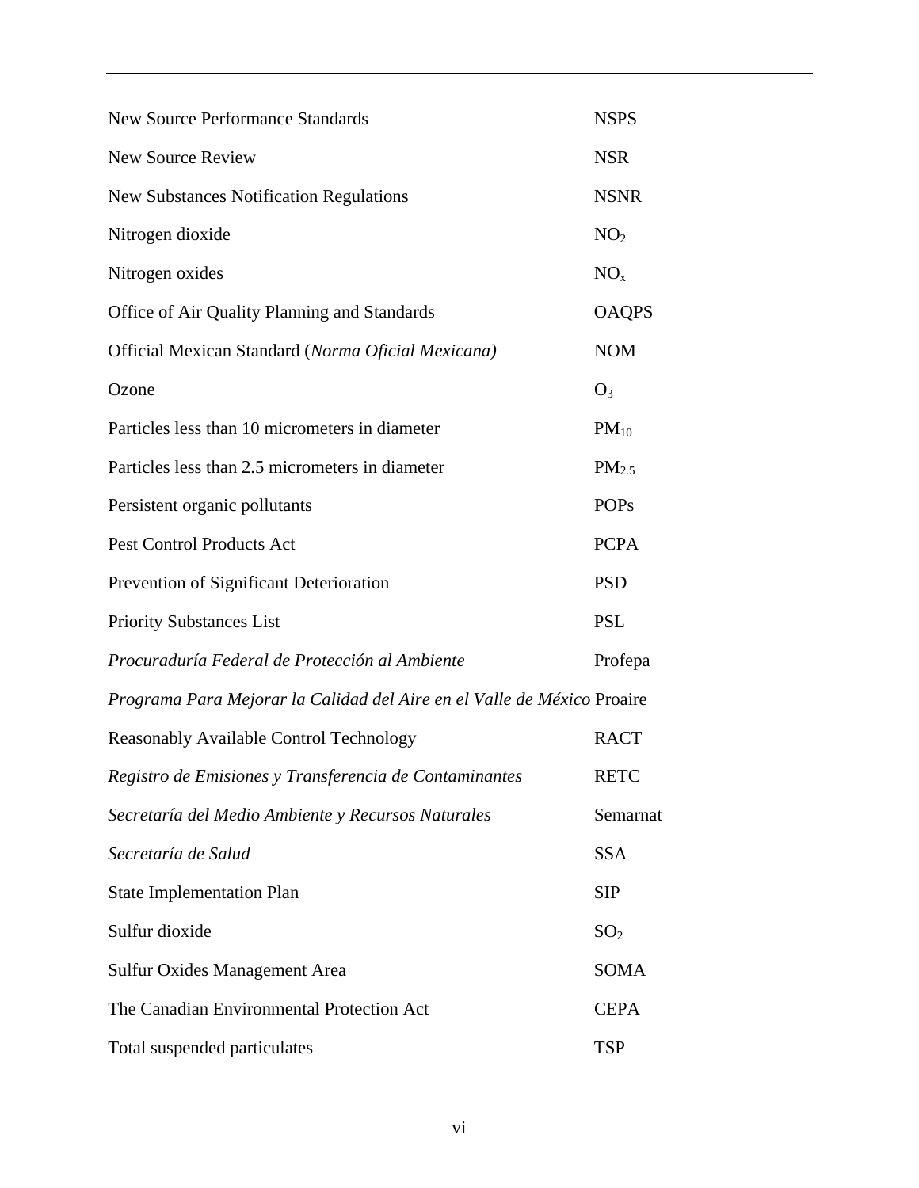| | |
|---|---|
| New Source Performance Standards | NSPS |
| New Source Review | NSR |
| New Substances Notification Regulations | NSNR |
| Nitrogen dioxide | $NO_2$ |
| Nitrogen oxides | $NO_x$ |
| Office of Air Quality Planning and Standards | OAQPS |
| Official Mexican Standard (*Norma Oficial Mexicana)* | NOM |
| Ozone | $O_3$ |
| Particles less than 10 micrometers in diameter | $PM_{10}$ |
| Particles less than 2.5 micrometers in diameter | $PM_{2.5}$ |
| Persistent organic pollutants | POPs |
| Pest Control Products Act | PCPA |
| Prevention of Significant Deterioration | PSD |
| Priority Substances List | PSL |
| *Procuraduría Federal de Protección al Ambiente* | Profepa |
| *Programa Para Mejorar la Calidad del Aire en el Valle de México* | Proaire |
| Reasonably Available Control Technology | RACT |
| *Registro de Emisiones y Transferencia de Contaminantes* | RETC |
| *Secretaría del Medio Ambiente y Recursos Naturales* | Semarnat |
| *Secretaría de Salud* | SSA |
| State Implementation Plan | SIP |
| Sulfur dioxide | $SO_2$ |
| Sulfur Oxides Management Area | SOMA |
| The Canadian Environmental Protection Act | CEPA |
| Total suspended particulates | TSP |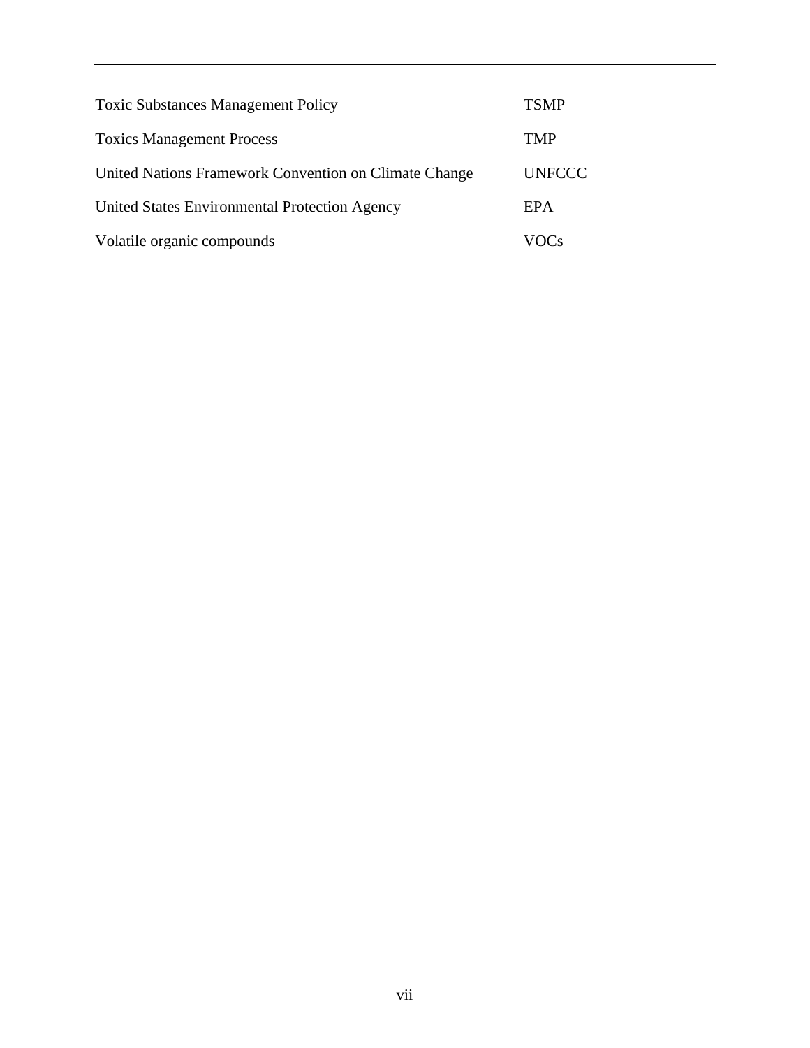| | |
|---|---|
| Toxic Substances Management Policy | TSMP |
| Toxics Management Process | TMP |
| United Nations Framework Convention on Climate Change | UNFCCC |
| United States Environmental Protection Agency | EPA |
| Volatile organic compounds | VOCs |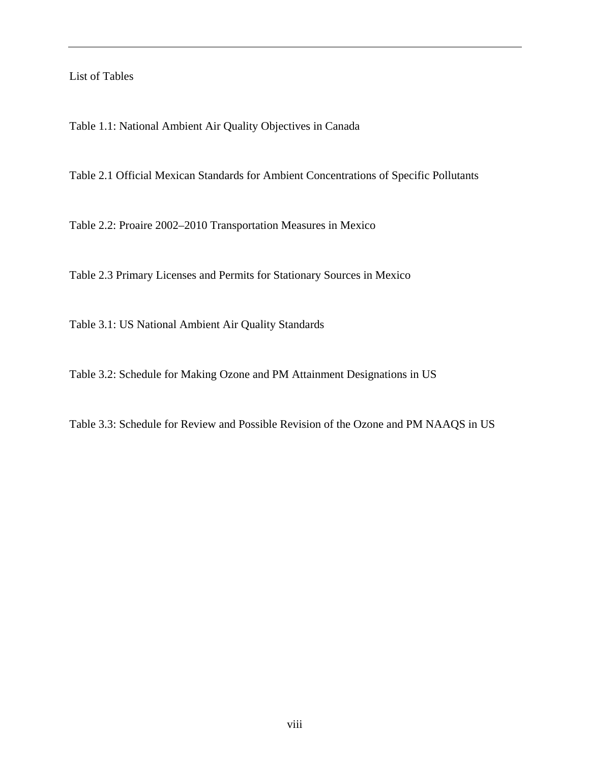# List of Tables

Table 1.1: National Ambient Air Quality Objectives in Canada

Table 2.1 Official Mexican Standards for Ambient Concentrations of Specific Pollutants

Table 2.2: Proaire 2002–2010 Transportation Measures in Mexico

Table 2.3 Primary Licenses and Permits for Stationary Sources in Mexico

Table 3.1: US National Ambient Air Quality Standards

Table 3.2: Schedule for Making Ozone and PM Attainment Designations in US

Table 3.3: Schedule for Review and Possible Revision of the Ozone and PM NAAQS in US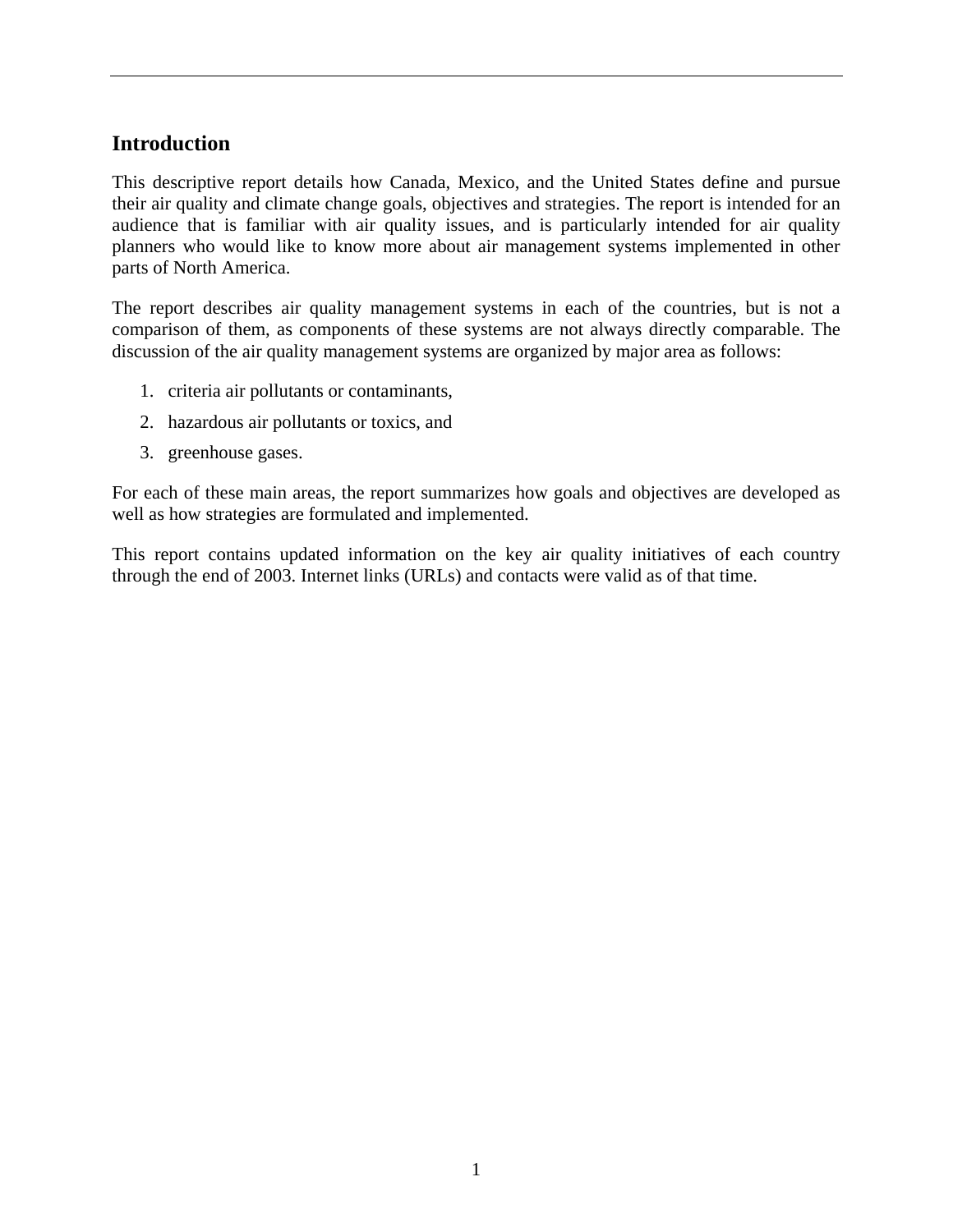# Introduction

This descriptive report details how Canada, Mexico, and the United States define and pursue their air quality and climate change goals, objectives and strategies. The report is intended for an audience that is familiar with air quality issues, and is particularly intended for air quality planners who would like to know more about air management systems implemented in other parts of North America.

The report describes air quality management systems in each of the countries, but is not a comparison of them, as components of these systems are not always directly comparable. The discussion of the air quality management systems are organized by major area as follows:

1. criteria air pollutants or contaminants,
2. hazardous air pollutants or toxics, and
3. greenhouse gases.

For each of these main areas, the report summarizes how goals and objectives are developed as well as how strategies are formulated and implemented.

This report contains updated information on the key air quality initiatives of each country through the end of 2003. Internet links (URLs) and contacts were valid as of that time.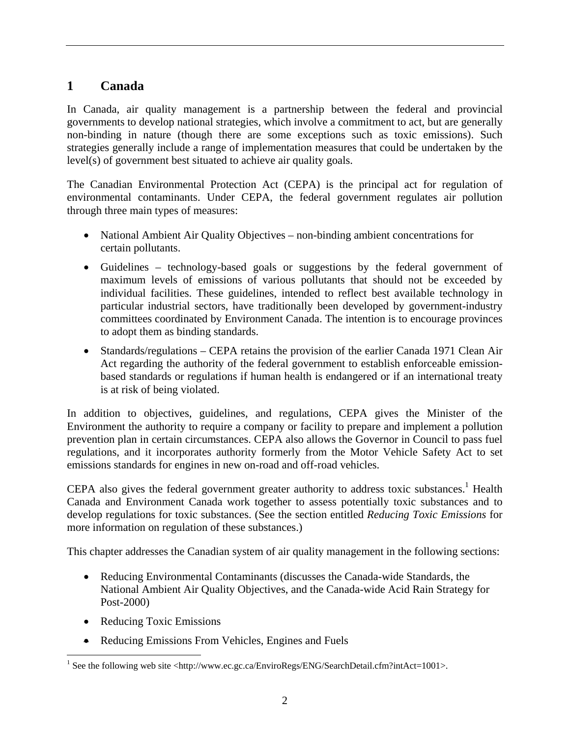# 1 Canada

In Canada, air quality management is a partnership between the federal and provincial governments to develop national strategies, which involve a commitment to act, but are generally non-binding in nature (though there are some exceptions such as toxic emissions). Such strategies generally include a range of implementation measures that could be undertaken by the level(s) of government best situated to achieve air quality goals.

The Canadian Environmental Protection Act (CEPA) is the principal act for regulation of environmental contaminants. Under CEPA, the federal government regulates air pollution through three main types of measures:

- National Ambient Air Quality Objectives – non-binding ambient concentrations for certain pollutants.
- Guidelines – technology-based goals or suggestions by the federal government of maximum levels of emissions of various pollutants that should not be exceeded by individual facilities. These guidelines, intended to reflect best available technology in particular industrial sectors, have traditionally been developed by government-industry committees coordinated by Environment Canada. The intention is to encourage provinces to adopt them as binding standards.
- Standards/regulations – CEPA retains the provision of the earlier Canada 1971 Clean Air Act regarding the authority of the federal government to establish enforceable emission-based standards or regulations if human health is endangered or if an international treaty is at risk of being violated.

In addition to objectives, guidelines, and regulations, CEPA gives the Minister of the Environment the authority to require a company or facility to prepare and implement a pollution prevention plan in certain circumstances. CEPA also allows the Governor in Council to pass fuel regulations, and it incorporates authority formerly from the Motor Vehicle Safety Act to set emissions standards for engines in new on-road and off-road vehicles.

CEPA also gives the federal government greater authority to address toxic substances.[1] Health Canada and Environment Canada work together to assess potentially toxic substances and to develop regulations for toxic substances. (See the section entitled *Reducing Toxic Emissions* for more information on regulation of these substances.)

This chapter addresses the Canadian system of air quality management in the following sections:

- Reducing Environmental Contaminants (discusses the Canada-wide Standards, the National Ambient Air Quality Objectives, and the Canada-wide Acid Rain Strategy for Post-2000)
- Reducing Toxic Emissions
- Reducing Emissions From Vehicles, Engines and Fuels

[1] See the following web site <http://www.ec.gc.ca/EnviroRegs/ENG/SearchDetail.cfm?intAct=1001>.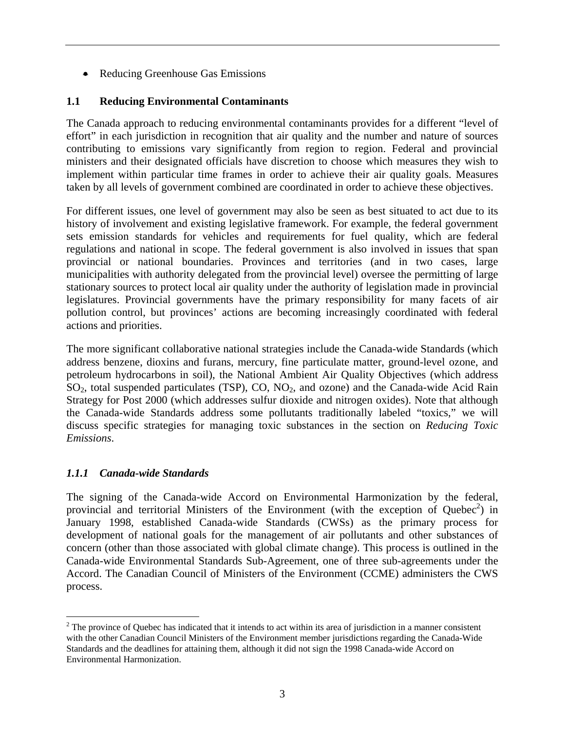- Reducing Greenhouse Gas Emissions

## 1.1 Reducing Environmental Contaminants

The Canada approach to reducing environmental contaminants provides for a different "level of effort" in each jurisdiction in recognition that air quality and the number and nature of sources contributing to emissions vary significantly from region to region. Federal and provincial ministers and their designated officials have discretion to choose which measures they wish to implement within particular time frames in order to achieve their air quality goals. Measures taken by all levels of government combined are coordinated in order to achieve these objectives.

For different issues, one level of government may also be seen as best situated to act due to its history of involvement and existing legislative framework. For example, the federal government sets emission standards for vehicles and requirements for fuel quality, which are federal regulations and national in scope. The federal government is also involved in issues that span provincial or national boundaries. Provinces and territories (and in two cases, large municipalities with authority delegated from the provincial level) oversee the permitting of large stationary sources to protect local air quality under the authority of legislation made in provincial legislatures. Provincial governments have the primary responsibility for many facets of air pollution control, but provinces' actions are becoming increasingly coordinated with federal actions and priorities.

The more significant collaborative national strategies include the Canada-wide Standards (which address benzene, dioxins and furans, mercury, fine particulate matter, ground-level ozone, and petroleum hydrocarbons in soil), the National Ambient Air Quality Objectives (which address $SO_2$, total suspended particulates (TSP), CO, $NO_2$, and ozone) and the Canada-wide Acid Rain Strategy for Post 2000 (which addresses sulfur dioxide and nitrogen oxides). Note that although the Canada-wide Standards address some pollutants traditionally labeled "toxics," we will discuss specific strategies for managing toxic substances in the section on *Reducing Toxic Emissions*.

### *1.1.1 Canada-wide Standards*

The signing of the Canada-wide Accord on Environmental Harmonization by the federal, provincial and territorial Ministers of the Environment (with the exception of Quebec[2]) in January 1998, established Canada-wide Standards (CWSs) as the primary process for development of national goals for the management of air pollutants and other substances of concern (other than those associated with global climate change). This process is outlined in the Canada-wide Environmental Standards Sub-Agreement, one of three sub-agreements under the Accord. The Canadian Council of Ministers of the Environment (CCME) administers the CWS process.

[2] The province of Quebec has indicated that it intends to act within its area of jurisdiction in a manner consistent with the other Canadian Council Ministers of the Environment member jurisdictions regarding the Canada-Wide Standards and the deadlines for attaining them, although it did not sign the 1998 Canada-wide Accord on Environmental Harmonization.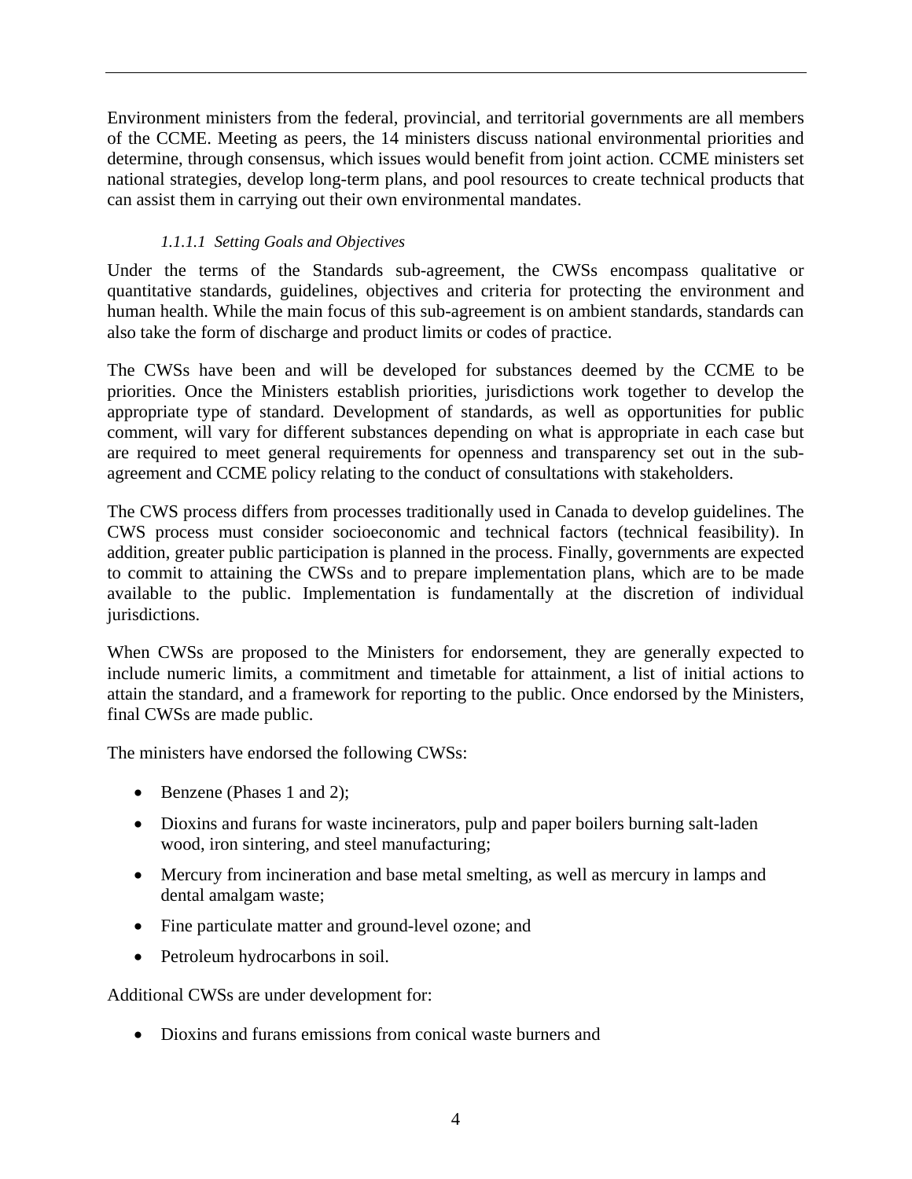Environment ministers from the federal, provincial, and territorial governments are all members of the CCME. Meeting as peers, the 14 ministers discuss national environmental priorities and determine, through consensus, which issues would benefit from joint action. CCME ministers set national strategies, develop long-term plans, and pool resources to create technical products that can assist them in carrying out their own environmental mandates.

#### *1.1.1.1 Setting Goals and Objectives*

Under the terms of the Standards sub-agreement, the CWSs encompass qualitative or quantitative standards, guidelines, objectives and criteria for protecting the environment and human health. While the main focus of this sub-agreement is on ambient standards, standards can also take the form of discharge and product limits or codes of practice.

The CWSs have been and will be developed for substances deemed by the CCME to be priorities. Once the Ministers establish priorities, jurisdictions work together to develop the appropriate type of standard. Development of standards, as well as opportunities for public comment, will vary for different substances depending on what is appropriate in each case but are required to meet general requirements for openness and transparency set out in the sub-agreement and CCME policy relating to the conduct of consultations with stakeholders.

The CWS process differs from processes traditionally used in Canada to develop guidelines. The CWS process must consider socioeconomic and technical factors (technical feasibility). In addition, greater public participation is planned in the process. Finally, governments are expected to commit to attaining the CWSs and to prepare implementation plans, which are to be made available to the public. Implementation is fundamentally at the discretion of individual jurisdictions.

When CWSs are proposed to the Ministers for endorsement, they are generally expected to include numeric limits, a commitment and timetable for attainment, a list of initial actions to attain the standard, and a framework for reporting to the public. Once endorsed by the Ministers, final CWSs are made public.

The ministers have endorsed the following CWSs:

- Benzene (Phases 1 and 2);
- Dioxins and furans for waste incinerators, pulp and paper boilers burning salt-laden wood, iron sintering, and steel manufacturing;
- Mercury from incineration and base metal smelting, as well as mercury in lamps and dental amalgam waste;
- Fine particulate matter and ground-level ozone; and
- Petroleum hydrocarbons in soil.

Additional CWSs are under development for:

- Dioxins and furans emissions from conical waste burners and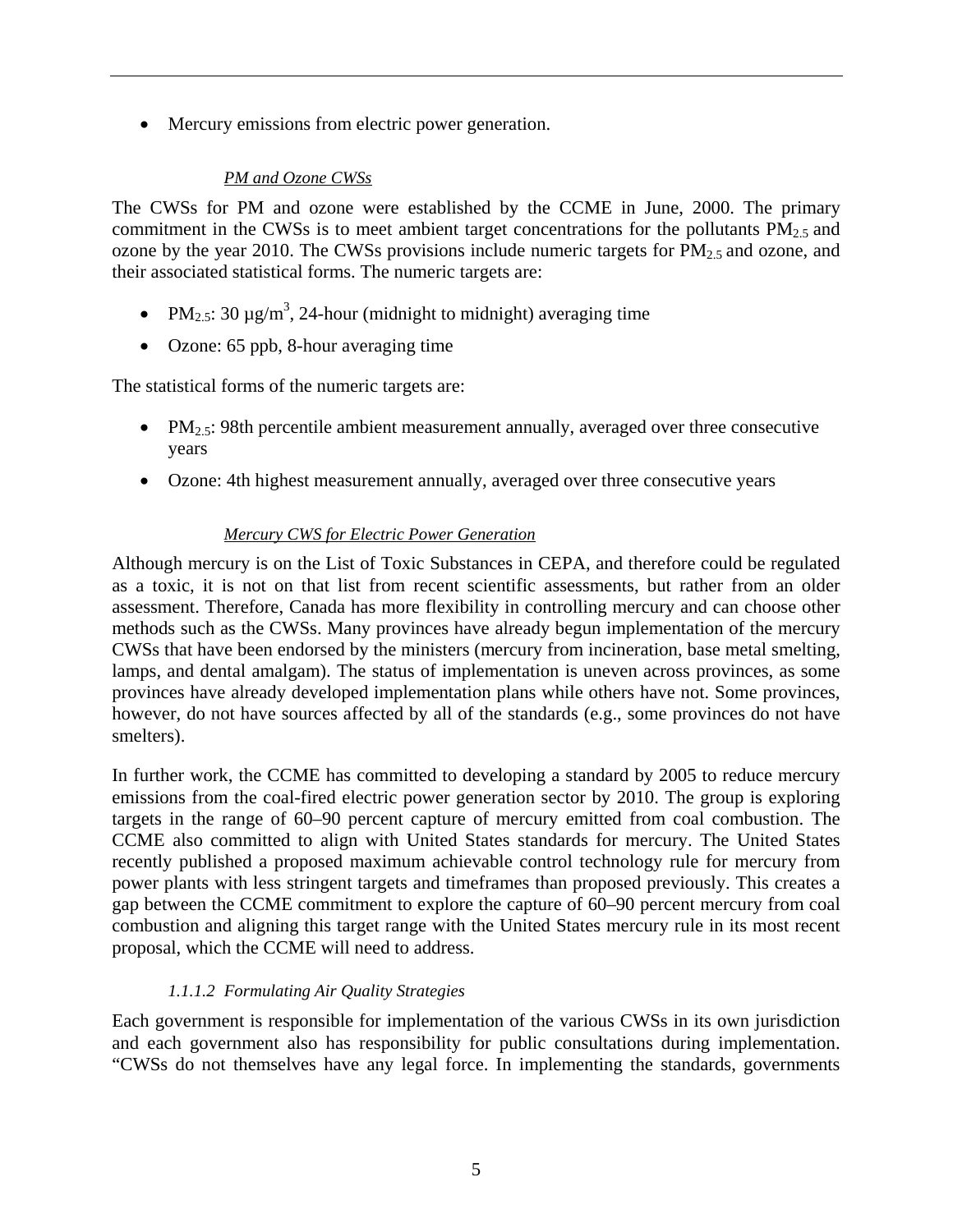- Mercury emissions from electric power generation.

*PM and Ozone CWSs*

The CWSs for PM and ozone were established by the CCME in June, 2000. The primary commitment in the CWSs is to meet ambient target concentrations for the pollutants $PM_{2.5}$ and ozone by the year 2010. The CWSs provisions include numeric targets for $PM_{2.5}$ and ozone, and their associated statistical forms. The numeric targets are:

- $PM_{2.5}$: 30 µg/m$^3$, 24-hour (midnight to midnight) averaging time
- Ozone: 65 ppb, 8-hour averaging time

The statistical forms of the numeric targets are:

- $PM_{2.5}$: 98th percentile ambient measurement annually, averaged over three consecutive years
- Ozone: 4th highest measurement annually, averaged over three consecutive years

*Mercury CWS for Electric Power Generation*

Although mercury is on the List of Toxic Substances in CEPA, and therefore could be regulated as a toxic, it is not on that list from recent scientific assessments, but rather from an older assessment. Therefore, Canada has more flexibility in controlling mercury and can choose other methods such as the CWSs. Many provinces have already begun implementation of the mercury CWSs that have been endorsed by the ministers (mercury from incineration, base metal smelting, lamps, and dental amalgam). The status of implementation is uneven across provinces, as some provinces have already developed implementation plans while others have not. Some provinces, however, do not have sources affected by all of the standards (e.g., some provinces do not have smelters).

In further work, the CCME has committed to developing a standard by 2005 to reduce mercury emissions from the coal-fired electric power generation sector by 2010. The group is exploring targets in the range of 60–90 percent capture of mercury emitted from coal combustion. The CCME also committed to align with United States standards for mercury. The United States recently published a proposed maximum achievable control technology rule for mercury from power plants with less stringent targets and timeframes than proposed previously. This creates a gap between the CCME commitment to explore the capture of 60–90 percent mercury from coal combustion and aligning this target range with the United States mercury rule in its most recent proposal, which the CCME will need to address.

#### *1.1.1.2 Formulating Air Quality Strategies*

Each government is responsible for implementation of the various CWSs in its own jurisdiction and each government also has responsibility for public consultations during implementation. "CWSs do not themselves have any legal force. In implementing the standards, governments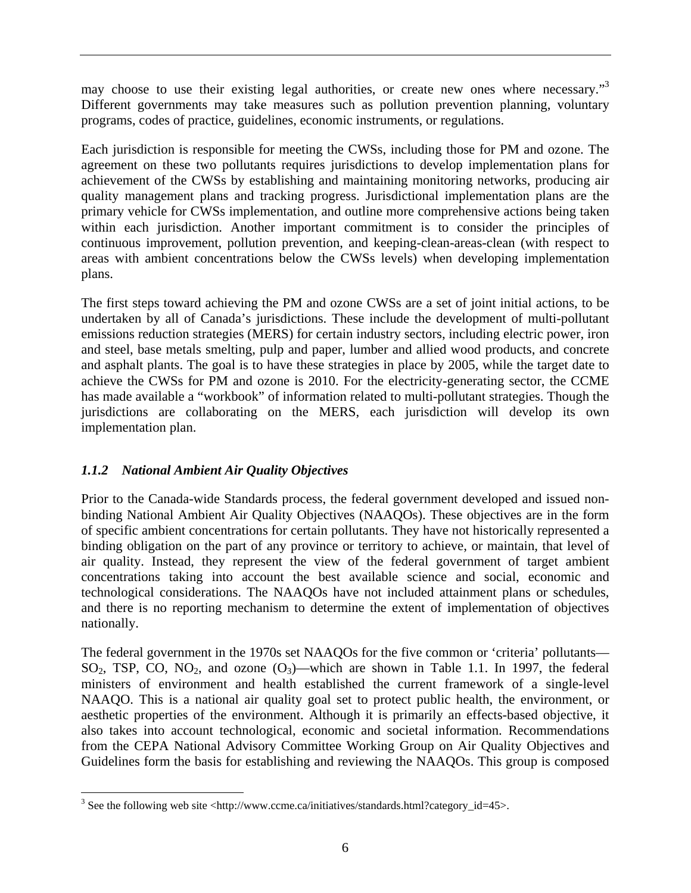may choose to use their existing legal authorities, or create new ones where necessary."[3] Different governments may take measures such as pollution prevention planning, voluntary programs, codes of practice, guidelines, economic instruments, or regulations.

Each jurisdiction is responsible for meeting the CWSs, including those for PM and ozone. The agreement on these two pollutants requires jurisdictions to develop implementation plans for achievement of the CWSs by establishing and maintaining monitoring networks, producing air quality management plans and tracking progress. Jurisdictional implementation plans are the primary vehicle for CWSs implementation, and outline more comprehensive actions being taken within each jurisdiction. Another important commitment is to consider the principles of continuous improvement, pollution prevention, and keeping-clean-areas-clean (with respect to areas with ambient concentrations below the CWSs levels) when developing implementation plans.

The first steps toward achieving the PM and ozone CWSs are a set of joint initial actions, to be undertaken by all of Canada's jurisdictions. These include the development of multi-pollutant emissions reduction strategies (MERS) for certain industry sectors, including electric power, iron and steel, base metals smelting, pulp and paper, lumber and allied wood products, and concrete and asphalt plants. The goal is to have these strategies in place by 2005, while the target date to achieve the CWSs for PM and ozone is 2010. For the electricity-generating sector, the CCME has made available a "workbook" of information related to multi-pollutant strategies. Though the jurisdictions are collaborating on the MERS, each jurisdiction will develop its own implementation plan.

### *1.1.2 National Ambient Air Quality Objectives*

Prior to the Canada-wide Standards process, the federal government developed and issued non-binding National Ambient Air Quality Objectives (NAAQOs). These objectives are in the form of specific ambient concentrations for certain pollutants. They have not historically represented a binding obligation on the part of any province or territory to achieve, or maintain, that level of air quality. Instead, they represent the view of the federal government of target ambient concentrations taking into account the best available science and social, economic and technological considerations. The NAAQOs have not included attainment plans or schedules, and there is no reporting mechanism to determine the extent of implementation of objectives nationally.

The federal government in the 1970s set NAAQOs for the five common or 'criteria' pollutants—$SO_2$, TSP, CO, $NO_2$, and ozone ($O_3$)—which are shown in Table 1.1. In 1997, the federal ministers of environment and health established the current framework of a single-level NAAQO. This is a national air quality goal set to protect public health, the environment, or aesthetic properties of the environment. Although it is primarily an effects-based objective, it also takes into account technological, economic and societal information. Recommendations from the CEPA National Advisory Committee Working Group on Air Quality Objectives and Guidelines form the basis for establishing and reviewing the NAAQOs. This group is composed

[3] See the following web site <http://www.ccme.ca/initiatives/standards.html?category_id=45>.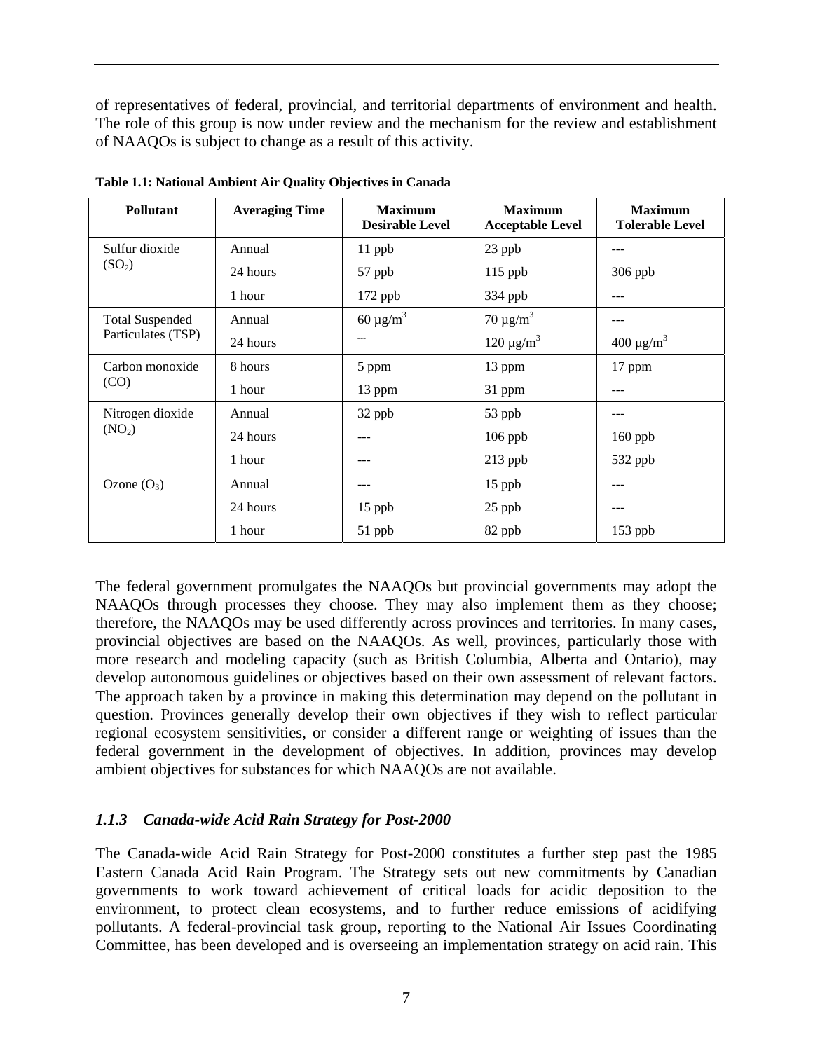of representatives of federal, provincial, and territorial departments of environment and health. The role of this group is now under review and the mechanism for the review and establishment of NAAQOs is subject to change as a result of this activity.

**Table 1.1: National Ambient Air Quality Objectives in Canada**

| Pollutant | Averaging Time | Maximum Desirable Level | Maximum Acceptable Level | Maximum Tolerable Level |
|---|---|---|---|---|
| Sulfur dioxide ($SO_2$) | Annual | 11 ppb | 23 ppb | --- |
| | 24 hours | 57 ppb | 115 ppb | 306 ppb |
| | 1 hour | 172 ppb | 334 ppb | --- |
| Total Suspended Particulates (TSP) | Annual | 60 µg/m$^3$ | 70 µg/m$^3$ | --- |
| | 24 hours | --- | 120 µg/m$^3$ | 400 µg/m$^3$ |
| Carbon monoxide (CO) | 8 hours | 5 ppm | 13 ppm | 17 ppm |
| | 1 hour | 13 ppm | 31 ppm | --- |
| Nitrogen dioxide ($NO_2$) | Annual | 32 ppb | 53 ppb | --- |
| | 24 hours | --- | 106 ppb | 160 ppb |
| | 1 hour | --- | 213 ppb | 532 ppb |
| Ozone ($O_3$) | Annual | --- | 15 ppb | --- |
| | 24 hours | 15 ppb | 25 ppb | --- |
| | 1 hour | 51 ppb | 82 ppb | 153 ppb |

The federal government promulgates the NAAQOs but provincial governments may adopt the NAAQOs through processes they choose. They may also implement them as they choose; therefore, the NAAQOs may be used differently across provinces and territories. In many cases, provincial objectives are based on the NAAQOs. As well, provinces, particularly those with more research and modeling capacity (such as British Columbia, Alberta and Ontario), may develop autonomous guidelines or objectives based on their own assessment of relevant factors. The approach taken by a province in making this determination may depend on the pollutant in question. Provinces generally develop their own objectives if they wish to reflect particular regional ecosystem sensitivities, or consider a different range or weighting of issues than the federal government in the development of objectives. In addition, provinces may develop ambient objectives for substances for which NAAQOs are not available.

### *1.1.3 Canada-wide Acid Rain Strategy for Post-2000*

The Canada-wide Acid Rain Strategy for Post-2000 constitutes a further step past the 1985 Eastern Canada Acid Rain Program. The Strategy sets out new commitments by Canadian governments to work toward achievement of critical loads for acidic deposition to the environment, to protect clean ecosystems, and to further reduce emissions of acidifying pollutants. A federal-provincial task group, reporting to the National Air Issues Coordinating Committee, has been developed and is overseeing an implementation strategy on acid rain. This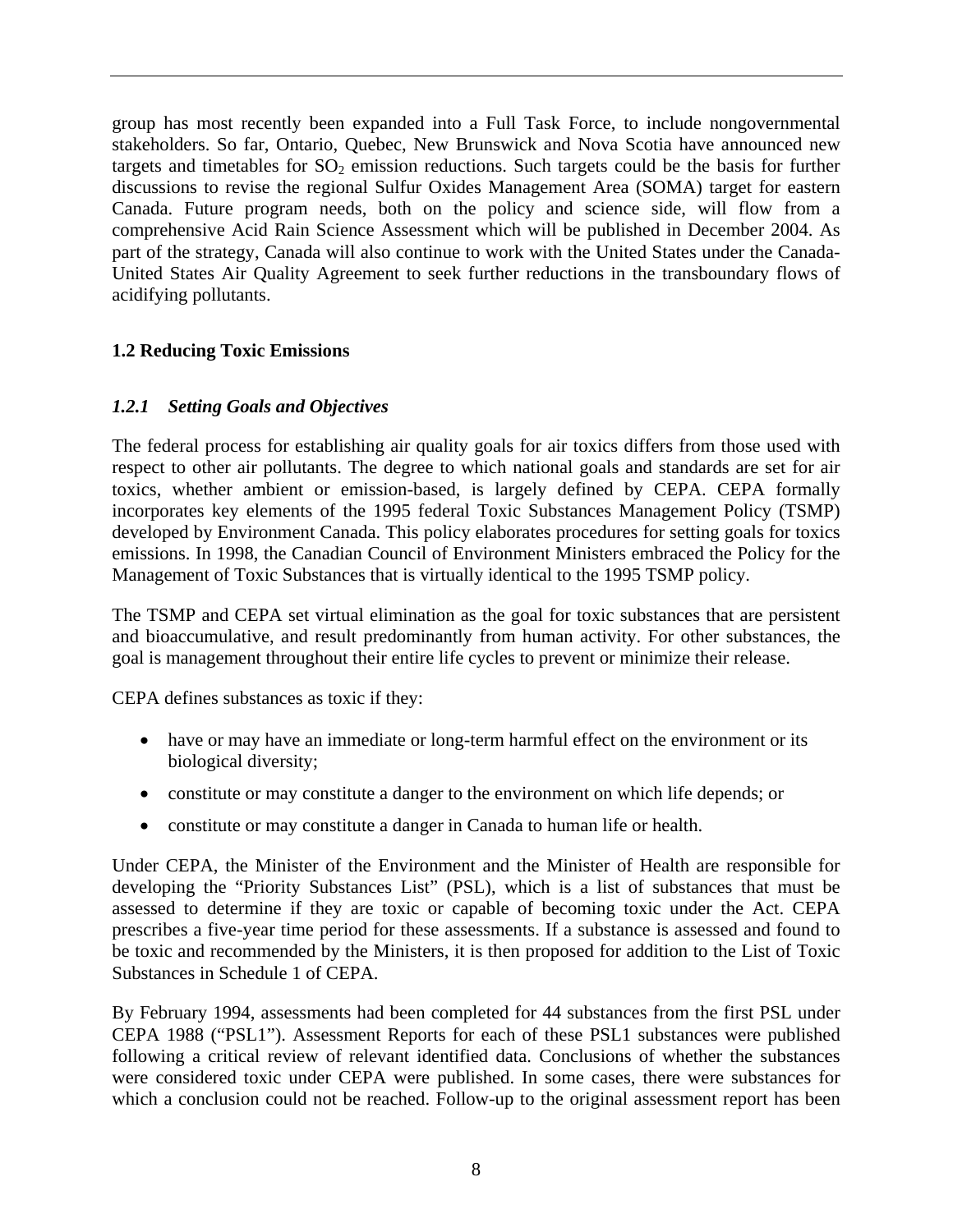group has most recently been expanded into a Full Task Force, to include nongovernmental stakeholders. So far, Ontario, Quebec, New Brunswick and Nova Scotia have announced new targets and timetables for $SO_2$ emission reductions. Such targets could be the basis for further discussions to revise the regional Sulfur Oxides Management Area (SOMA) target for eastern Canada. Future program needs, both on the policy and science side, will flow from a comprehensive Acid Rain Science Assessment which will be published in December 2004. As part of the strategy, Canada will also continue to work with the United States under the Canada-United States Air Quality Agreement to seek further reductions in the transboundary flows of acidifying pollutants.

## 1.2 Reducing Toxic Emissions

### *1.2.1 Setting Goals and Objectives*

The federal process for establishing air quality goals for air toxics differs from those used with respect to other air pollutants. The degree to which national goals and standards are set for air toxics, whether ambient or emission-based, is largely defined by CEPA. CEPA formally incorporates key elements of the 1995 federal Toxic Substances Management Policy (TSMP) developed by Environment Canada. This policy elaborates procedures for setting goals for toxics emissions. In 1998, the Canadian Council of Environment Ministers embraced the Policy for the Management of Toxic Substances that is virtually identical to the 1995 TSMP policy.

The TSMP and CEPA set virtual elimination as the goal for toxic substances that are persistent and bioaccumulative, and result predominantly from human activity. For other substances, the goal is management throughout their entire life cycles to prevent or minimize their release.

CEPA defines substances as toxic if they:

- have or may have an immediate or long-term harmful effect on the environment or its biological diversity;
- constitute or may constitute a danger to the environment on which life depends; or
- constitute or may constitute a danger in Canada to human life or health.

Under CEPA, the Minister of the Environment and the Minister of Health are responsible for developing the "Priority Substances List" (PSL), which is a list of substances that must be assessed to determine if they are toxic or capable of becoming toxic under the Act. CEPA prescribes a five-year time period for these assessments. If a substance is assessed and found to be toxic and recommended by the Ministers, it is then proposed for addition to the List of Toxic Substances in Schedule 1 of CEPA.

By February 1994, assessments had been completed for 44 substances from the first PSL under CEPA 1988 ("PSL1"). Assessment Reports for each of these PSL1 substances were published following a critical review of relevant identified data. Conclusions of whether the substances were considered toxic under CEPA were published. In some cases, there were substances for which a conclusion could not be reached. Follow-up to the original assessment report has been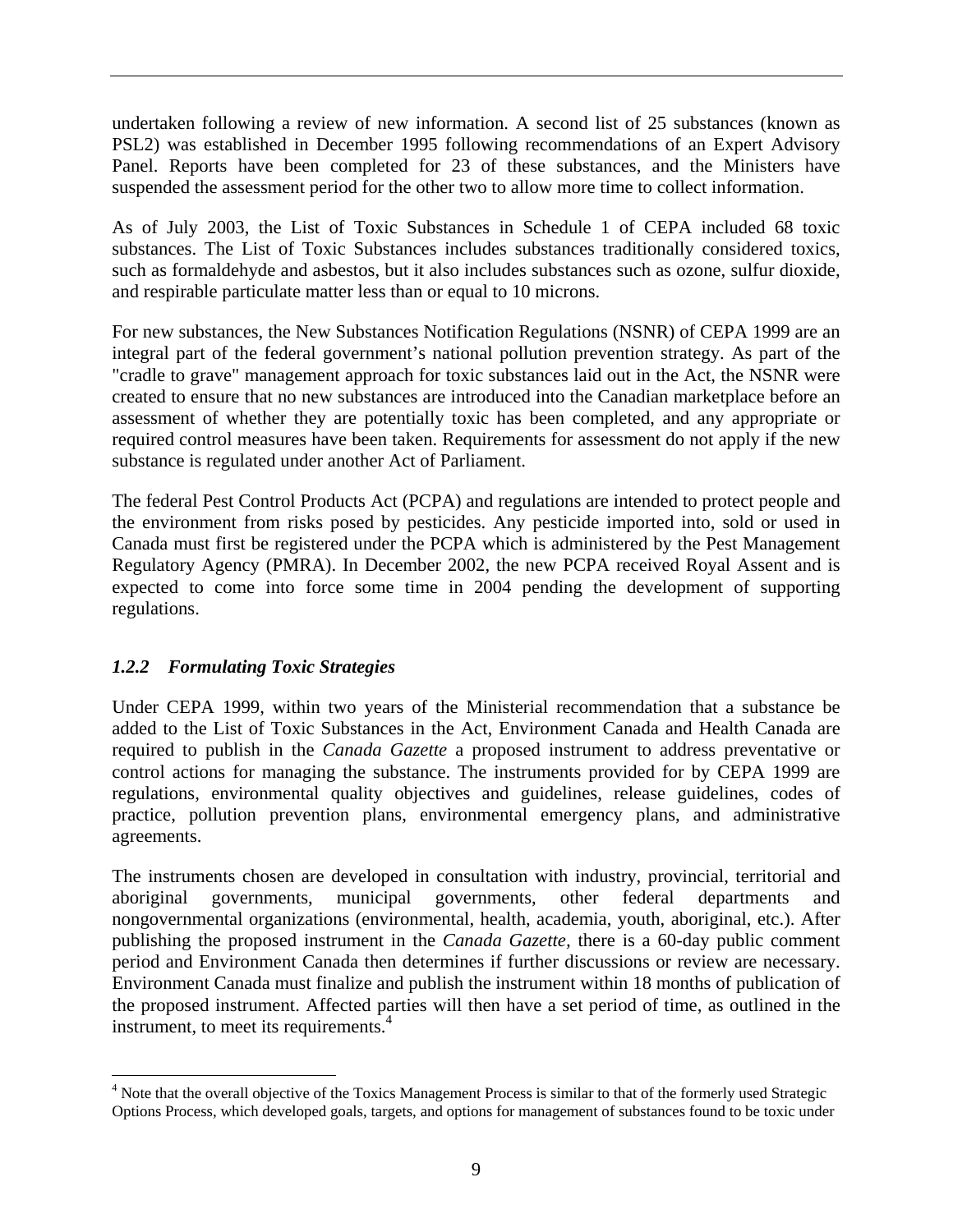undertaken following a review of new information. A second list of 25 substances (known as PSL2) was established in December 1995 following recommendations of an Expert Advisory Panel. Reports have been completed for 23 of these substances, and the Ministers have suspended the assessment period for the other two to allow more time to collect information.

As of July 2003, the List of Toxic Substances in Schedule 1 of CEPA included 68 toxic substances. The List of Toxic Substances includes substances traditionally considered toxics, such as formaldehyde and asbestos, but it also includes substances such as ozone, sulfur dioxide, and respirable particulate matter less than or equal to 10 microns.

For new substances, the New Substances Notification Regulations (NSNR) of CEPA 1999 are an integral part of the federal government's national pollution prevention strategy. As part of the "cradle to grave" management approach for toxic substances laid out in the Act, the NSNR were created to ensure that no new substances are introduced into the Canadian marketplace before an assessment of whether they are potentially toxic has been completed, and any appropriate or required control measures have been taken. Requirements for assessment do not apply if the new substance is regulated under another Act of Parliament.

The federal Pest Control Products Act (PCPA) and regulations are intended to protect people and the environment from risks posed by pesticides. Any pesticide imported into, sold or used in Canada must first be registered under the PCPA which is administered by the Pest Management Regulatory Agency (PMRA). In December 2002, the new PCPA received Royal Assent and is expected to come into force some time in 2004 pending the development of supporting regulations.

### *1.2.2 Formulating Toxic Strategies*

Under CEPA 1999, within two years of the Ministerial recommendation that a substance be added to the List of Toxic Substances in the Act, Environment Canada and Health Canada are required to publish in the *Canada Gazette* a proposed instrument to address preventative or control actions for managing the substance. The instruments provided for by CEPA 1999 are regulations, environmental quality objectives and guidelines, release guidelines, codes of practice, pollution prevention plans, environmental emergency plans, and administrative agreements.

The instruments chosen are developed in consultation with industry, provincial, territorial and aboriginal governments, municipal governments, other federal departments and nongovernmental organizations (environmental, health, academia, youth, aboriginal, etc.). After publishing the proposed instrument in the *Canada Gazette*, there is a 60-day public comment period and Environment Canada then determines if further discussions or review are necessary. Environment Canada must finalize and publish the instrument within 18 months of publication of the proposed instrument. Affected parties will then have a set period of time, as outlined in the instrument, to meet its requirements.[4]

[4] Note that the overall objective of the Toxics Management Process is similar to that of the formerly used Strategic Options Process, which developed goals, targets, and options for management of substances found to be toxic under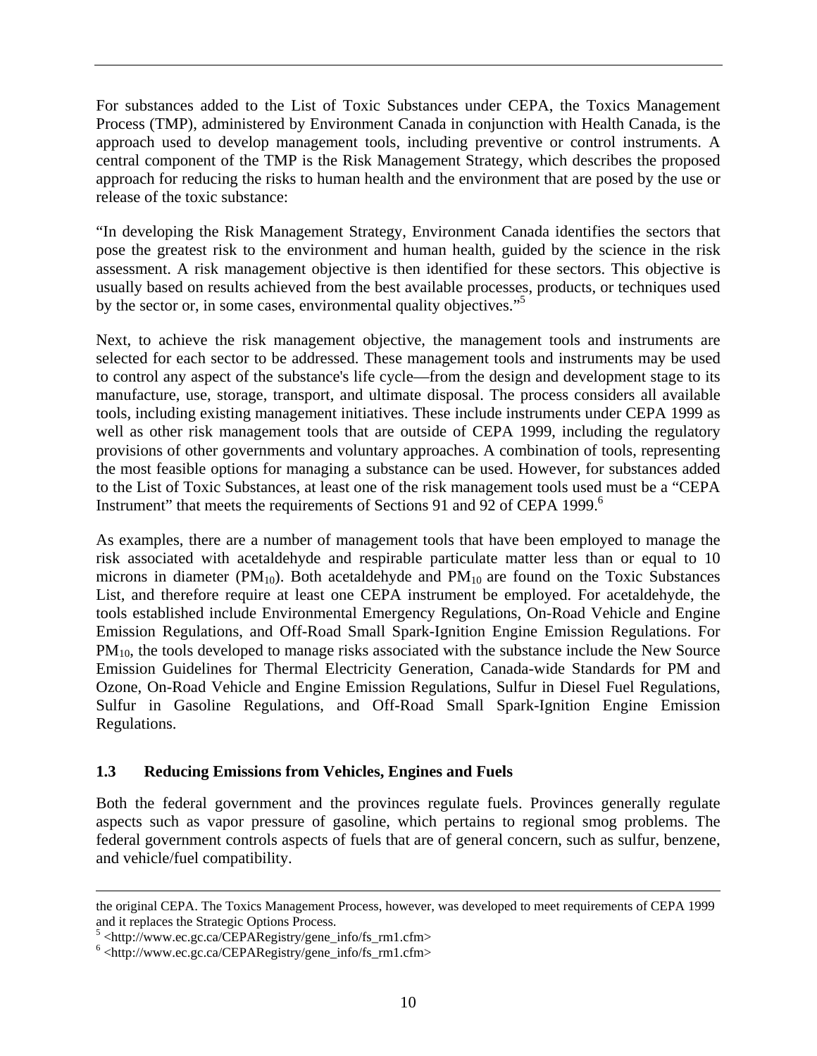For substances added to the List of Toxic Substances under CEPA, the Toxics Management Process (TMP), administered by Environment Canada in conjunction with Health Canada, is the approach used to develop management tools, including preventive or control instruments. A central component of the TMP is the Risk Management Strategy, which describes the proposed approach for reducing the risks to human health and the environment that are posed by the use or release of the toxic substance:

"In developing the Risk Management Strategy, Environment Canada identifies the sectors that pose the greatest risk to the environment and human health, guided by the science in the risk assessment. A risk management objective is then identified for these sectors. This objective is usually based on results achieved from the best available processes, products, or techniques used by the sector or, in some cases, environmental quality objectives."[5]

Next, to achieve the risk management objective, the management tools and instruments are selected for each sector to be addressed. These management tools and instruments may be used to control any aspect of the substance's life cycle—from the design and development stage to its manufacture, use, storage, transport, and ultimate disposal. The process considers all available tools, including existing management initiatives. These include instruments under CEPA 1999 as well as other risk management tools that are outside of CEPA 1999, including the regulatory provisions of other governments and voluntary approaches. A combination of tools, representing the most feasible options for managing a substance can be used. However, for substances added to the List of Toxic Substances, at least one of the risk management tools used must be a "CEPA Instrument" that meets the requirements of Sections 91 and 92 of CEPA 1999.[6]

As examples, there are a number of management tools that have been employed to manage the risk associated with acetaldehyde and respirable particulate matter less than or equal to 10 microns in diameter ($PM_{10}$). Both acetaldehyde and $PM_{10}$ are found on the Toxic Substances List, and therefore require at least one CEPA instrument be employed. For acetaldehyde, the tools established include Environmental Emergency Regulations, On-Road Vehicle and Engine Emission Regulations, and Off-Road Small Spark-Ignition Engine Emission Regulations. For $PM_{10}$, the tools developed to manage risks associated with the substance include the New Source Emission Guidelines for Thermal Electricity Generation, Canada-wide Standards for PM and Ozone, On-Road Vehicle and Engine Emission Regulations, Sulfur in Diesel Fuel Regulations, Sulfur in Gasoline Regulations, and Off-Road Small Spark-Ignition Engine Emission Regulations.

### 1.3 Reducing Emissions from Vehicles, Engines and Fuels

Both the federal government and the provinces regulate fuels. Provinces generally regulate aspects such as vapor pressure of gasoline, which pertains to regional smog problems. The federal government controls aspects of fuels that are of general concern, such as sulfur, benzene, and vehicle/fuel compatibility.

---

the original CEPA. The Toxics Management Process, however, was developed to meet requirements of CEPA 1999 and it replaces the Strategic Options Process.

[5] <http://www.ec.gc.ca/CEPARegistry/gene_info/fs_rm1.cfm>

[6] <http://www.ec.gc.ca/CEPARegistry/gene_info/fs_rm1.cfm>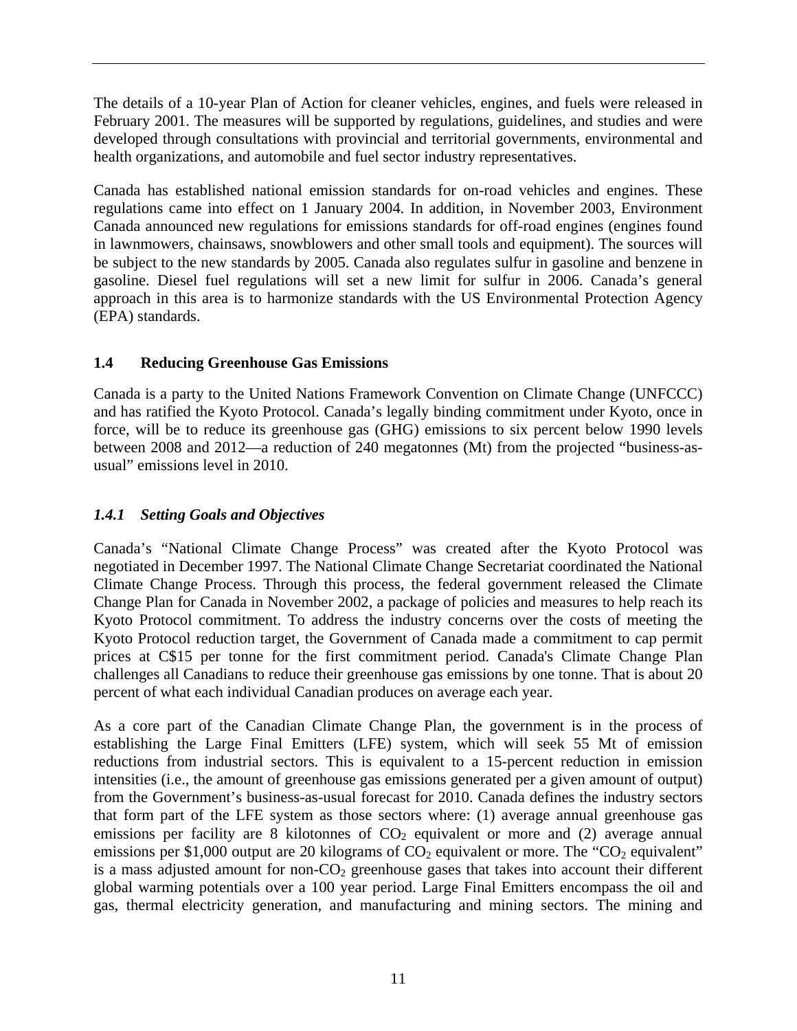The details of a 10-year Plan of Action for cleaner vehicles, engines, and fuels were released in February 2001. The measures will be supported by regulations, guidelines, and studies and were developed through consultations with provincial and territorial governments, environmental and health organizations, and automobile and fuel sector industry representatives.

Canada has established national emission standards for on-road vehicles and engines. These regulations came into effect on 1 January 2004. In addition, in November 2003, Environment Canada announced new regulations for emissions standards for off-road engines (engines found in lawnmowers, chainsaws, snowblowers and other small tools and equipment). The sources will be subject to the new standards by 2005. Canada also regulates sulfur in gasoline and benzene in gasoline. Diesel fuel regulations will set a new limit for sulfur in 2006. Canada's general approach in this area is to harmonize standards with the US Environmental Protection Agency (EPA) standards.

## 1.4 Reducing Greenhouse Gas Emissions

Canada is a party to the United Nations Framework Convention on Climate Change (UNFCCC) and has ratified the Kyoto Protocol. Canada's legally binding commitment under Kyoto, once in force, will be to reduce its greenhouse gas (GHG) emissions to six percent below 1990 levels between 2008 and 2012—a reduction of 240 megatonnes (Mt) from the projected "business-as-usual" emissions level in 2010.

### *1.4.1 Setting Goals and Objectives*

Canada's "National Climate Change Process" was created after the Kyoto Protocol was negotiated in December 1997. The National Climate Change Secretariat coordinated the National Climate Change Process. Through this process, the federal government released the Climate Change Plan for Canada in November 2002, a package of policies and measures to help reach its Kyoto Protocol commitment. To address the industry concerns over the costs of meeting the Kyoto Protocol reduction target, the Government of Canada made a commitment to cap permit prices at C$15 per tonne for the first commitment period. Canada's Climate Change Plan challenges all Canadians to reduce their greenhouse gas emissions by one tonne. That is about 20 percent of what each individual Canadian produces on average each year.

As a core part of the Canadian Climate Change Plan, the government is in the process of establishing the Large Final Emitters (LFE) system, which will seek 55 Mt of emission reductions from industrial sectors. This is equivalent to a 15-percent reduction in emission intensities (i.e., the amount of greenhouse gas emissions generated per a given amount of output) from the Government's business-as-usual forecast for 2010. Canada defines the industry sectors that form part of the LFE system as those sectors where: (1) average annual greenhouse gas emissions per facility are 8 kilotonnes of $CO_2$ equivalent or more and (2) average annual emissions per $1,000 output are 20 kilograms of $CO_2$ equivalent or more. The "$CO_2$ equivalent" is a mass adjusted amount for non-$CO_2$ greenhouse gases that takes into account their different global warming potentials over a 100 year period. Large Final Emitters encompass the oil and gas, thermal electricity generation, and manufacturing and mining sectors. The mining and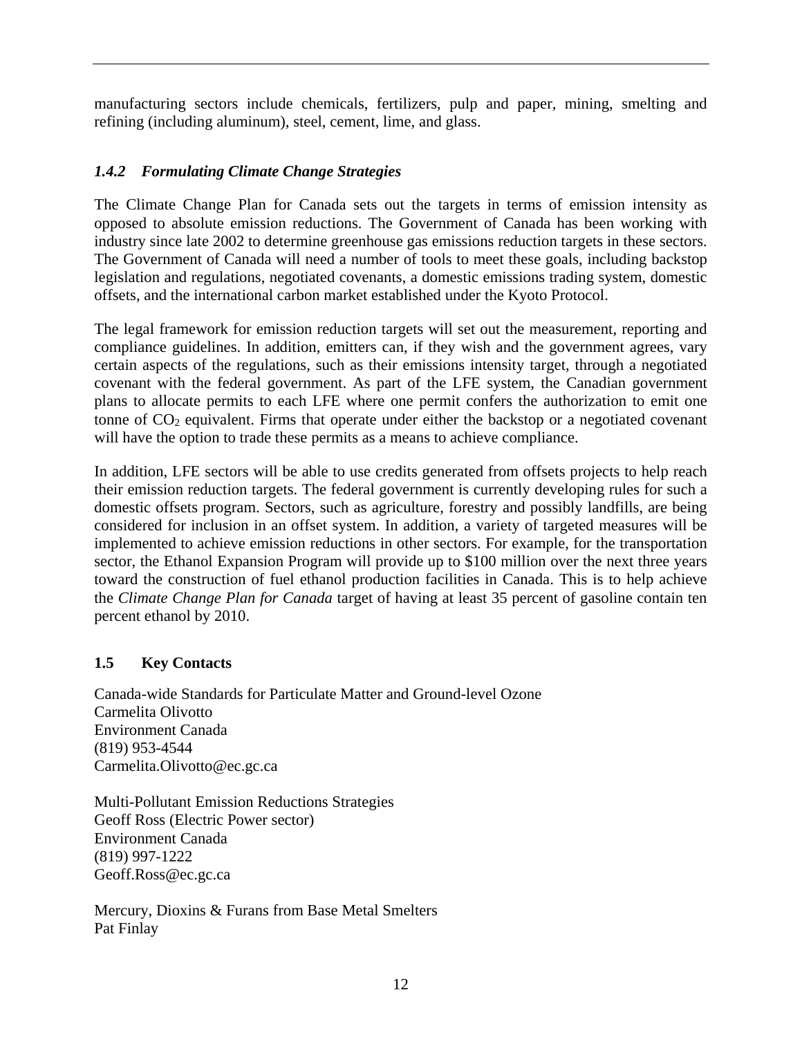manufacturing sectors include chemicals, fertilizers, pulp and paper, mining, smelting and refining (including aluminum), steel, cement, lime, and glass.

### *1.4.2 Formulating Climate Change Strategies*

The Climate Change Plan for Canada sets out the targets in terms of emission intensity as opposed to absolute emission reductions. The Government of Canada has been working with industry since late 2002 to determine greenhouse gas emissions reduction targets in these sectors. The Government of Canada will need a number of tools to meet these goals, including backstop legislation and regulations, negotiated covenants, a domestic emissions trading system, domestic offsets, and the international carbon market established under the Kyoto Protocol.

The legal framework for emission reduction targets will set out the measurement, reporting and compliance guidelines. In addition, emitters can, if they wish and the government agrees, vary certain aspects of the regulations, such as their emissions intensity target, through a negotiated covenant with the federal government. As part of the LFE system, the Canadian government plans to allocate permits to each LFE where one permit confers the authorization to emit one tonne of $CO_2$ equivalent. Firms that operate under either the backstop or a negotiated covenant will have the option to trade these permits as a means to achieve compliance.

In addition, LFE sectors will be able to use credits generated from offsets projects to help reach their emission reduction targets. The federal government is currently developing rules for such a domestic offsets program. Sectors, such as agriculture, forestry and possibly landfills, are being considered for inclusion in an offset system. In addition, a variety of targeted measures will be implemented to achieve emission reductions in other sectors. For example, for the transportation sector, the Ethanol Expansion Program will provide up to $100 million over the next three years toward the construction of fuel ethanol production facilities in Canada. This is to help achieve the *Climate Change Plan for Canada* target of having at least 35 percent of gasoline contain ten percent ethanol by 2010.

## 1.5 Key Contacts

Canada-wide Standards for Particulate Matter and Ground-level Ozone
Carmelita Olivotto
Environment Canada
(819) 953-4544
Carmelita.Olivotto@ec.gc.ca

Multi-Pollutant Emission Reductions Strategies
Geoff Ross (Electric Power sector)
Environment Canada
(819) 997-1222
Geoff.Ross@ec.gc.ca

Mercury, Dioxins & Furans from Base Metal Smelters
Pat Finlay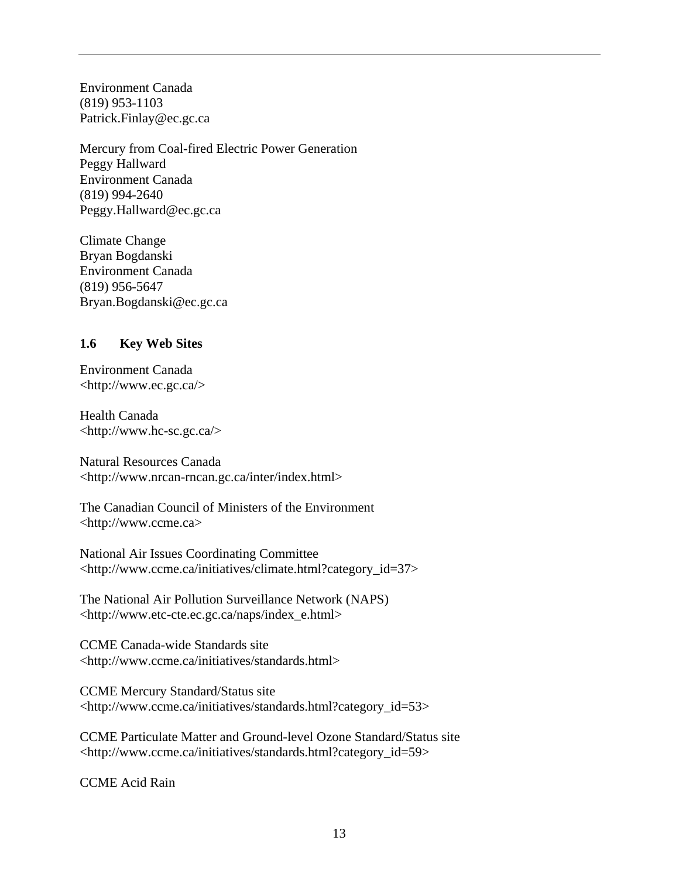Environment Canada  
(819) 953-1103  
Patrick.Finlay@ec.gc.ca

Mercury from Coal-fired Electric Power Generation  
Peggy Hallward  
Environment Canada  
(819) 994-2640  
Peggy.Hallward@ec.gc.ca

Climate Change  
Bryan Bogdanski  
Environment Canada  
(819) 956-5647  
Bryan.Bogdanski@ec.gc.ca

### 1.6 Key Web Sites

Environment Canada  
<http://www.ec.gc.ca/>

Health Canada  
<http://www.hc-sc.gc.ca/>

Natural Resources Canada  
<http://www.nrcan-rncan.gc.ca/inter/index.html>

The Canadian Council of Ministers of the Environment  
<http://www.ccme.ca>

National Air Issues Coordinating Committee  
<http://www.ccme.ca/initiatives/climate.html?category_id=37>

The National Air Pollution Surveillance Network (NAPS)  
<http://www.etc-cte.ec.gc.ca/naps/index_e.html>

CCME Canada-wide Standards site  
<http://www.ccme.ca/initiatives/standards.html>

CCME Mercury Standard/Status site  
<http://www.ccme.ca/initiatives/standards.html?category_id=53>

CCME Particulate Matter and Ground-level Ozone Standard/Status site  
<http://www.ccme.ca/initiatives/standards.html?category_id=59>

CCME Acid Rain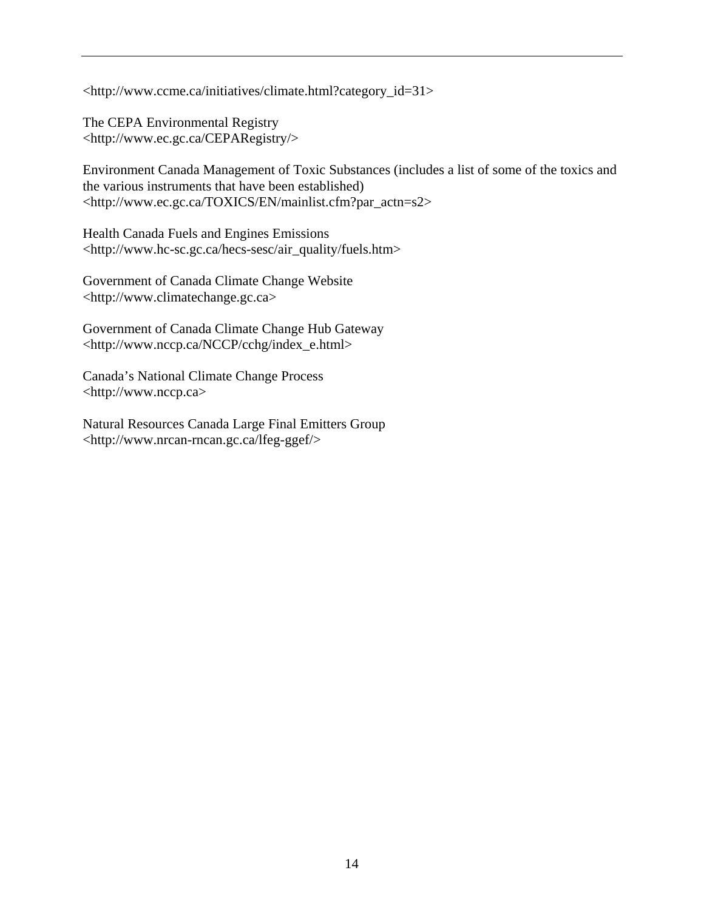<http://www.ccme.ca/initiatives/climate.html?category_id=31>

The CEPA Environmental Registry
<http://www.ec.gc.ca/CEPARegistry/>

Environment Canada Management of Toxic Substances (includes a list of some of the toxics and the various instruments that have been established)
<http://www.ec.gc.ca/TOXICS/EN/mainlist.cfm?par_actn=s2>

Health Canada Fuels and Engines Emissions
<http://www.hc-sc.gc.ca/hecs-sesc/air_quality/fuels.htm>

Government of Canada Climate Change Website
<http://www.climatechange.gc.ca>

Government of Canada Climate Change Hub Gateway
<http://www.nccp.ca/NCCP/cchg/index_e.html>

Canada's National Climate Change Process
<http://www.nccp.ca>

Natural Resources Canada Large Final Emitters Group
<http://www.nrcan-rncan.gc.ca/lfeg-ggef/>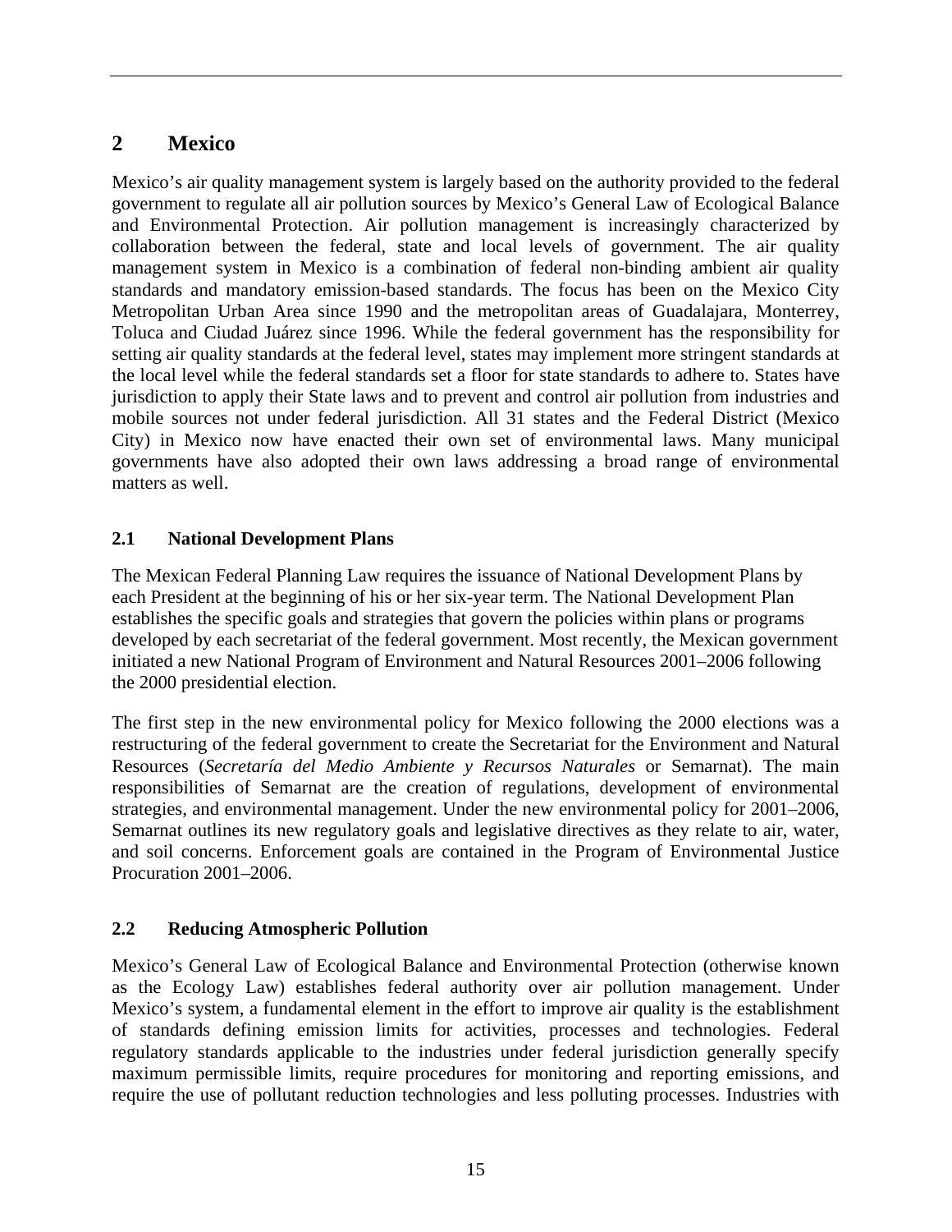## 2 Mexico

Mexico's air quality management system is largely based on the authority provided to the federal government to regulate all air pollution sources by Mexico's General Law of Ecological Balance and Environmental Protection. Air pollution management is increasingly characterized by collaboration between the federal, state and local levels of government. The air quality management system in Mexico is a combination of federal non-binding ambient air quality standards and mandatory emission-based standards. The focus has been on the Mexico City Metropolitan Urban Area since 1990 and the metropolitan areas of Guadalajara, Monterrey, Toluca and Ciudad Juárez since 1996. While the federal government has the responsibility for setting air quality standards at the federal level, states may implement more stringent standards at the local level while the federal standards set a floor for state standards to adhere to. States have jurisdiction to apply their State laws and to prevent and control air pollution from industries and mobile sources not under federal jurisdiction. All 31 states and the Federal District (Mexico City) in Mexico now have enacted their own set of environmental laws. Many municipal governments have also adopted their own laws addressing a broad range of environmental matters as well.

### 2.1 National Development Plans

The Mexican Federal Planning Law requires the issuance of National Development Plans by each President at the beginning of his or her six-year term. The National Development Plan establishes the specific goals and strategies that govern the policies within plans or programs developed by each secretariat of the federal government. Most recently, the Mexican government initiated a new National Program of Environment and Natural Resources 2001–2006 following the 2000 presidential election.

The first step in the new environmental policy for Mexico following the 2000 elections was a restructuring of the federal government to create the Secretariat for the Environment and Natural Resources (*Secretaría del Medio Ambiente y Recursos Naturales* or Semarnat). The main responsibilities of Semarnat are the creation of regulations, development of environmental strategies, and environmental management. Under the new environmental policy for 2001–2006, Semarnat outlines its new regulatory goals and legislative directives as they relate to air, water, and soil concerns. Enforcement goals are contained in the Program of Environmental Justice Procuration 2001–2006.

### 2.2 Reducing Atmospheric Pollution

Mexico's General Law of Ecological Balance and Environmental Protection (otherwise known as the Ecology Law) establishes federal authority over air pollution management. Under Mexico's system, a fundamental element in the effort to improve air quality is the establishment of standards defining emission limits for activities, processes and technologies. Federal regulatory standards applicable to the industries under federal jurisdiction generally specify maximum permissible limits, require procedures for monitoring and reporting emissions, and require the use of pollutant reduction technologies and less polluting processes. Industries with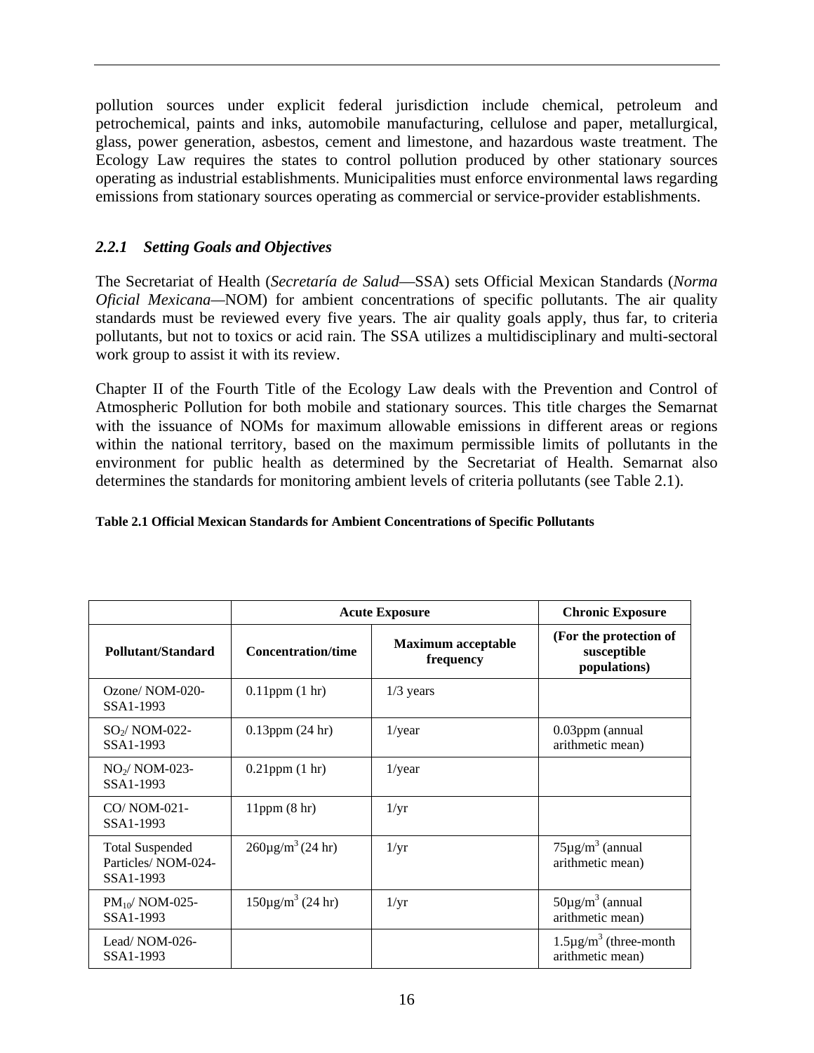pollution sources under explicit federal jurisdiction include chemical, petroleum and petrochemical, paints and inks, automobile manufacturing, cellulose and paper, metallurgical, glass, power generation, asbestos, cement and limestone, and hazardous waste treatment. The Ecology Law requires the states to control pollution produced by other stationary sources operating as industrial establishments. Municipalities must enforce environmental laws regarding emissions from stationary sources operating as commercial or service-provider establishments.

### *2.2.1 Setting Goals and Objectives*

The Secretariat of Health (*Secretaría de Salud*—SSA) sets Official Mexican Standards (*Norma Oficial Mexicana*—NOM) for ambient concentrations of specific pollutants. The air quality standards must be reviewed every five years. The air quality goals apply, thus far, to criteria pollutants, but not to toxics or acid rain. The SSA utilizes a multidisciplinary and multi-sectoral work group to assist it with its review.

Chapter II of the Fourth Title of the Ecology Law deals with the Prevention and Control of Atmospheric Pollution for both mobile and stationary sources. This title charges the Semarnat with the issuance of NOMs for maximum allowable emissions in different areas or regions within the national territory, based on the maximum permissible limits of pollutants in the environment for public health as determined by the Secretariat of Health. Semarnat also determines the standards for monitoring ambient levels of criteria pollutants (see Table 2.1).

**Table 2.1 Official Mexican Standards for Ambient Concentrations of Specific Pollutants**

| | Acute Exposure | | Chronic Exposure |
|---|---|---|---|
| **Pollutant/Standard** | **Concentration/time** | **Maximum acceptable frequency** | **(For the protection of susceptible populations)** |
| Ozone/ NOM-020-SSA1-1993 | 0.11ppm (1 hr) | 1/3 years | |
| $SO_2$/ NOM-022-SSA1-1993 | 0.13ppm (24 hr) | 1/year | 0.03ppm (annual arithmetic mean) |
| $NO_2$/ NOM-023-SSA1-1993 | 0.21ppm (1 hr) | 1/year | |
| CO/ NOM-021-SSA1-1993 | 11ppm (8 hr) | 1/yr | |
| Total Suspended Particles/ NOM-024-SSA1-1993 | 260µg/$m^3$ (24 hr) | 1/yr | 75µg/$m^3$ (annual arithmetic mean) |
| $PM_{10}$/ NOM-025-SSA1-1993 | 150µg/$m^3$ (24 hr) | 1/yr | 50µg/$m^3$ (annual arithmetic mean) |
| Lead/ NOM-026-SSA1-1993 | | | 1.5µg/$m^3$ (three-month arithmetic mean) |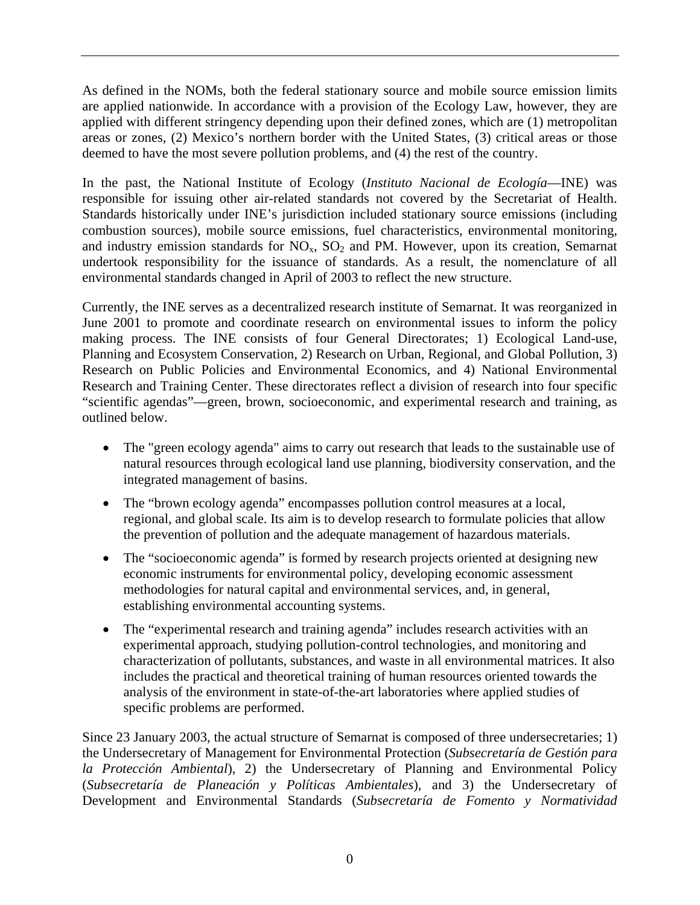As defined in the NOMs, both the federal stationary source and mobile source emission limits are applied nationwide. In accordance with a provision of the Ecology Law, however, they are applied with different stringency depending upon their defined zones, which are (1) metropolitan areas or zones, (2) Mexico's northern border with the United States, (3) critical areas or those deemed to have the most severe pollution problems, and (4) the rest of the country.

In the past, the National Institute of Ecology (*Instituto Nacional de Ecología*—INE) was responsible for issuing other air-related standards not covered by the Secretariat of Health. Standards historically under INE's jurisdiction included stationary source emissions (including combustion sources), mobile source emissions, fuel characteristics, environmental monitoring, and industry emission standards for $NO_x$, $SO_2$ and PM. However, upon its creation, Semarnat undertook responsibility for the issuance of standards. As a result, the nomenclature of all environmental standards changed in April of 2003 to reflect the new structure.

Currently, the INE serves as a decentralized research institute of Semarnat. It was reorganized in June 2001 to promote and coordinate research on environmental issues to inform the policy making process. The INE consists of four General Directorates; 1) Ecological Land-use, Planning and Ecosystem Conservation, 2) Research on Urban, Regional, and Global Pollution, 3) Research on Public Policies and Environmental Economics, and 4) National Environmental Research and Training Center. These directorates reflect a division of research into four specific "scientific agendas"—green, brown, socioeconomic, and experimental research and training, as outlined below.

- The "green ecology agenda" aims to carry out research that leads to the sustainable use of natural resources through ecological land use planning, biodiversity conservation, and the integrated management of basins.
- The "brown ecology agenda" encompasses pollution control measures at a local, regional, and global scale. Its aim is to develop research to formulate policies that allow the prevention of pollution and the adequate management of hazardous materials.
- The "socioeconomic agenda" is formed by research projects oriented at designing new economic instruments for environmental policy, developing economic assessment methodologies for natural capital and environmental services, and, in general, establishing environmental accounting systems.
- The "experimental research and training agenda" includes research activities with an experimental approach, studying pollution-control technologies, and monitoring and characterization of pollutants, substances, and waste in all environmental matrices. It also includes the practical and theoretical training of human resources oriented towards the analysis of the environment in state-of-the-art laboratories where applied studies of specific problems are performed.

Since 23 January 2003, the actual structure of Semarnat is composed of three undersecretaries; 1) the Undersecretary of Management for Environmental Protection (*Subsecretaría de Gestión para la Protección Ambiental*), 2) the Undersecretary of Planning and Environmental Policy (*Subsecretaría de Planeación y Políticas Ambientales*), and 3) the Undersecretary of Development and Environmental Standards (*Subsecretaría de Fomento y Normatividad*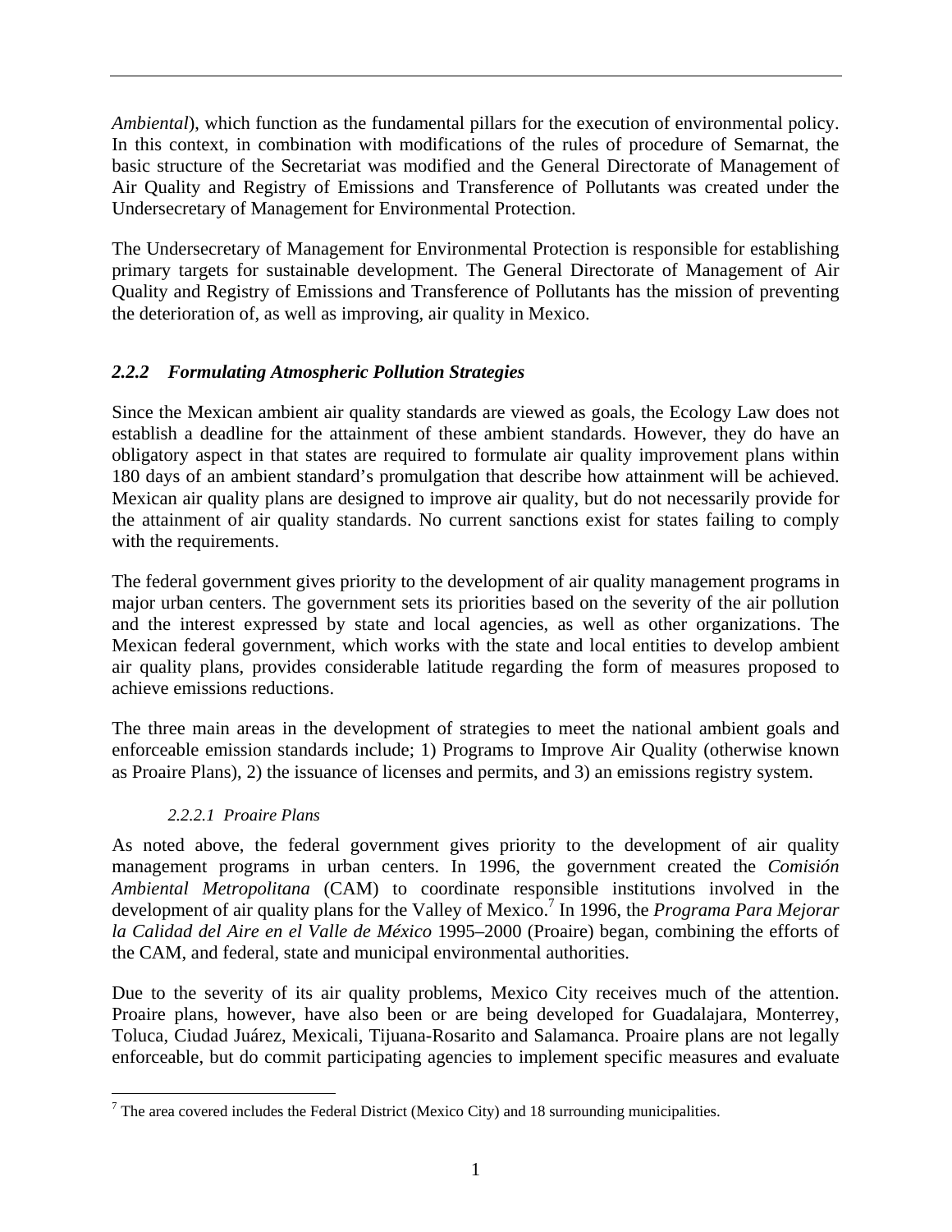*Ambiental*), which function as the fundamental pillars for the execution of environmental policy. In this context, in combination with modifications of the rules of procedure of Semarnat, the basic structure of the Secretariat was modified and the General Directorate of Management of Air Quality and Registry of Emissions and Transference of Pollutants was created under the Undersecretary of Management for Environmental Protection.

The Undersecretary of Management for Environmental Protection is responsible for establishing primary targets for sustainable development. The General Directorate of Management of Air Quality and Registry of Emissions and Transference of Pollutants has the mission of preventing the deterioration of, as well as improving, air quality in Mexico.

### *2.2.2 Formulating Atmospheric Pollution Strategies*

Since the Mexican ambient air quality standards are viewed as goals, the Ecology Law does not establish a deadline for the attainment of these ambient standards. However, they do have an obligatory aspect in that states are required to formulate air quality improvement plans within 180 days of an ambient standard's promulgation that describe how attainment will be achieved. Mexican air quality plans are designed to improve air quality, but do not necessarily provide for the attainment of air quality standards. No current sanctions exist for states failing to comply with the requirements.

The federal government gives priority to the development of air quality management programs in major urban centers. The government sets its priorities based on the severity of the air pollution and the interest expressed by state and local agencies, as well as other organizations. The Mexican federal government, which works with the state and local entities to develop ambient air quality plans, provides considerable latitude regarding the form of measures proposed to achieve emissions reductions.

The three main areas in the development of strategies to meet the national ambient goals and enforceable emission standards include; 1) Programs to Improve Air Quality (otherwise known as Proaire Plans), 2) the issuance of licenses and permits, and 3) an emissions registry system.

#### *2.2.2.1 Proaire Plans*

As noted above, the federal government gives priority to the development of air quality management programs in urban centers. In 1996, the government created the *Comisión Ambiental Metropolitana* (CAM) to coordinate responsible institutions involved in the development of air quality plans for the Valley of Mexico.[7] In 1996, the *Programa Para Mejorar la Calidad del Aire en el Valle de México* 1995–2000 (Proaire) began, combining the efforts of the CAM, and federal, state and municipal environmental authorities.

Due to the severity of its air quality problems, Mexico City receives much of the attention. Proaire plans, however, have also been or are being developed for Guadalajara, Monterrey, Toluca, Ciudad Juárez, Mexicali, Tijuana-Rosarito and Salamanca. Proaire plans are not legally enforceable, but do commit participating agencies to implement specific measures and evaluate

[7] The area covered includes the Federal District (Mexico City) and 18 surrounding municipalities.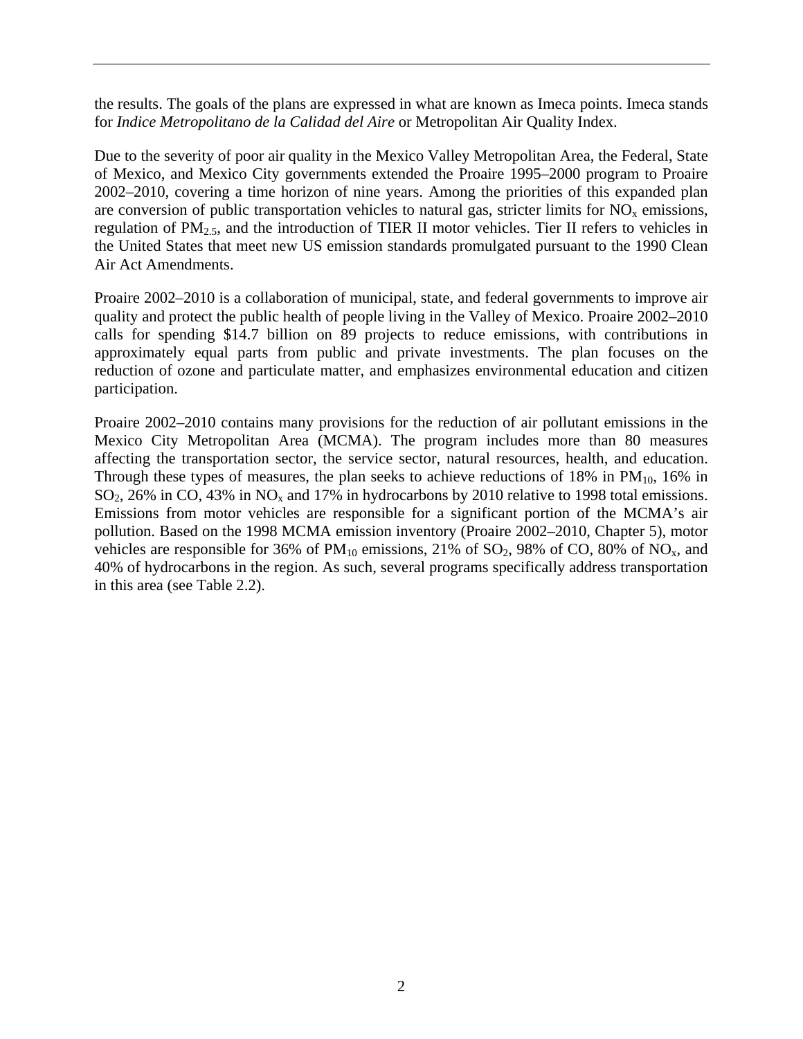the results. The goals of the plans are expressed in what are known as Imeca points. Imeca stands for *Indice Metropolitano de la Calidad del Aire* or Metropolitan Air Quality Index.

Due to the severity of poor air quality in the Mexico Valley Metropolitan Area, the Federal, State of Mexico, and Mexico City governments extended the Proaire 1995–2000 program to Proaire 2002–2010, covering a time horizon of nine years. Among the priorities of this expanded plan are conversion of public transportation vehicles to natural gas, stricter limits for $NO_x$ emissions, regulation of $PM_{2.5}$, and the introduction of TIER II motor vehicles. Tier II refers to vehicles in the United States that meet new US emission standards promulgated pursuant to the 1990 Clean Air Act Amendments.

Proaire 2002–2010 is a collaboration of municipal, state, and federal governments to improve air quality and protect the public health of people living in the Valley of Mexico. Proaire 2002–2010 calls for spending \$14.7 billion on 89 projects to reduce emissions, with contributions in approximately equal parts from public and private investments. The plan focuses on the reduction of ozone and particulate matter, and emphasizes environmental education and citizen participation.

Proaire 2002–2010 contains many provisions for the reduction of air pollutant emissions in the Mexico City Metropolitan Area (MCMA). The program includes more than 80 measures affecting the transportation sector, the service sector, natural resources, health, and education. Through these types of measures, the plan seeks to achieve reductions of 18% in $PM_{10}$, 16% in $SO_2$, 26% in CO, 43% in $NO_x$ and 17% in hydrocarbons by 2010 relative to 1998 total emissions. Emissions from motor vehicles are responsible for a significant portion of the MCMA's air pollution. Based on the 1998 MCMA emission inventory (Proaire 2002–2010, Chapter 5), motor vehicles are responsible for 36% of $PM_{10}$ emissions, 21% of $SO_2$, 98% of CO, 80% of $NO_x$, and 40% of hydrocarbons in the region. As such, several programs specifically address transportation in this area (see Table 2.2).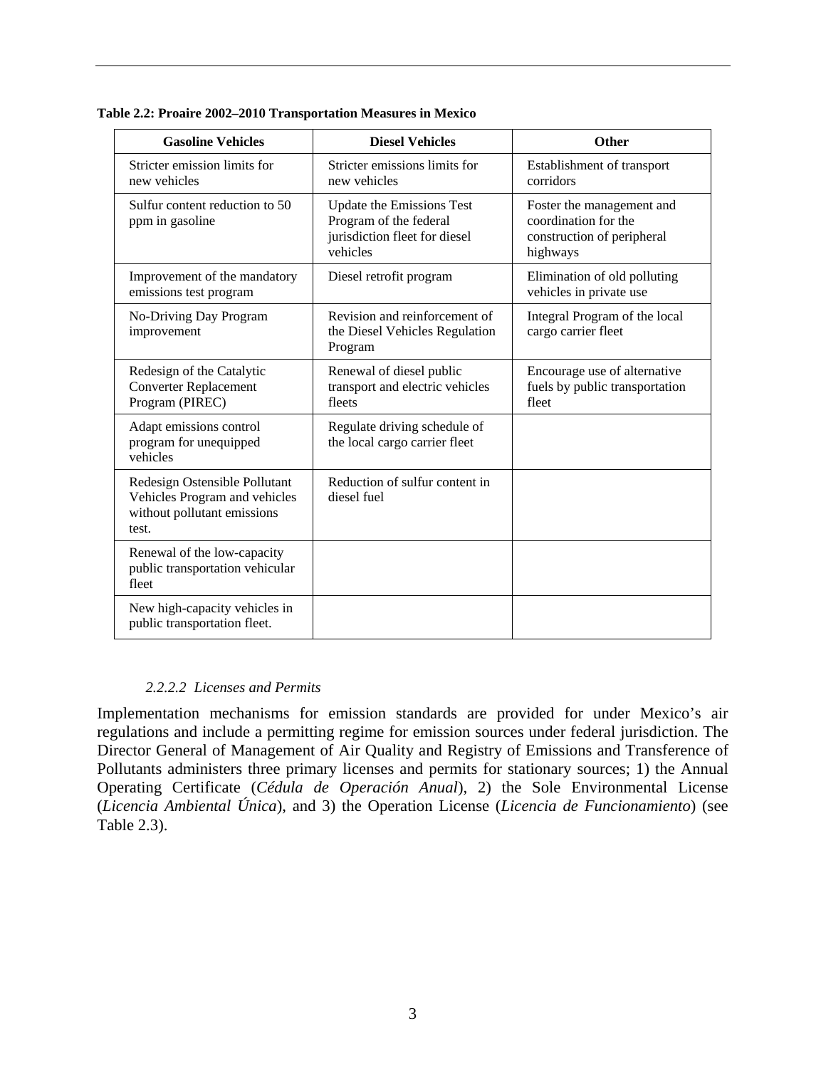**Table 2.2: Proaire 2002–2010 Transportation Measures in Mexico**

| Gasoline Vehicles | Diesel Vehicles | Other |
| --- | --- | --- |
| Stricter emission limits for new vehicles | Stricter emissions limits for new vehicles | Establishment of transport corridors |
| Sulfur content reduction to 50 ppm in gasoline | Update the Emissions Test Program of the federal jurisdiction fleet for diesel vehicles | Foster the management and coordination for the construction of peripheral highways |
| Improvement of the mandatory emissions test program | Diesel retrofit program | Elimination of old polluting vehicles in private use |
| No-Driving Day Program improvement | Revision and reinforcement of the Diesel Vehicles Regulation Program | Integral Program of the local cargo carrier fleet |
| Redesign of the Catalytic Converter Replacement Program (PIREC) | Renewal of diesel public transport and electric vehicles fleets | Encourage use of alternative fuels by public transportation fleet |
| Adapt emissions control program for unequipped vehicles | Regulate driving schedule of the local cargo carrier fleet | |
| Redesign Ostensible Pollutant Vehicles Program and vehicles without pollutant emissions test. | Reduction of sulfur content in diesel fuel | |
| Renewal of the low-capacity public transportation vehicular fleet | | |
| New high-capacity vehicles in public transportation fleet. | | |

#### *2.2.2.2 Licenses and Permits*

Implementation mechanisms for emission standards are provided for under Mexico's air regulations and include a permitting regime for emission sources under federal jurisdiction. The Director General of Management of Air Quality and Registry of Emissions and Transference of Pollutants administers three primary licenses and permits for stationary sources; 1) the Annual Operating Certificate (*Cédula de Operación Anual*), 2) the Sole Environmental License (*Licencia Ambiental Única*), and 3) the Operation License (*Licencia de Funcionamiento*) (see Table 2.3).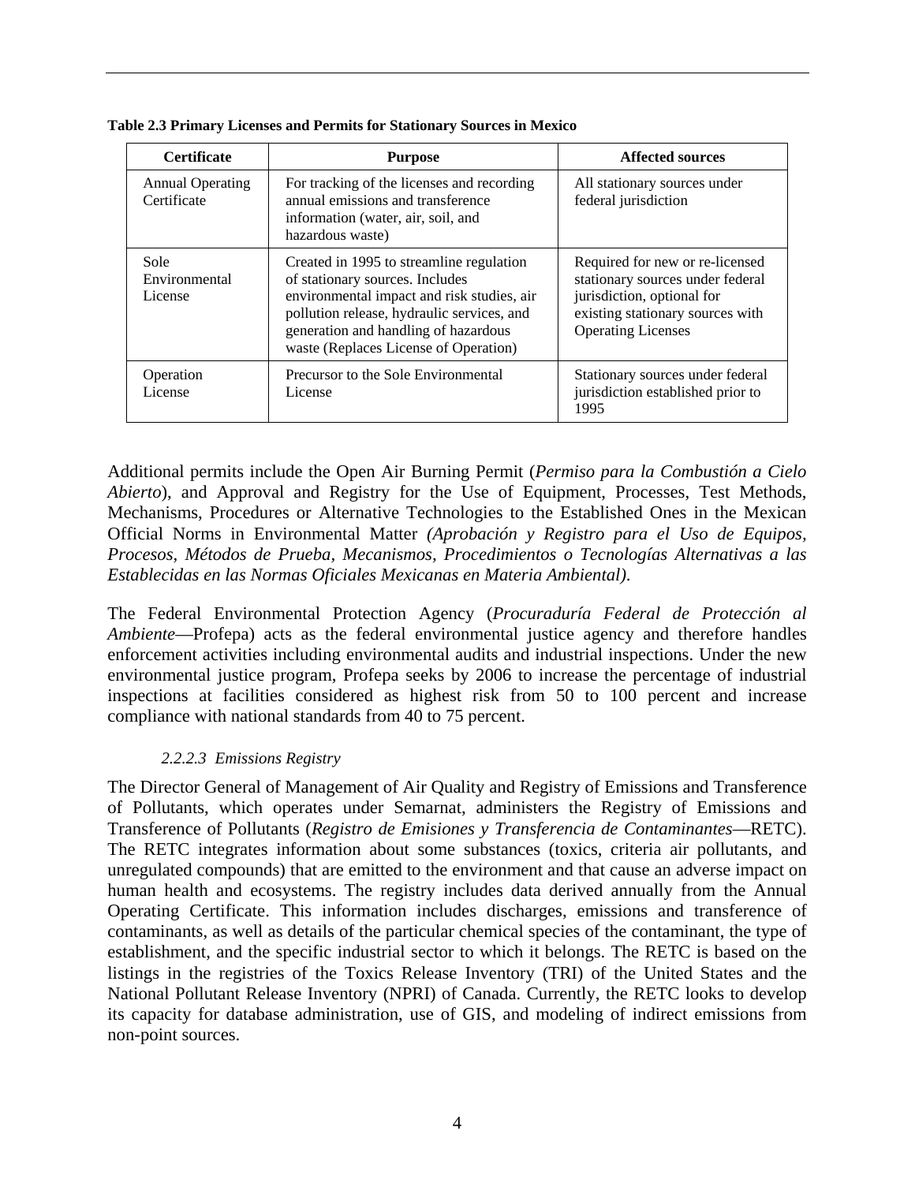**Table 2.3 Primary Licenses and Permits for Stationary Sources in Mexico**

| Certificate | Purpose | Affected sources |
| --- | --- | --- |
| Annual Operating Certificate | For tracking of the licenses and recording annual emissions and transference information (water, air, soil, and hazardous waste) | All stationary sources under federal jurisdiction |
| Sole Environmental License | Created in 1995 to streamline regulation of stationary sources. Includes environmental impact and risk studies, air pollution release, hydraulic services, and generation and handling of hazardous waste (Replaces License of Operation) | Required for new or re-licensed stationary sources under federal jurisdiction, optional for existing stationary sources with Operating Licenses |
| Operation License | Precursor to the Sole Environmental License | Stationary sources under federal jurisdiction established prior to 1995 |

Additional permits include the Open Air Burning Permit (*Permiso para la Combustión a Cielo Abierto*), and Approval and Registry for the Use of Equipment, Processes, Test Methods, Mechanisms, Procedures or Alternative Technologies to the Established Ones in the Mexican Official Norms in Environmental Matter *(Aprobación y Registro para el Uso de Equipos, Procesos, Métodos de Prueba, Mecanismos, Procedimientos o Tecnologías Alternativas a las Establecidas en las Normas Oficiales Mexicanas en Materia Ambiental).*

The Federal Environmental Protection Agency (*Procuraduría Federal de Protección al Ambiente*—Profepa) acts as the federal environmental justice agency and therefore handles enforcement activities including environmental audits and industrial inspections. Under the new environmental justice program, Profepa seeks by 2006 to increase the percentage of industrial inspections at facilities considered as highest risk from 50 to 100 percent and increase compliance with national standards from 40 to 75 percent.

#### *2.2.2.3 Emissions Registry*

The Director General of Management of Air Quality and Registry of Emissions and Transference of Pollutants, which operates under Semarnat, administers the Registry of Emissions and Transference of Pollutants (*Registro de Emisiones y Transferencia de Contaminantes*—RETC). The RETC integrates information about some substances (toxics, criteria air pollutants, and unregulated compounds) that are emitted to the environment and that cause an adverse impact on human health and ecosystems. The registry includes data derived annually from the Annual Operating Certificate. This information includes discharges, emissions and transference of contaminants, as well as details of the particular chemical species of the contaminant, the type of establishment, and the specific industrial sector to which it belongs. The RETC is based on the listings in the registries of the Toxics Release Inventory (TRI) of the United States and the National Pollutant Release Inventory (NPRI) of Canada. Currently, the RETC looks to develop its capacity for database administration, use of GIS, and modeling of indirect emissions from non-point sources.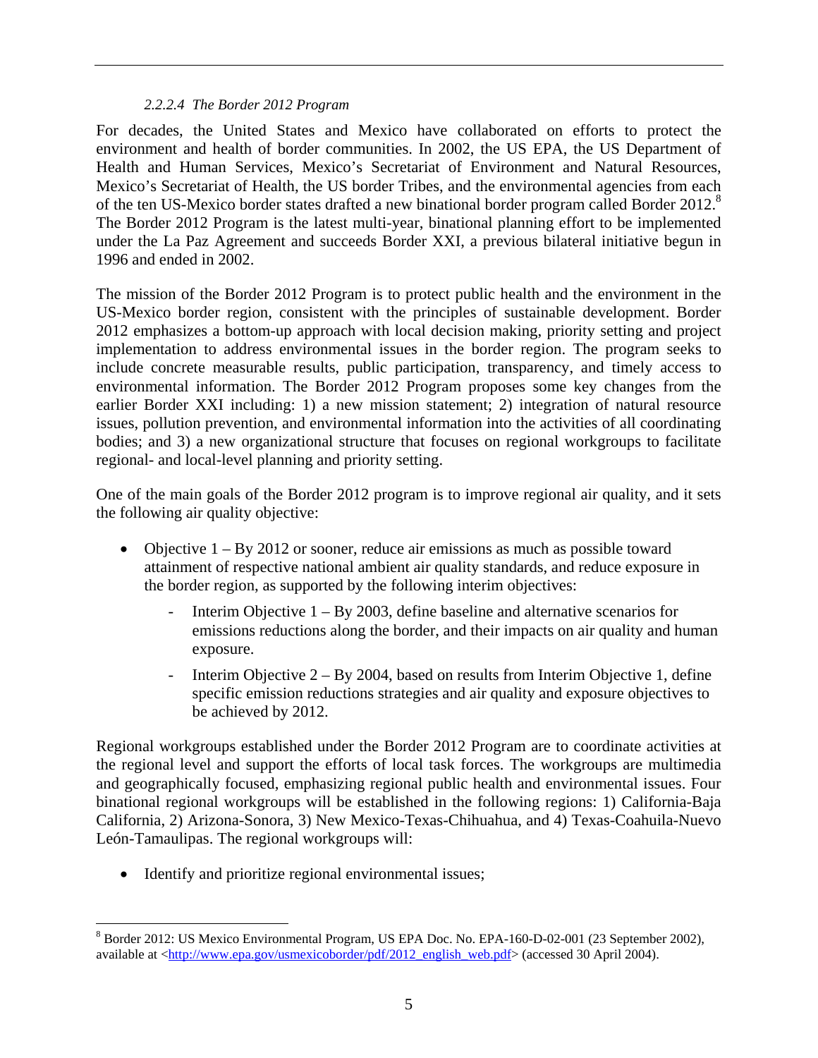#### *2.2.2.4 The Border 2012 Program*

For decades, the United States and Mexico have collaborated on efforts to protect the environment and health of border communities. In 2002, the US EPA, the US Department of Health and Human Services, Mexico's Secretariat of Environment and Natural Resources, Mexico's Secretariat of Health, the US border Tribes, and the environmental agencies from each of the ten US-Mexico border states drafted a new binational border program called Border 2012.[8] The Border 2012 Program is the latest multi-year, binational planning effort to be implemented under the La Paz Agreement and succeeds Border XXI, a previous bilateral initiative begun in 1996 and ended in 2002.

The mission of the Border 2012 Program is to protect public health and the environment in the US-Mexico border region, consistent with the principles of sustainable development. Border 2012 emphasizes a bottom-up approach with local decision making, priority setting and project implementation to address environmental issues in the border region. The program seeks to include concrete measurable results, public participation, transparency, and timely access to environmental information. The Border 2012 Program proposes some key changes from the earlier Border XXI including: 1) a new mission statement; 2) integration of natural resource issues, pollution prevention, and environmental information into the activities of all coordinating bodies; and 3) a new organizational structure that focuses on regional workgroups to facilitate regional- and local-level planning and priority setting.

One of the main goals of the Border 2012 program is to improve regional air quality, and it sets the following air quality objective:

- Objective 1 – By 2012 or sooner, reduce air emissions as much as possible toward attainment of respective national ambient air quality standards, and reduce exposure in the border region, as supported by the following interim objectives:
  - Interim Objective 1 – By 2003, define baseline and alternative scenarios for emissions reductions along the border, and their impacts on air quality and human exposure.
  - Interim Objective 2 – By 2004, based on results from Interim Objective 1, define specific emission reductions strategies and air quality and exposure objectives to be achieved by 2012.

Regional workgroups established under the Border 2012 Program are to coordinate activities at the regional level and support the efforts of local task forces. The workgroups are multimedia and geographically focused, emphasizing regional public health and environmental issues. Four binational regional workgroups will be established in the following regions: 1) California-Baja California, 2) Arizona-Sonora, 3) New Mexico-Texas-Chihuahua, and 4) Texas-Coahuila-Nuevo León-Tamaulipas. The regional workgroups will:

- Identify and prioritize regional environmental issues;

---

[8] Border 2012: US Mexico Environmental Program, US EPA Doc. No. EPA-160-D-02-001 (23 September 2002), available at <http://www.epa.gov/usmexicoborder/pdf/2012_english_web.pdf> (accessed 30 April 2004).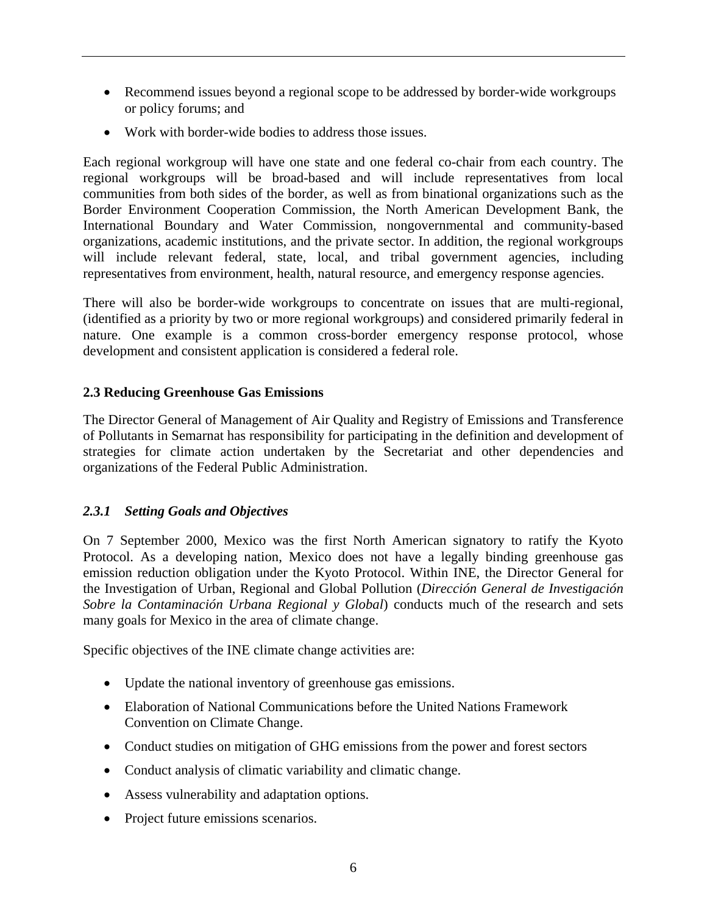- Recommend issues beyond a regional scope to be addressed by border-wide workgroups or policy forums; and
- Work with border-wide bodies to address those issues.

Each regional workgroup will have one state and one federal co-chair from each country. The regional workgroups will be broad-based and will include representatives from local communities from both sides of the border, as well as from binational organizations such as the Border Environment Cooperation Commission, the North American Development Bank, the International Boundary and Water Commission, nongovernmental and community-based organizations, academic institutions, and the private sector. In addition, the regional workgroups will include relevant federal, state, local, and tribal government agencies, including representatives from environment, health, natural resource, and emergency response agencies.

There will also be border-wide workgroups to concentrate on issues that are multi-regional, (identified as a priority by two or more regional workgroups) and considered primarily federal in nature. One example is a common cross-border emergency response protocol, whose development and consistent application is considered a federal role.

## 2.3 Reducing Greenhouse Gas Emissions

The Director General of Management of Air Quality and Registry of Emissions and Transference of Pollutants in Semarnat has responsibility for participating in the definition and development of strategies for climate action undertaken by the Secretariat and other dependencies and organizations of the Federal Public Administration.

### *2.3.1 Setting Goals and Objectives*

On 7 September 2000, Mexico was the first North American signatory to ratify the Kyoto Protocol. As a developing nation, Mexico does not have a legally binding greenhouse gas emission reduction obligation under the Kyoto Protocol. Within INE, the Director General for the Investigation of Urban, Regional and Global Pollution (*Dirección General de Investigación Sobre la Contaminación Urbana Regional y Global*) conducts much of the research and sets many goals for Mexico in the area of climate change.

Specific objectives of the INE climate change activities are:

- Update the national inventory of greenhouse gas emissions.
- Elaboration of National Communications before the United Nations Framework Convention on Climate Change.
- Conduct studies on mitigation of GHG emissions from the power and forest sectors
- Conduct analysis of climatic variability and climatic change.
- Assess vulnerability and adaptation options.
- Project future emissions scenarios.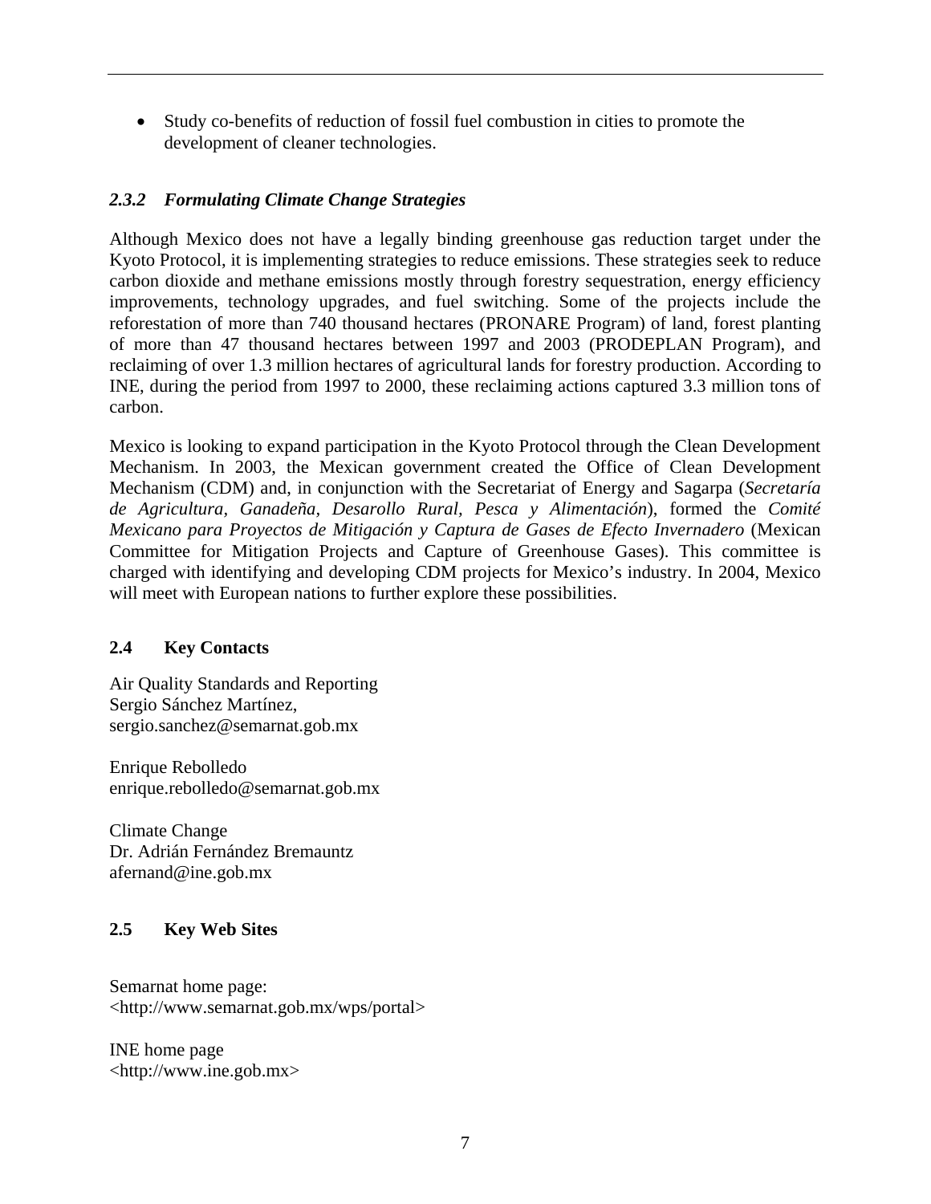- Study co-benefits of reduction of fossil fuel combustion in cities to promote the development of cleaner technologies.

### *2.3.2 Formulating Climate Change Strategies*

Although Mexico does not have a legally binding greenhouse gas reduction target under the Kyoto Protocol, it is implementing strategies to reduce emissions. These strategies seek to reduce carbon dioxide and methane emissions mostly through forestry sequestration, energy efficiency improvements, technology upgrades, and fuel switching. Some of the projects include the reforestation of more than 740 thousand hectares (PRONARE Program) of land, forest planting of more than 47 thousand hectares between 1997 and 2003 (PRODEPLAN Program), and reclaiming of over 1.3 million hectares of agricultural lands for forestry production. According to INE, during the period from 1997 to 2000, these reclaiming actions captured 3.3 million tons of carbon.

Mexico is looking to expand participation in the Kyoto Protocol through the Clean Development Mechanism. In 2003, the Mexican government created the Office of Clean Development Mechanism (CDM) and, in conjunction with the Secretariat of Energy and Sagarpa (*Secretaría de Agricultura, Ganadeña, Desarollo Rural, Pesca y Alimentación*), formed the *Comité Mexicano para Proyectos de Mitigación y Captura de Gases de Efecto Invernadero* (Mexican Committee for Mitigation Projects and Capture of Greenhouse Gases). This committee is charged with identifying and developing CDM projects for Mexico's industry. In 2004, Mexico will meet with European nations to further explore these possibilities.

## 2.4 Key Contacts

Air Quality Standards and Reporting
Sergio Sánchez Martínez,
sergio.sanchez@semarnat.gob.mx

Enrique Rebolledo
enrique.rebolledo@semarnat.gob.mx

Climate Change
Dr. Adrián Fernández Bremauntz
afernand@ine.gob.mx

## 2.5 Key Web Sites

Semarnat home page:
<http://www.semarnat.gob.mx/wps/portal>

INE home page
<http://www.ine.gob.mx>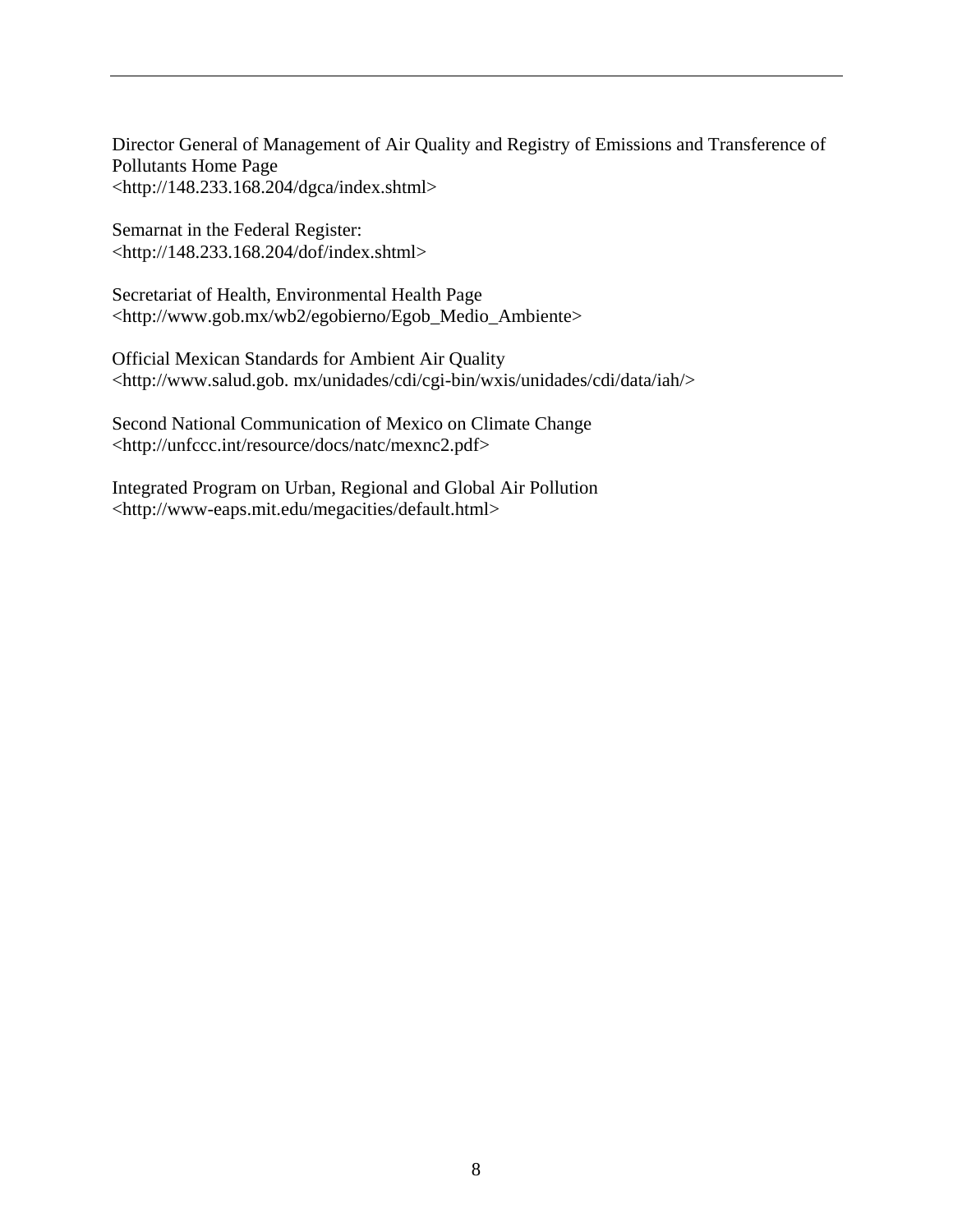Director General of Management of Air Quality and Registry of Emissions and Transference of Pollutants Home Page
<http://148.233.168.204/dgca/index.shtml>

Semarnat in the Federal Register:
<http://148.233.168.204/dof/index.shtml>

Secretariat of Health, Environmental Health Page
<http://www.gob.mx/wb2/egobierno/Egob_Medio_Ambiente>

Official Mexican Standards for Ambient Air Quality
<http://www.salud.gob. mx/unidades/cdi/cgi-bin/wxis/unidades/cdi/data/iah/>

Second National Communication of Mexico on Climate Change
<http://unfccc.int/resource/docs/natc/mexnc2.pdf>

Integrated Program on Urban, Regional and Global Air Pollution
<http://www-eaps.mit.edu/megacities/default.html>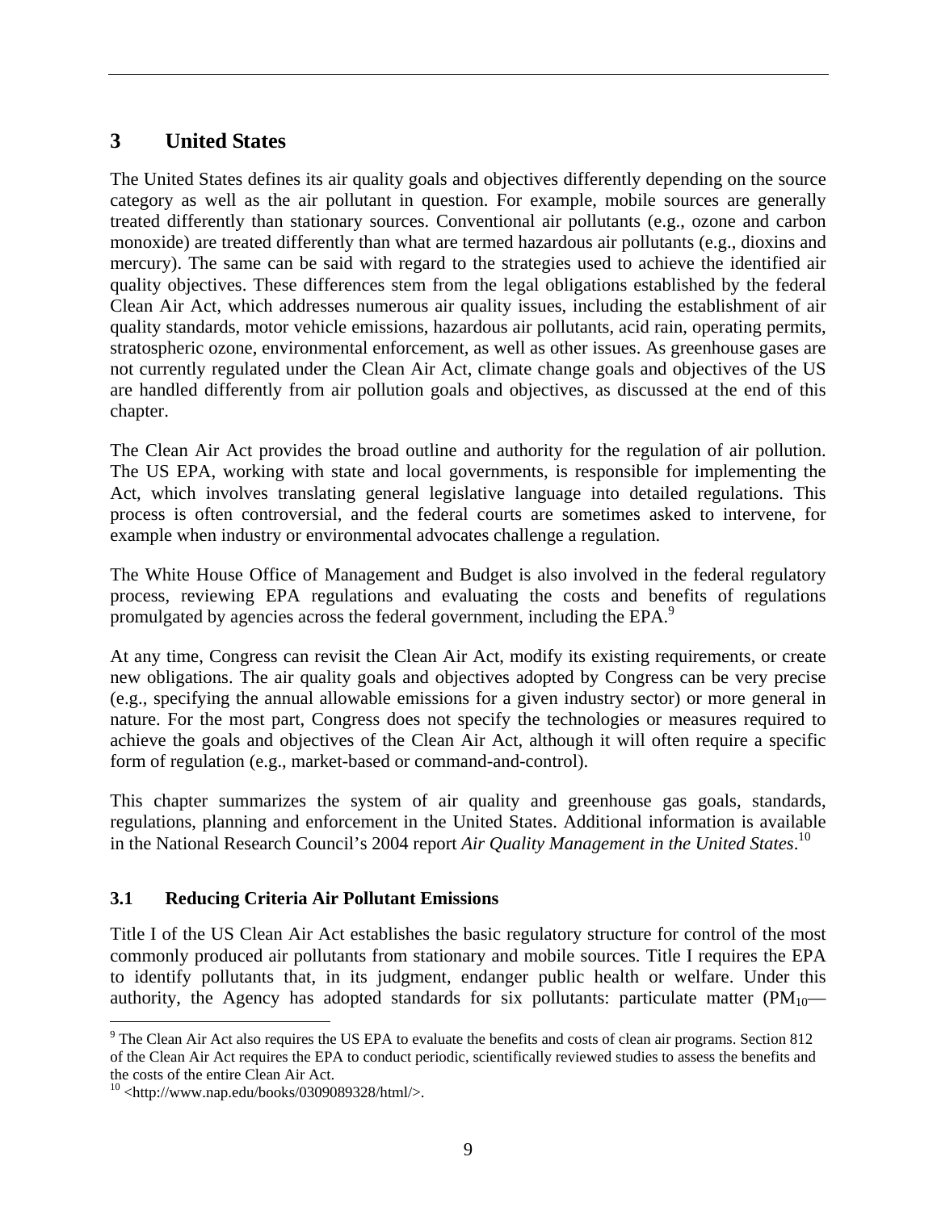## 3 United States

The United States defines its air quality goals and objectives differently depending on the source category as well as the air pollutant in question. For example, mobile sources are generally treated differently than stationary sources. Conventional air pollutants (e.g., ozone and carbon monoxide) are treated differently than what are termed hazardous air pollutants (e.g., dioxins and mercury). The same can be said with regard to the strategies used to achieve the identified air quality objectives. These differences stem from the legal obligations established by the federal Clean Air Act, which addresses numerous air quality issues, including the establishment of air quality standards, motor vehicle emissions, hazardous air pollutants, acid rain, operating permits, stratospheric ozone, environmental enforcement, as well as other issues. As greenhouse gases are not currently regulated under the Clean Air Act, climate change goals and objectives of the US are handled differently from air pollution goals and objectives, as discussed at the end of this chapter.

The Clean Air Act provides the broad outline and authority for the regulation of air pollution. The US EPA, working with state and local governments, is responsible for implementing the Act, which involves translating general legislative language into detailed regulations. This process is often controversial, and the federal courts are sometimes asked to intervene, for example when industry or environmental advocates challenge a regulation.

The White House Office of Management and Budget is also involved in the federal regulatory process, reviewing EPA regulations and evaluating the costs and benefits of regulations promulgated by agencies across the federal government, including the EPA.[9]

At any time, Congress can revisit the Clean Air Act, modify its existing requirements, or create new obligations. The air quality goals and objectives adopted by Congress can be very precise (e.g., specifying the annual allowable emissions for a given industry sector) or more general in nature. For the most part, Congress does not specify the technologies or measures required to achieve the goals and objectives of the Clean Air Act, although it will often require a specific form of regulation (e.g., market-based or command-and-control).

This chapter summarizes the system of air quality and greenhouse gas goals, standards, regulations, planning and enforcement in the United States. Additional information is available in the National Research Council's 2004 report *Air Quality Management in the United States*.[10]

### 3.1 Reducing Criteria Air Pollutant Emissions

Title I of the US Clean Air Act establishes the basic regulatory structure for control of the most commonly produced air pollutants from stationary and mobile sources. Title I requires the EPA to identify pollutants that, in its judgment, endanger public health or welfare. Under this authority, the Agency has adopted standards for six pollutants: particulate matter ($PM_{10}$—

[9] The Clean Air Act also requires the US EPA to evaluate the benefits and costs of clean air programs. Section 812 of the Clean Air Act requires the EPA to conduct periodic, scientifically reviewed studies to assess the benefits and the costs of the entire Clean Air Act.

[10] <http://www.nap.edu/books/0309089328/html/>.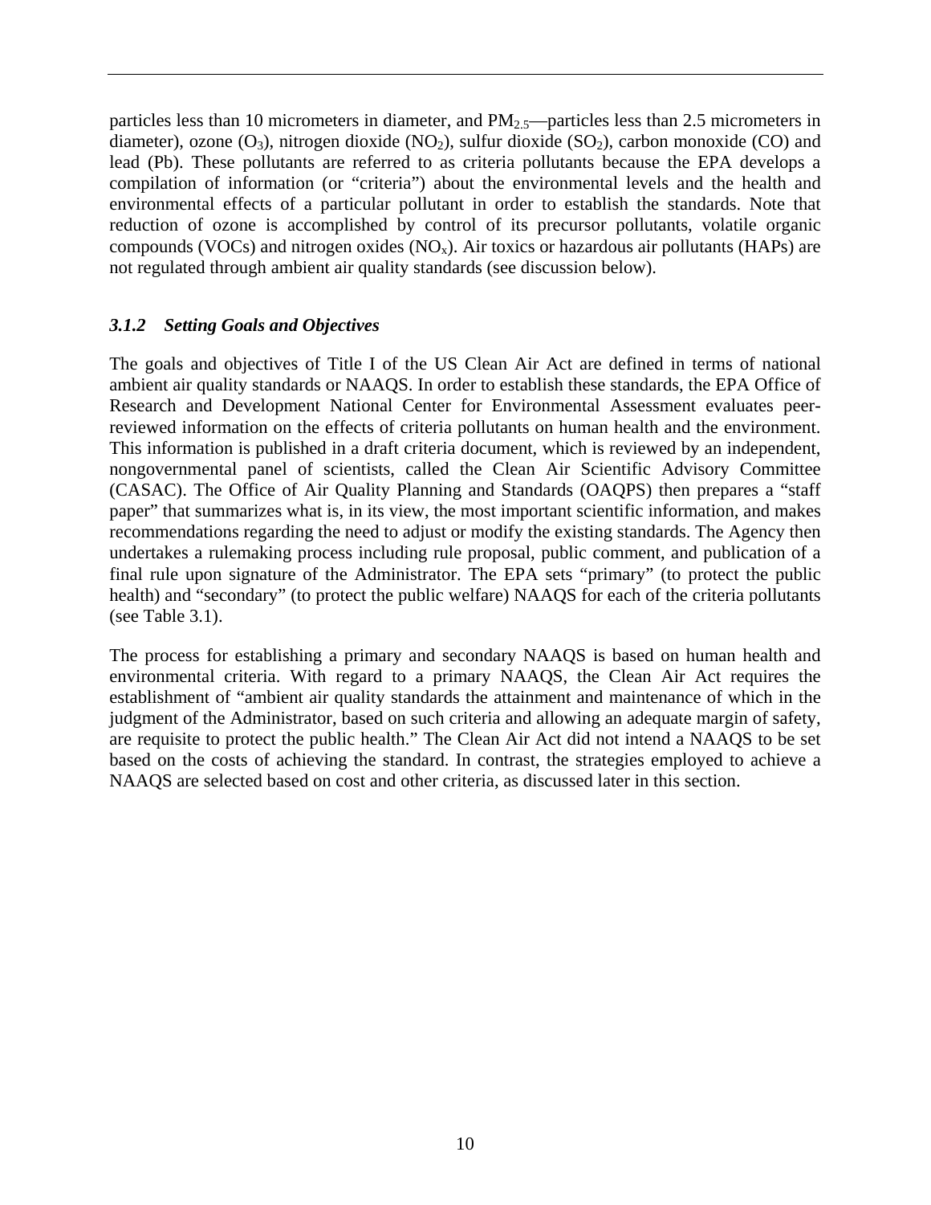particles less than 10 micrometers in diameter, and $PM_{2.5}$—particles less than 2.5 micrometers in diameter), ozone ($O_3$), nitrogen dioxide ($NO_2$), sulfur dioxide ($SO_2$), carbon monoxide (CO) and lead (Pb). These pollutants are referred to as criteria pollutants because the EPA develops a compilation of information (or "criteria") about the environmental levels and the health and environmental effects of a particular pollutant in order to establish the standards. Note that reduction of ozone is accomplished by control of its precursor pollutants, volatile organic compounds (VOCs) and nitrogen oxides ($NO_x$). Air toxics or hazardous air pollutants (HAPs) are not regulated through ambient air quality standards (see discussion below).

### *3.1.2 Setting Goals and Objectives*

The goals and objectives of Title I of the US Clean Air Act are defined in terms of national ambient air quality standards or NAAQS. In order to establish these standards, the EPA Office of Research and Development National Center for Environmental Assessment evaluates peer-reviewed information on the effects of criteria pollutants on human health and the environment. This information is published in a draft criteria document, which is reviewed by an independent, nongovernmental panel of scientists, called the Clean Air Scientific Advisory Committee (CASAC). The Office of Air Quality Planning and Standards (OAQPS) then prepares a "staff paper" that summarizes what is, in its view, the most important scientific information, and makes recommendations regarding the need to adjust or modify the existing standards. The Agency then undertakes a rulemaking process including rule proposal, public comment, and publication of a final rule upon signature of the Administrator. The EPA sets "primary" (to protect the public health) and "secondary" (to protect the public welfare) NAAQS for each of the criteria pollutants (see Table 3.1).

The process for establishing a primary and secondary NAAQS is based on human health and environmental criteria. With regard to a primary NAAQS, the Clean Air Act requires the establishment of "ambient air quality standards the attainment and maintenance of which in the judgment of the Administrator, based on such criteria and allowing an adequate margin of safety, are requisite to protect the public health." The Clean Air Act did not intend a NAAQS to be set based on the costs of achieving the standard. In contrast, the strategies employed to achieve a NAAQS are selected based on cost and other criteria, as discussed later in this section.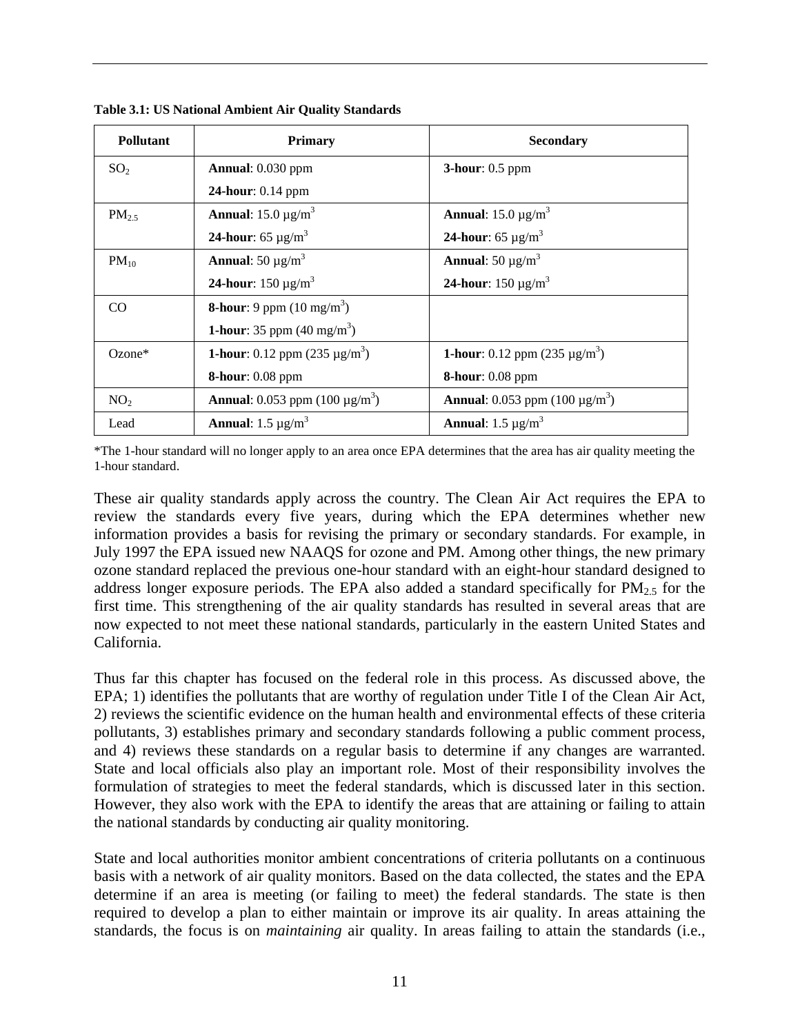**Table 3.1: US National Ambient Air Quality Standards**

| Pollutant | Primary | Secondary |
|---|---|---|
| $SO_2$ | **Annual**: 0.030 ppm<br>**24-hour**: 0.14 ppm | **3-hour**: 0.5 ppm |
| $PM_{2.5}$ | **Annual**: 15.0 μg/m$^3$<br>**24-hour**: 65 μg/m$^3$ | **Annual**: 15.0 μg/m$^3$<br>**24-hour**: 65 μg/m$^3$ |
| $PM_{10}$ | **Annual**: 50 μg/m$^3$<br>**24-hour**: 150 μg/m$^3$ | **Annual**: 50 μg/m$^3$<br>**24-hour**: 150 μg/m$^3$ |
| CO | **8-hour**: 9 ppm (10 mg/m$^3$)<br>**1-hour**: 35 ppm (40 mg/m$^3$) | |
| Ozone* | **1-hour**: 0.12 ppm (235 μg/m$^3$)<br>**8-hour**: 0.08 ppm | **1-hour**: 0.12 ppm (235 μg/m$^3$)<br>**8-hour**: 0.08 ppm |
| $NO_2$ | **Annual**: 0.053 ppm (100 μg/m$^3$) | **Annual**: 0.053 ppm (100 μg/m$^3$) |
| Lead | **Annual**: 1.5 μg/m$^3$ | **Annual**: 1.5 μg/m$^3$ |

*The 1-hour standard will no longer apply to an area once EPA determines that the area has air quality meeting the 1-hour standard.

These air quality standards apply across the country. The Clean Air Act requires the EPA to review the standards every five years, during which the EPA determines whether new information provides a basis for revising the primary or secondary standards. For example, in July 1997 the EPA issued new NAAQS for ozone and PM. Among other things, the new primary ozone standard replaced the previous one-hour standard with an eight-hour standard designed to address longer exposure periods. The EPA also added a standard specifically for $PM_{2.5}$ for the first time. This strengthening of the air quality standards has resulted in several areas that are now expected to not meet these national standards, particularly in the eastern United States and California.

Thus far this chapter has focused on the federal role in this process. As discussed above, the EPA; 1) identifies the pollutants that are worthy of regulation under Title I of the Clean Air Act, 2) reviews the scientific evidence on the human health and environmental effects of these criteria pollutants, 3) establishes primary and secondary standards following a public comment process, and 4) reviews these standards on a regular basis to determine if any changes are warranted. State and local officials also play an important role. Most of their responsibility involves the formulation of strategies to meet the federal standards, which is discussed later in this section. However, they also work with the EPA to identify the areas that are attaining or failing to attain the national standards by conducting air quality monitoring.

State and local authorities monitor ambient concentrations of criteria pollutants on a continuous basis with a network of air quality monitors. Based on the data collected, the states and the EPA determine if an area is meeting (or failing to meet) the federal standards. The state is then required to develop a plan to either maintain or improve its air quality. In areas attaining the standards, the focus is on *maintaining* air quality. In areas failing to attain the standards (i.e.,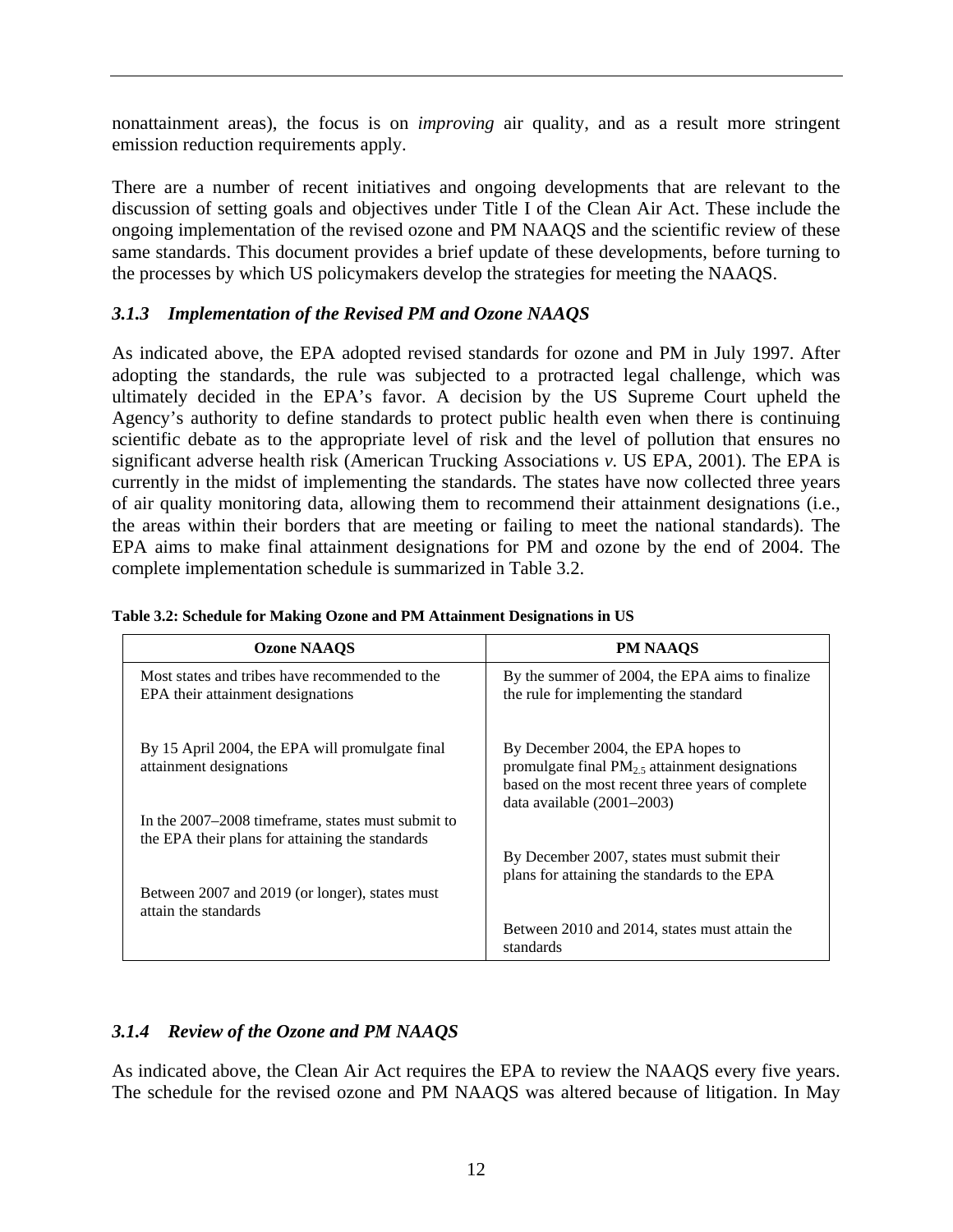nonattainment areas), the focus is on *improving* air quality, and as a result more stringent emission reduction requirements apply.

There are a number of recent initiatives and ongoing developments that are relevant to the discussion of setting goals and objectives under Title I of the Clean Air Act. These include the ongoing implementation of the revised ozone and PM NAAQS and the scientific review of these same standards. This document provides a brief update of these developments, before turning to the processes by which US policymakers develop the strategies for meeting the NAAQS.

### *3.1.3 Implementation of the Revised PM and Ozone NAAQS*

As indicated above, the EPA adopted revised standards for ozone and PM in July 1997. After adopting the standards, the rule was subjected to a protracted legal challenge, which was ultimately decided in the EPA's favor. A decision by the US Supreme Court upheld the Agency's authority to define standards to protect public health even when there is continuing scientific debate as to the appropriate level of risk and the level of pollution that ensures no significant adverse health risk (American Trucking Associations *v.* US EPA, 2001). The EPA is currently in the midst of implementing the standards. The states have now collected three years of air quality monitoring data, allowing them to recommend their attainment designations (i.e., the areas within their borders that are meeting or failing to meet the national standards). The EPA aims to make final attainment designations for PM and ozone by the end of 2004. The complete implementation schedule is summarized in Table 3.2.

**Table 3.2: Schedule for Making Ozone and PM Attainment Designations in US**

| Ozone NAAQS | PM NAAQS |
|---|---|
| Most states and tribes have recommended to the EPA their attainment designations | By the summer of 2004, the EPA aims to finalize the rule for implementing the standard |
| By 15 April 2004, the EPA will promulgate final attainment designations | By December 2004, the EPA hopes to promulgate final $PM_{2.5}$ attainment designations based on the most recent three years of complete data available (2001–2003) |
| In the 2007–2008 timeframe, states must submit to the EPA their plans for attaining the standards | By December 2007, states must submit their plans for attaining the standards to the EPA |
| Between 2007 and 2019 (or longer), states must attain the standards | Between 2010 and 2014, states must attain the standards |

### *3.1.4 Review of the Ozone and PM NAAQS*

As indicated above, the Clean Air Act requires the EPA to review the NAAQS every five years. The schedule for the revised ozone and PM NAAQS was altered because of litigation. In May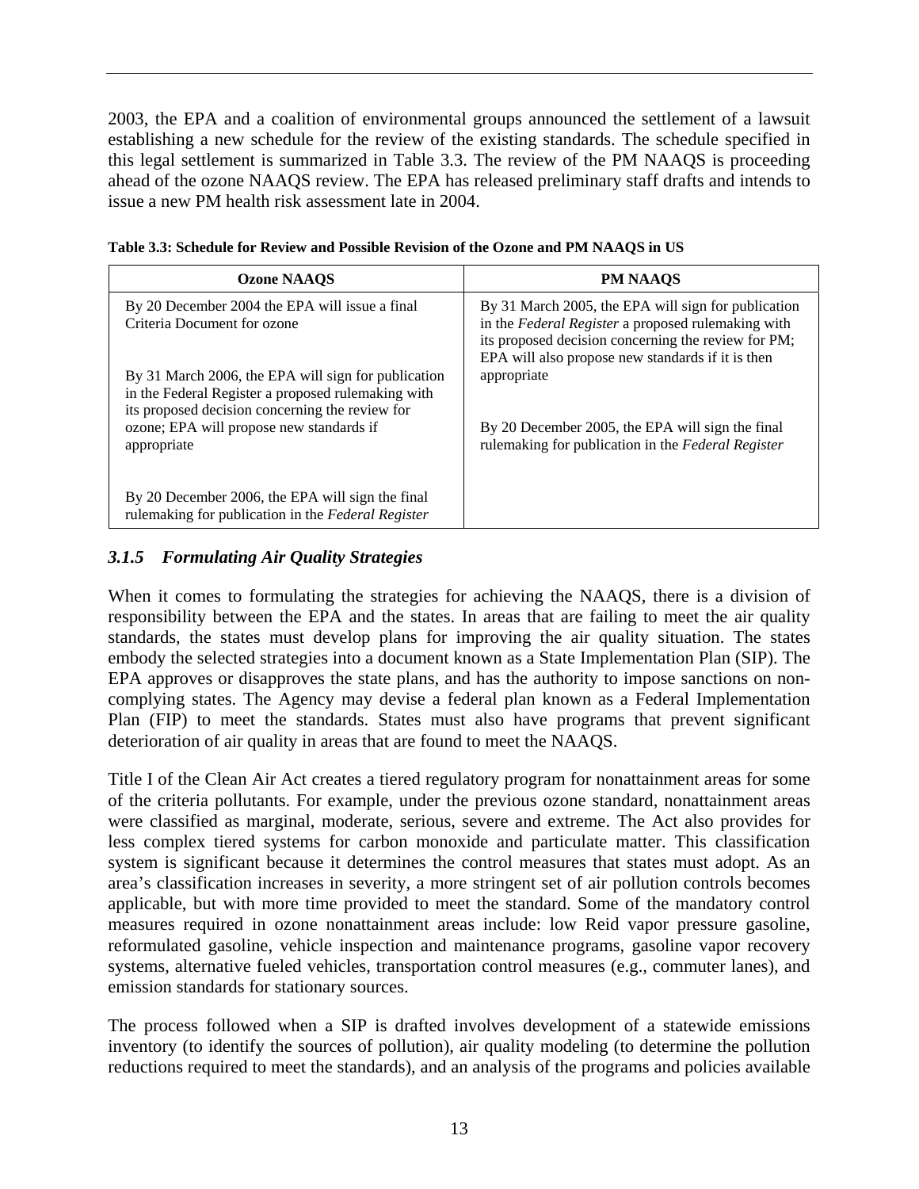2003, the EPA and a coalition of environmental groups announced the settlement of a lawsuit establishing a new schedule for the review of the existing standards. The schedule specified in this legal settlement is summarized in Table 3.3. The review of the PM NAAQS is proceeding ahead of the ozone NAAQS review. The EPA has released preliminary staff drafts and intends to issue a new PM health risk assessment late in 2004.

**Table 3.3: Schedule for Review and Possible Revision of the Ozone and PM NAAQS in US**

| Ozone NAAQS | PM NAAQS |
|---|---|
| By 20 December 2004 the EPA will issue a final Criteria Document for ozone | By 31 March 2005, the EPA will sign for publication in the *Federal Register* a proposed rulemaking with its proposed decision concerning the review for PM; EPA will also propose new standards if it is then appropriate |
| By 31 March 2006, the EPA will sign for publication in the Federal Register a proposed rulemaking with its proposed decision concerning the review for ozone; EPA will propose new standards if appropriate | By 20 December 2005, the EPA will sign the final rulemaking for publication in the *Federal Register* |
| By 20 December 2006, the EPA will sign the final rulemaking for publication in the *Federal Register* | |

### *3.1.5 Formulating Air Quality Strategies*

When it comes to formulating the strategies for achieving the NAAQS, there is a division of responsibility between the EPA and the states. In areas that are failing to meet the air quality standards, the states must develop plans for improving the air quality situation. The states embody the selected strategies into a document known as a State Implementation Plan (SIP). The EPA approves or disapproves the state plans, and has the authority to impose sanctions on non-complying states. The Agency may devise a federal plan known as a Federal Implementation Plan (FIP) to meet the standards. States must also have programs that prevent significant deterioration of air quality in areas that are found to meet the NAAQS.

Title I of the Clean Air Act creates a tiered regulatory program for nonattainment areas for some of the criteria pollutants. For example, under the previous ozone standard, nonattainment areas were classified as marginal, moderate, serious, severe and extreme. The Act also provides for less complex tiered systems for carbon monoxide and particulate matter. This classification system is significant because it determines the control measures that states must adopt. As an area's classification increases in severity, a more stringent set of air pollution controls becomes applicable, but with more time provided to meet the standard. Some of the mandatory control measures required in ozone nonattainment areas include: low Reid vapor pressure gasoline, reformulated gasoline, vehicle inspection and maintenance programs, gasoline vapor recovery systems, alternative fueled vehicles, transportation control measures (e.g., commuter lanes), and emission standards for stationary sources.

The process followed when a SIP is drafted involves development of a statewide emissions inventory (to identify the sources of pollution), air quality modeling (to determine the pollution reductions required to meet the standards), and an analysis of the programs and policies available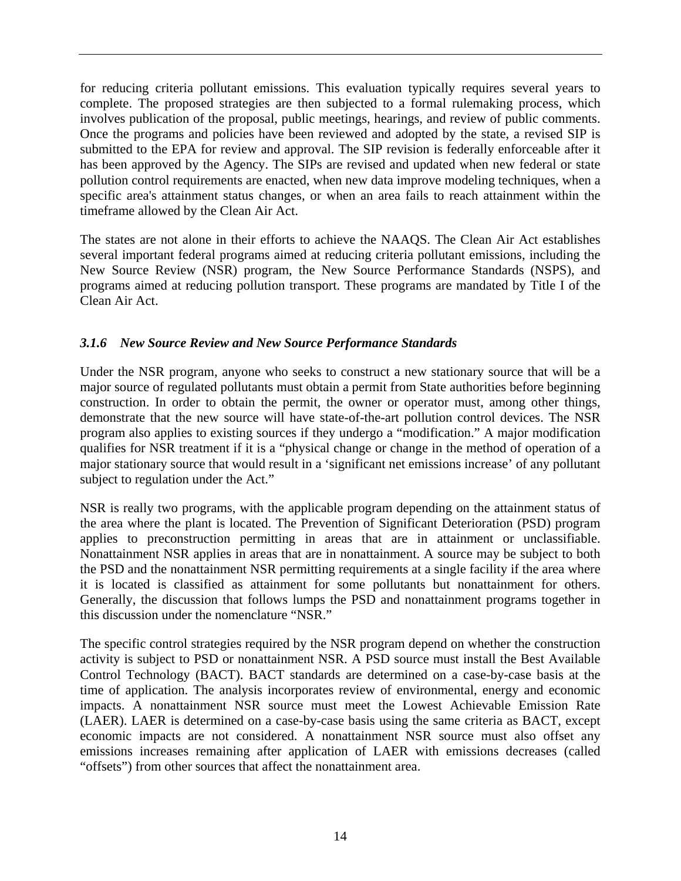for reducing criteria pollutant emissions. This evaluation typically requires several years to complete. The proposed strategies are then subjected to a formal rulemaking process, which involves publication of the proposal, public meetings, hearings, and review of public comments. Once the programs and policies have been reviewed and adopted by the state, a revised SIP is submitted to the EPA for review and approval. The SIP revision is federally enforceable after it has been approved by the Agency. The SIPs are revised and updated when new federal or state pollution control requirements are enacted, when new data improve modeling techniques, when a specific area's attainment status changes, or when an area fails to reach attainment within the timeframe allowed by the Clean Air Act.

The states are not alone in their efforts to achieve the NAAQS. The Clean Air Act establishes several important federal programs aimed at reducing criteria pollutant emissions, including the New Source Review (NSR) program, the New Source Performance Standards (NSPS), and programs aimed at reducing pollution transport. These programs are mandated by Title I of the Clean Air Act.

### *3.1.6 New Source Review and New Source Performance Standards*

Under the NSR program, anyone who seeks to construct a new stationary source that will be a major source of regulated pollutants must obtain a permit from State authorities before beginning construction. In order to obtain the permit, the owner or operator must, among other things, demonstrate that the new source will have state-of-the-art pollution control devices. The NSR program also applies to existing sources if they undergo a "modification." A major modification qualifies for NSR treatment if it is a "physical change or change in the method of operation of a major stationary source that would result in a 'significant net emissions increase' of any pollutant subject to regulation under the Act."

NSR is really two programs, with the applicable program depending on the attainment status of the area where the plant is located. The Prevention of Significant Deterioration (PSD) program applies to preconstruction permitting in areas that are in attainment or unclassifiable. Nonattainment NSR applies in areas that are in nonattainment. A source may be subject to both the PSD and the nonattainment NSR permitting requirements at a single facility if the area where it is located is classified as attainment for some pollutants but nonattainment for others. Generally, the discussion that follows lumps the PSD and nonattainment programs together in this discussion under the nomenclature "NSR."

The specific control strategies required by the NSR program depend on whether the construction activity is subject to PSD or nonattainment NSR. A PSD source must install the Best Available Control Technology (BACT). BACT standards are determined on a case-by-case basis at the time of application. The analysis incorporates review of environmental, energy and economic impacts. A nonattainment NSR source must meet the Lowest Achievable Emission Rate (LAER). LAER is determined on a case-by-case basis using the same criteria as BACT, except economic impacts are not considered. A nonattainment NSR source must also offset any emissions increases remaining after application of LAER with emissions decreases (called "offsets") from other sources that affect the nonattainment area.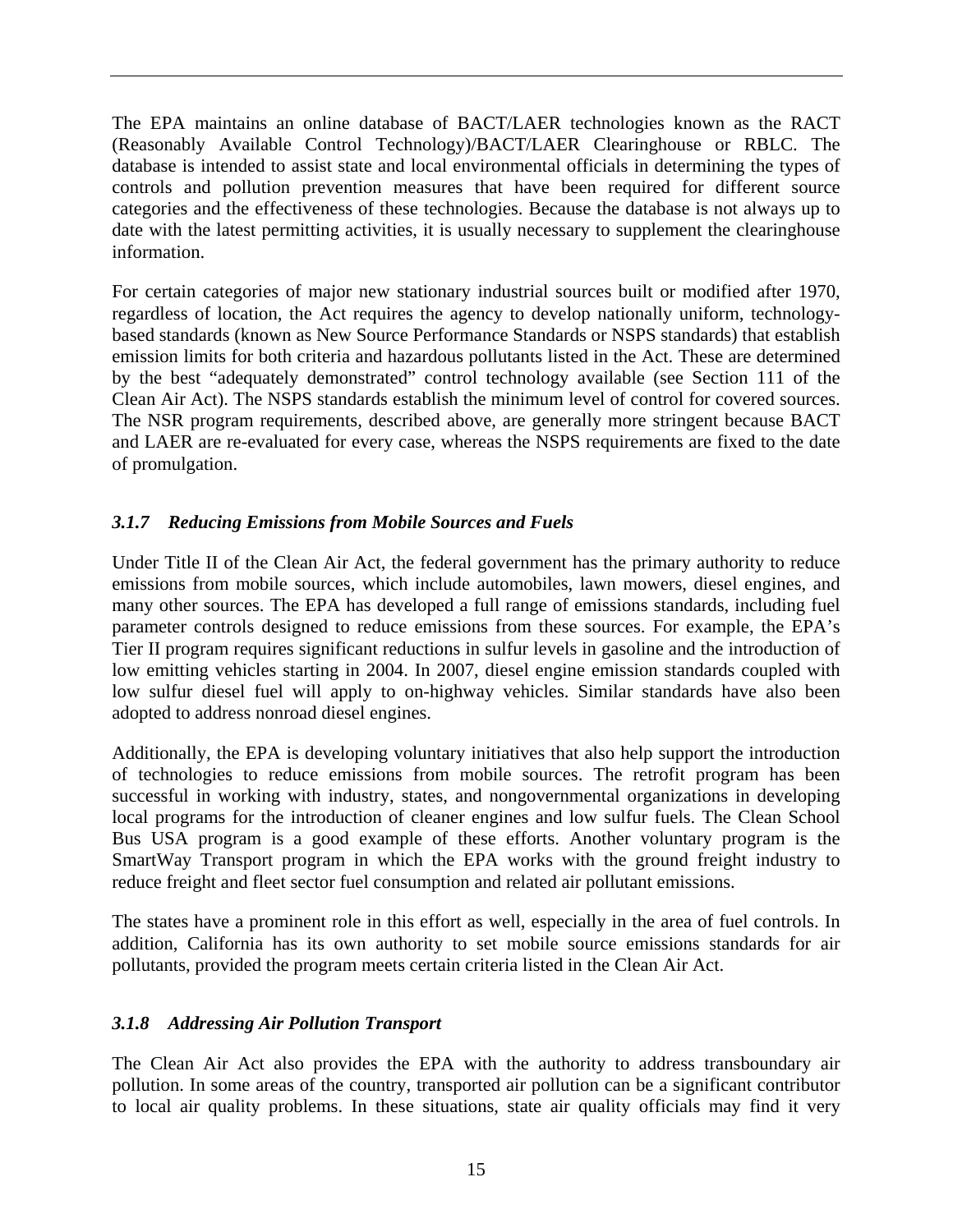The EPA maintains an online database of BACT/LAER technologies known as the RACT (Reasonably Available Control Technology)/BACT/LAER Clearinghouse or RBLC. The database is intended to assist state and local environmental officials in determining the types of controls and pollution prevention measures that have been required for different source categories and the effectiveness of these technologies. Because the database is not always up to date with the latest permitting activities, it is usually necessary to supplement the clearinghouse information.

For certain categories of major new stationary industrial sources built or modified after 1970, regardless of location, the Act requires the agency to develop nationally uniform, technology-based standards (known as New Source Performance Standards or NSPS standards) that establish emission limits for both criteria and hazardous pollutants listed in the Act. These are determined by the best "adequately demonstrated" control technology available (see Section 111 of the Clean Air Act). The NSPS standards establish the minimum level of control for covered sources. The NSR program requirements, described above, are generally more stringent because BACT and LAER are re-evaluated for every case, whereas the NSPS requirements are fixed to the date of promulgation.

### *3.1.7 Reducing Emissions from Mobile Sources and Fuels*

Under Title II of the Clean Air Act, the federal government has the primary authority to reduce emissions from mobile sources, which include automobiles, lawn mowers, diesel engines, and many other sources. The EPA has developed a full range of emissions standards, including fuel parameter controls designed to reduce emissions from these sources. For example, the EPA's Tier II program requires significant reductions in sulfur levels in gasoline and the introduction of low emitting vehicles starting in 2004. In 2007, diesel engine emission standards coupled with low sulfur diesel fuel will apply to on-highway vehicles. Similar standards have also been adopted to address nonroad diesel engines.

Additionally, the EPA is developing voluntary initiatives that also help support the introduction of technologies to reduce emissions from mobile sources. The retrofit program has been successful in working with industry, states, and nongovernmental organizations in developing local programs for the introduction of cleaner engines and low sulfur fuels. The Clean School Bus USA program is a good example of these efforts. Another voluntary program is the SmartWay Transport program in which the EPA works with the ground freight industry to reduce freight and fleet sector fuel consumption and related air pollutant emissions.

The states have a prominent role in this effort as well, especially in the area of fuel controls. In addition, California has its own authority to set mobile source emissions standards for air pollutants, provided the program meets certain criteria listed in the Clean Air Act.

### *3.1.8 Addressing Air Pollution Transport*

The Clean Air Act also provides the EPA with the authority to address transboundary air pollution. In some areas of the country, transported air pollution can be a significant contributor to local air quality problems. In these situations, state air quality officials may find it very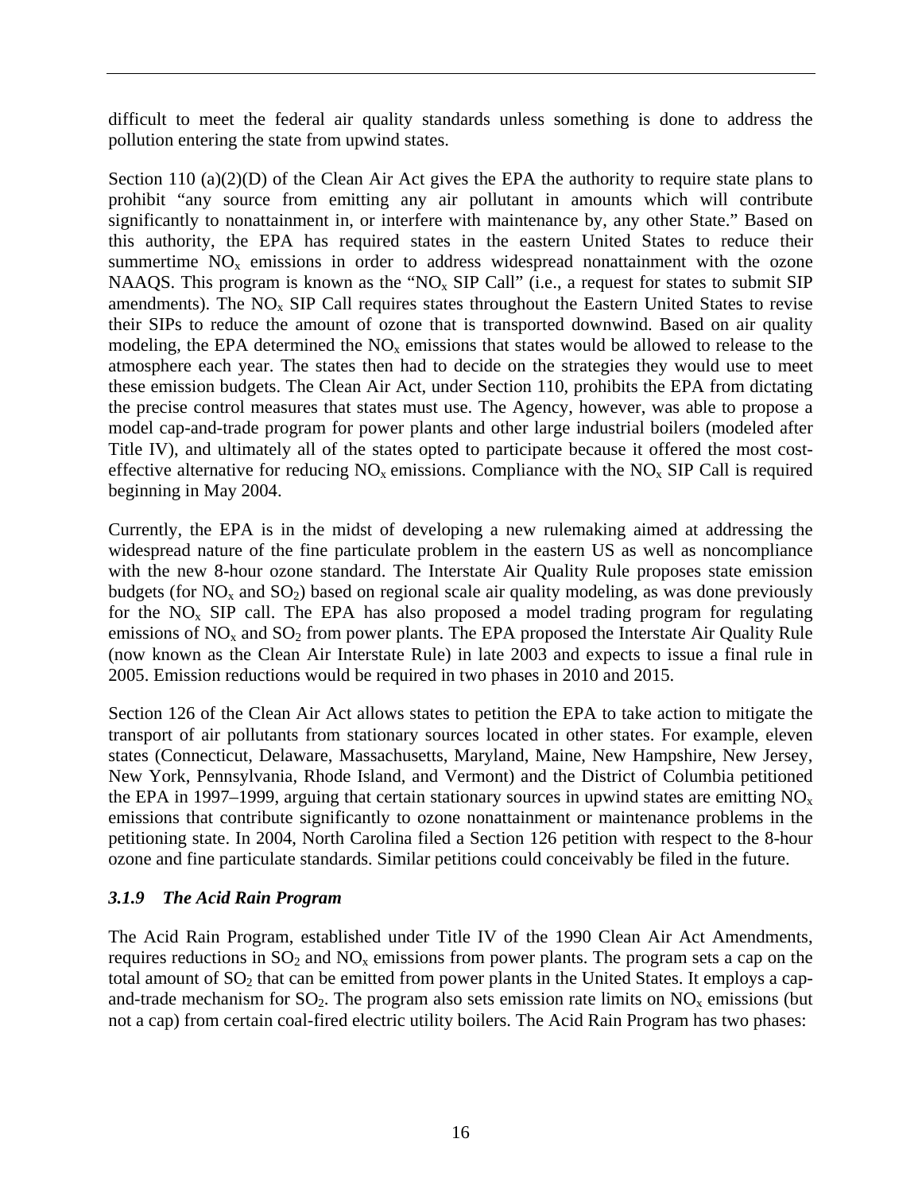difficult to meet the federal air quality standards unless something is done to address the pollution entering the state from upwind states.

Section 110 (a)(2)(D) of the Clean Air Act gives the EPA the authority to require state plans to prohibit "any source from emitting any air pollutant in amounts which will contribute significantly to nonattainment in, or interfere with maintenance by, any other State." Based on this authority, the EPA has required states in the eastern United States to reduce their summertime $NO_x$ emissions in order to address widespread nonattainment with the ozone NAAQS. This program is known as the "$NO_x$ SIP Call" (i.e., a request for states to submit SIP amendments). The $NO_x$ SIP Call requires states throughout the Eastern United States to revise their SIPs to reduce the amount of ozone that is transported downwind. Based on air quality modeling, the EPA determined the $NO_x$ emissions that states would be allowed to release to the atmosphere each year. The states then had to decide on the strategies they would use to meet these emission budgets. The Clean Air Act, under Section 110, prohibits the EPA from dictating the precise control measures that states must use. The Agency, however, was able to propose a model cap-and-trade program for power plants and other large industrial boilers (modeled after Title IV), and ultimately all of the states opted to participate because it offered the most cost-effective alternative for reducing $NO_x$ emissions. Compliance with the $NO_x$ SIP Call is required beginning in May 2004.

Currently, the EPA is in the midst of developing a new rulemaking aimed at addressing the widespread nature of the fine particulate problem in the eastern US as well as noncompliance with the new 8-hour ozone standard. The Interstate Air Quality Rule proposes state emission budgets (for $NO_x$ and $SO_2$) based on regional scale air quality modeling, as was done previously for the $NO_x$ SIP call. The EPA has also proposed a model trading program for regulating emissions of $NO_x$ and $SO_2$ from power plants. The EPA proposed the Interstate Air Quality Rule (now known as the Clean Air Interstate Rule) in late 2003 and expects to issue a final rule in 2005. Emission reductions would be required in two phases in 2010 and 2015.

Section 126 of the Clean Air Act allows states to petition the EPA to take action to mitigate the transport of air pollutants from stationary sources located in other states. For example, eleven states (Connecticut, Delaware, Massachusetts, Maryland, Maine, New Hampshire, New Jersey, New York, Pennsylvania, Rhode Island, and Vermont) and the District of Columbia petitioned the EPA in 1997–1999, arguing that certain stationary sources in upwind states are emitting $NO_x$ emissions that contribute significantly to ozone nonattainment or maintenance problems in the petitioning state. In 2004, North Carolina filed a Section 126 petition with respect to the 8-hour ozone and fine particulate standards. Similar petitions could conceivably be filed in the future.

### *3.1.9 The Acid Rain Program*

The Acid Rain Program, established under Title IV of the 1990 Clean Air Act Amendments, requires reductions in $SO_2$ and $NO_x$ emissions from power plants. The program sets a cap on the total amount of $SO_2$ that can be emitted from power plants in the United States. It employs a cap-and-trade mechanism for $SO_2$. The program also sets emission rate limits on $NO_x$ emissions (but not a cap) from certain coal-fired electric utility boilers. The Acid Rain Program has two phases: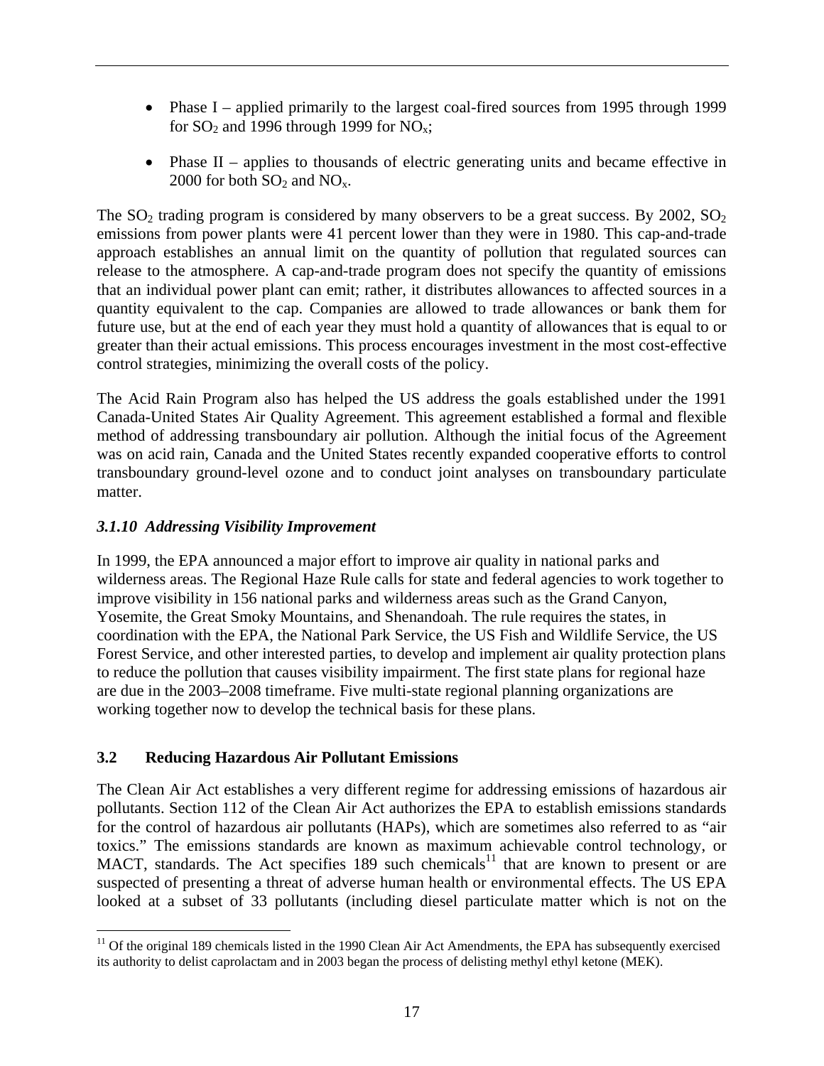- Phase I – applied primarily to the largest coal-fired sources from 1995 through 1999 for $SO_2$ and 1996 through 1999 for $NO_x$;
- Phase II – applies to thousands of electric generating units and became effective in 2000 for both $SO_2$ and $NO_x$.

The $SO_2$ trading program is considered by many observers to be a great success. By 2002, $SO_2$ emissions from power plants were 41 percent lower than they were in 1980. This cap-and-trade approach establishes an annual limit on the quantity of pollution that regulated sources can release to the atmosphere. A cap-and-trade program does not specify the quantity of emissions that an individual power plant can emit; rather, it distributes allowances to affected sources in a quantity equivalent to the cap. Companies are allowed to trade allowances or bank them for future use, but at the end of each year they must hold a quantity of allowances that is equal to or greater than their actual emissions. This process encourages investment in the most cost-effective control strategies, minimizing the overall costs of the policy.

The Acid Rain Program also has helped the US address the goals established under the 1991 Canada-United States Air Quality Agreement. This agreement established a formal and flexible method of addressing transboundary air pollution. Although the initial focus of the Agreement was on acid rain, Canada and the United States recently expanded cooperative efforts to control transboundary ground-level ozone and to conduct joint analyses on transboundary particulate matter.

### *3.1.10 Addressing Visibility Improvement*

In 1999, the EPA announced a major effort to improve air quality in national parks and wilderness areas. The Regional Haze Rule calls for state and federal agencies to work together to improve visibility in 156 national parks and wilderness areas such as the Grand Canyon, Yosemite, the Great Smoky Mountains, and Shenandoah. The rule requires the states, in coordination with the EPA, the National Park Service, the US Fish and Wildlife Service, the US Forest Service, and other interested parties, to develop and implement air quality protection plans to reduce the pollution that causes visibility impairment. The first state plans for regional haze are due in the 2003–2008 timeframe. Five multi-state regional planning organizations are working together now to develop the technical basis for these plans.

## 3.2 Reducing Hazardous Air Pollutant Emissions

The Clean Air Act establishes a very different regime for addressing emissions of hazardous air pollutants. Section 112 of the Clean Air Act authorizes the EPA to establish emissions standards for the control of hazardous air pollutants (HAPs), which are sometimes also referred to as "air toxics." The emissions standards are known as maximum achievable control technology, or MACT, standards. The Act specifies 189 such chemicals[11] that are known to present or are suspected of presenting a threat of adverse human health or environmental effects. The US EPA looked at a subset of 33 pollutants (including diesel particulate matter which is not on the

[11] Of the original 189 chemicals listed in the 1990 Clean Air Act Amendments, the EPA has subsequently exercised its authority to delist caprolactam and in 2003 began the process of delisting methyl ethyl ketone (MEK).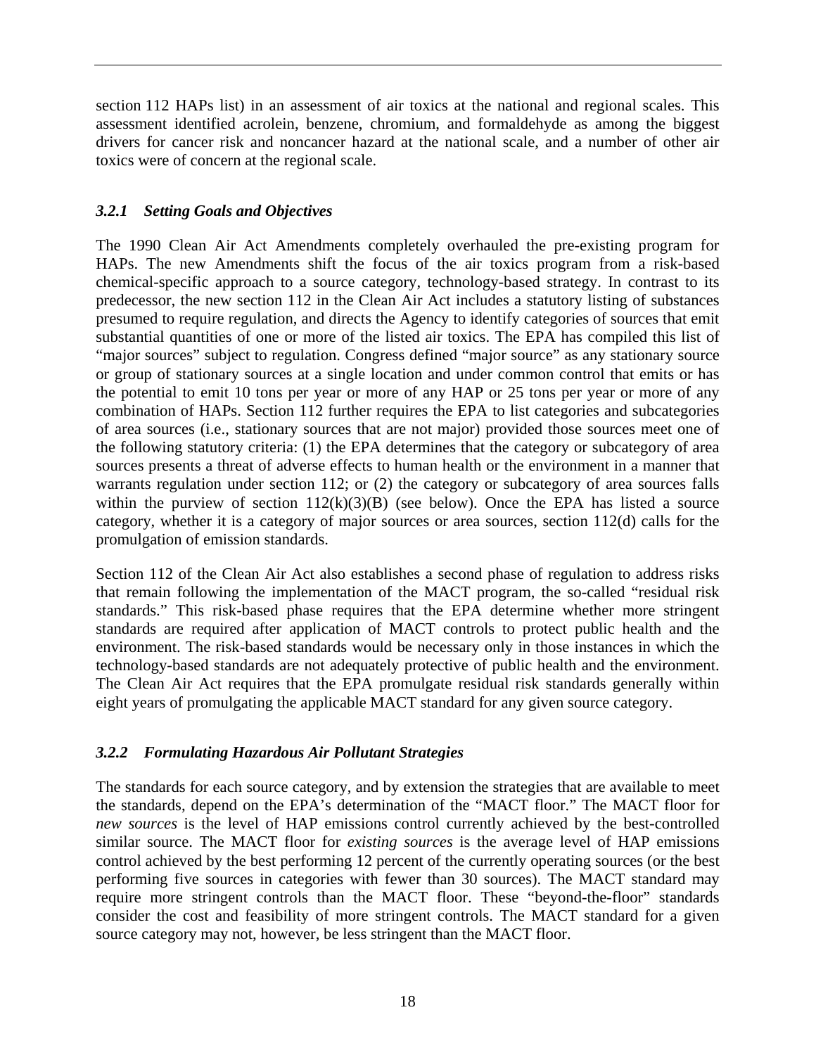section 112 HAPs list) in an assessment of air toxics at the national and regional scales. This assessment identified acrolein, benzene, chromium, and formaldehyde as among the biggest drivers for cancer risk and noncancer hazard at the national scale, and a number of other air toxics were of concern at the regional scale.

### *3.2.1 Setting Goals and Objectives*

The 1990 Clean Air Act Amendments completely overhauled the pre-existing program for HAPs. The new Amendments shift the focus of the air toxics program from a risk-based chemical-specific approach to a source category, technology-based strategy. In contrast to its predecessor, the new section 112 in the Clean Air Act includes a statutory listing of substances presumed to require regulation, and directs the Agency to identify categories of sources that emit substantial quantities of one or more of the listed air toxics. The EPA has compiled this list of "major sources" subject to regulation. Congress defined "major source" as any stationary source or group of stationary sources at a single location and under common control that emits or has the potential to emit 10 tons per year or more of any HAP or 25 tons per year or more of any combination of HAPs. Section 112 further requires the EPA to list categories and subcategories of area sources (i.e., stationary sources that are not major) provided those sources meet one of the following statutory criteria: (1) the EPA determines that the category or subcategory of area sources presents a threat of adverse effects to human health or the environment in a manner that warrants regulation under section 112; or (2) the category or subcategory of area sources falls within the purview of section 112(k)(3)(B) (see below). Once the EPA has listed a source category, whether it is a category of major sources or area sources, section 112(d) calls for the promulgation of emission standards.

Section 112 of the Clean Air Act also establishes a second phase of regulation to address risks that remain following the implementation of the MACT program, the so-called "residual risk standards." This risk-based phase requires that the EPA determine whether more stringent standards are required after application of MACT controls to protect public health and the environment. The risk-based standards would be necessary only in those instances in which the technology-based standards are not adequately protective of public health and the environment. The Clean Air Act requires that the EPA promulgate residual risk standards generally within eight years of promulgating the applicable MACT standard for any given source category.

### *3.2.2 Formulating Hazardous Air Pollutant Strategies*

The standards for each source category, and by extension the strategies that are available to meet the standards, depend on the EPA's determination of the "MACT floor." The MACT floor for *new sources* is the level of HAP emissions control currently achieved by the best-controlled similar source. The MACT floor for *existing sources* is the average level of HAP emissions control achieved by the best performing 12 percent of the currently operating sources (or the best performing five sources in categories with fewer than 30 sources). The MACT standard may require more stringent controls than the MACT floor. These "beyond-the-floor" standards consider the cost and feasibility of more stringent controls. The MACT standard for a given source category may not, however, be less stringent than the MACT floor.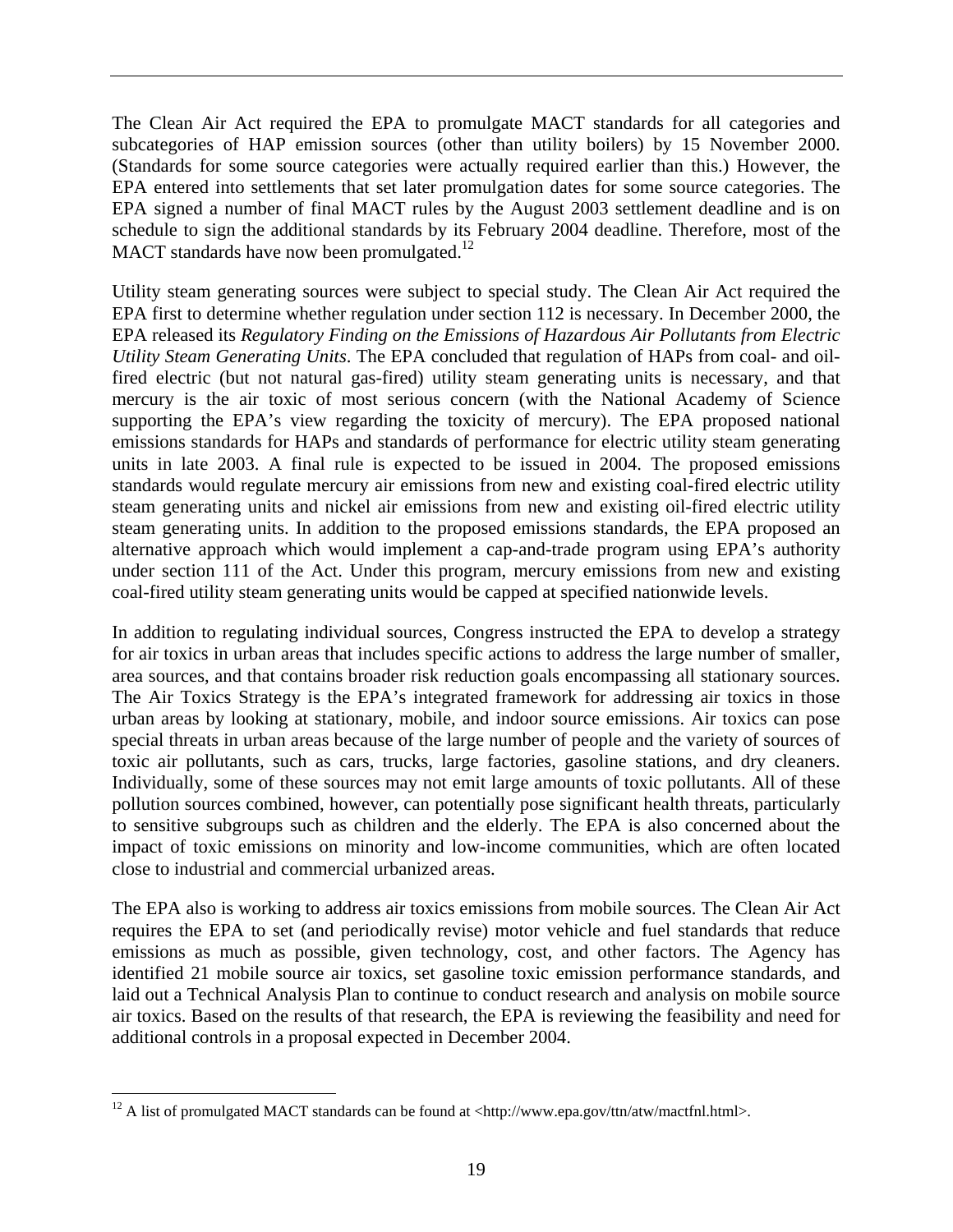The Clean Air Act required the EPA to promulgate MACT standards for all categories and subcategories of HAP emission sources (other than utility boilers) by 15 November 2000. (Standards for some source categories were actually required earlier than this.) However, the EPA entered into settlements that set later promulgation dates for some source categories. The EPA signed a number of final MACT rules by the August 2003 settlement deadline and is on schedule to sign the additional standards by its February 2004 deadline. Therefore, most of the MACT standards have now been promulgated.[12]

Utility steam generating sources were subject to special study. The Clean Air Act required the EPA first to determine whether regulation under section 112 is necessary. In December 2000, the EPA released its *Regulatory Finding on the Emissions of Hazardous Air Pollutants from Electric Utility Steam Generating Units*. The EPA concluded that regulation of HAPs from coal- and oil-fired electric (but not natural gas-fired) utility steam generating units is necessary, and that mercury is the air toxic of most serious concern (with the National Academy of Science supporting the EPA's view regarding the toxicity of mercury). The EPA proposed national emissions standards for HAPs and standards of performance for electric utility steam generating units in late 2003. A final rule is expected to be issued in 2004. The proposed emissions standards would regulate mercury air emissions from new and existing coal-fired electric utility steam generating units and nickel air emissions from new and existing oil-fired electric utility steam generating units. In addition to the proposed emissions standards, the EPA proposed an alternative approach which would implement a cap-and-trade program using EPA's authority under section 111 of the Act. Under this program, mercury emissions from new and existing coal-fired utility steam generating units would be capped at specified nationwide levels.

In addition to regulating individual sources, Congress instructed the EPA to develop a strategy for air toxics in urban areas that includes specific actions to address the large number of smaller, area sources, and that contains broader risk reduction goals encompassing all stationary sources. The Air Toxics Strategy is the EPA's integrated framework for addressing air toxics in those urban areas by looking at stationary, mobile, and indoor source emissions. Air toxics can pose special threats in urban areas because of the large number of people and the variety of sources of toxic air pollutants, such as cars, trucks, large factories, gasoline stations, and dry cleaners. Individually, some of these sources may not emit large amounts of toxic pollutants. All of these pollution sources combined, however, can potentially pose significant health threats, particularly to sensitive subgroups such as children and the elderly. The EPA is also concerned about the impact of toxic emissions on minority and low-income communities, which are often located close to industrial and commercial urbanized areas.

The EPA also is working to address air toxics emissions from mobile sources. The Clean Air Act requires the EPA to set (and periodically revise) motor vehicle and fuel standards that reduce emissions as much as possible, given technology, cost, and other factors. The Agency has identified 21 mobile source air toxics, set gasoline toxic emission performance standards, and laid out a Technical Analysis Plan to continue to conduct research and analysis on mobile source air toxics. Based on the results of that research, the EPA is reviewing the feasibility and need for additional controls in a proposal expected in December 2004.

[12] A list of promulgated MACT standards can be found at <http://www.epa.gov/ttn/atw/mactfnl.html>.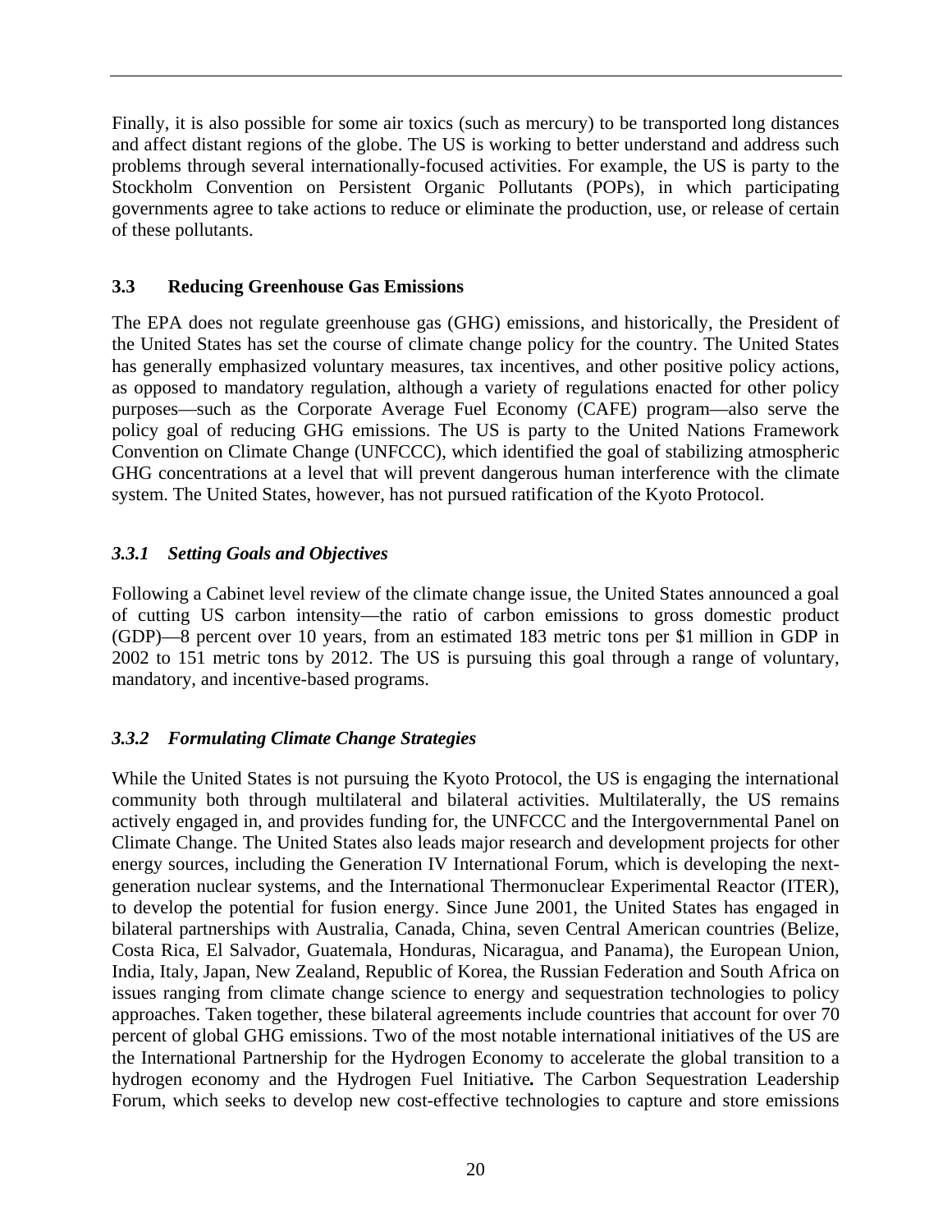Finally, it is also possible for some air toxics (such as mercury) to be transported long distances and affect distant regions of the globe. The US is working to better understand and address such problems through several internationally-focused activities. For example, the US is party to the Stockholm Convention on Persistent Organic Pollutants (POPs), in which participating governments agree to take actions to reduce or eliminate the production, use, or release of certain of these pollutants.

### 3.3 Reducing Greenhouse Gas Emissions

The EPA does not regulate greenhouse gas (GHG) emissions, and historically, the President of the United States has set the course of climate change policy for the country. The United States has generally emphasized voluntary measures, tax incentives, and other positive policy actions, as opposed to mandatory regulation, although a variety of regulations enacted for other policy purposes—such as the Corporate Average Fuel Economy (CAFE) program—also serve the policy goal of reducing GHG emissions. The US is party to the United Nations Framework Convention on Climate Change (UNFCCC), which identified the goal of stabilizing atmospheric GHG concentrations at a level that will prevent dangerous human interference with the climate system. The United States, however, has not pursued ratification of the Kyoto Protocol.

#### *3.3.1 Setting Goals and Objectives*

Following a Cabinet level review of the climate change issue, the United States announced a goal of cutting US carbon intensity—the ratio of carbon emissions to gross domestic product (GDP)—8 percent over 10 years, from an estimated 183 metric tons per $1 million in GDP in 2002 to 151 metric tons by 2012. The US is pursuing this goal through a range of voluntary, mandatory, and incentive-based programs.

#### *3.3.2 Formulating Climate Change Strategies*

While the United States is not pursuing the Kyoto Protocol, the US is engaging the international community both through multilateral and bilateral activities. Multilaterally, the US remains actively engaged in, and provides funding for, the UNFCCC and the Intergovernmental Panel on Climate Change. The United States also leads major research and development projects for other energy sources, including the Generation IV International Forum, which is developing the next-generation nuclear systems, and the International Thermonuclear Experimental Reactor (ITER), to develop the potential for fusion energy. Since June 2001, the United States has engaged in bilateral partnerships with Australia, Canada, China, seven Central American countries (Belize, Costa Rica, El Salvador, Guatemala, Honduras, Nicaragua, and Panama), the European Union, India, Italy, Japan, New Zealand, Republic of Korea, the Russian Federation and South Africa on issues ranging from climate change science to energy and sequestration technologies to policy approaches. Taken together, these bilateral agreements include countries that account for over 70 percent of global GHG emissions. Two of the most notable international initiatives of the US are the International Partnership for the Hydrogen Economy to accelerate the global transition to a hydrogen economy and the Hydrogen Fuel Initiative**.** The Carbon Sequestration Leadership Forum, which seeks to develop new cost-effective technologies to capture and store emissions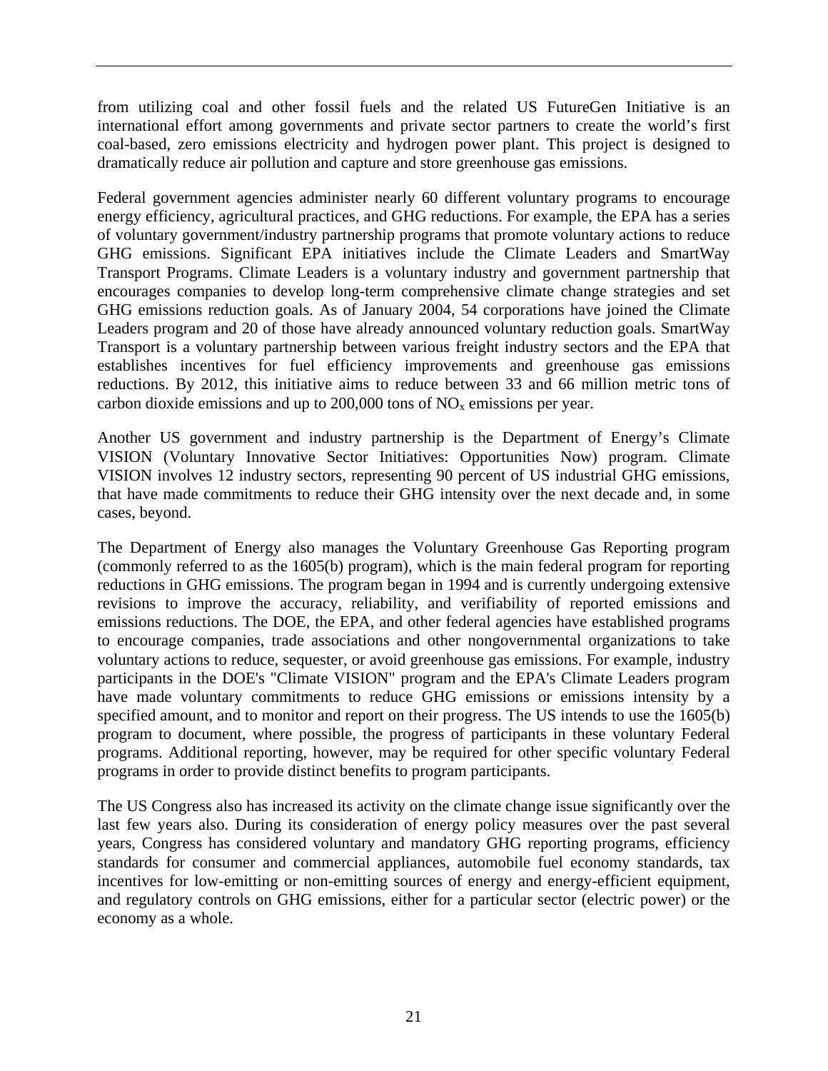from utilizing coal and other fossil fuels and the related US FutureGen Initiative is an international effort among governments and private sector partners to create the world's first coal-based, zero emissions electricity and hydrogen power plant. This project is designed to dramatically reduce air pollution and capture and store greenhouse gas emissions.

Federal government agencies administer nearly 60 different voluntary programs to encourage energy efficiency, agricultural practices, and GHG reductions. For example, the EPA has a series of voluntary government/industry partnership programs that promote voluntary actions to reduce GHG emissions. Significant EPA initiatives include the Climate Leaders and SmartWay Transport Programs. Climate Leaders is a voluntary industry and government partnership that encourages companies to develop long-term comprehensive climate change strategies and set GHG emissions reduction goals. As of January 2004, 54 corporations have joined the Climate Leaders program and 20 of those have already announced voluntary reduction goals. SmartWay Transport is a voluntary partnership between various freight industry sectors and the EPA that establishes incentives for fuel efficiency improvements and greenhouse gas emissions reductions. By 2012, this initiative aims to reduce between 33 and 66 million metric tons of carbon dioxide emissions and up to 200,000 tons of $NO_x$ emissions per year.

Another US government and industry partnership is the Department of Energy's Climate VISION (Voluntary Innovative Sector Initiatives: Opportunities Now) program. Climate VISION involves 12 industry sectors, representing 90 percent of US industrial GHG emissions, that have made commitments to reduce their GHG intensity over the next decade and, in some cases, beyond.

The Department of Energy also manages the Voluntary Greenhouse Gas Reporting program (commonly referred to as the 1605(b) program), which is the main federal program for reporting reductions in GHG emissions. The program began in 1994 and is currently undergoing extensive revisions to improve the accuracy, reliability, and verifiability of reported emissions and emissions reductions. The DOE, the EPA, and other federal agencies have established programs to encourage companies, trade associations and other nongovernmental organizations to take voluntary actions to reduce, sequester, or avoid greenhouse gas emissions. For example, industry participants in the DOE's "Climate VISION" program and the EPA's Climate Leaders program have made voluntary commitments to reduce GHG emissions or emissions intensity by a specified amount, and to monitor and report on their progress. The US intends to use the 1605(b) program to document, where possible, the progress of participants in these voluntary Federal programs. Additional reporting, however, may be required for other specific voluntary Federal programs in order to provide distinct benefits to program participants.

The US Congress also has increased its activity on the climate change issue significantly over the last few years also. During its consideration of energy policy measures over the past several years, Congress has considered voluntary and mandatory GHG reporting programs, efficiency standards for consumer and commercial appliances, automobile fuel economy standards, tax incentives for low-emitting or non-emitting sources of energy and energy-efficient equipment, and regulatory controls on GHG emissions, either for a particular sector (electric power) or the economy as a whole.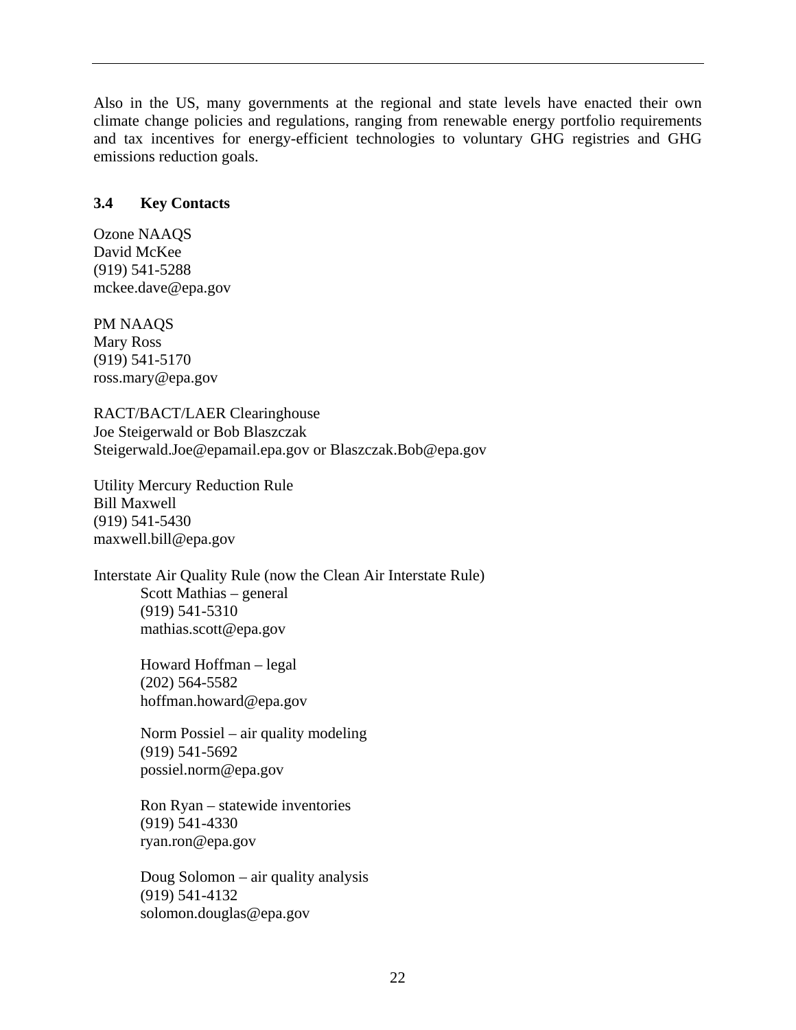Also in the US, many governments at the regional and state levels have enacted their own climate change policies and regulations, ranging from renewable energy portfolio requirements and tax incentives for energy-efficient technologies to voluntary GHG registries and GHG emissions reduction goals.

### 3.4 Key Contacts

Ozone NAAQS
David McKee
(919) 541-5288
mckee.dave@epa.gov

PM NAAQS
Mary Ross
(919) 541-5170
ross.mary@epa.gov

RACT/BACT/LAER Clearinghouse
Joe Steigerwald or Bob Blaszczak
Steigerwald.Joe@epamail.epa.gov or Blaszczak.Bob@epa.gov

Utility Mercury Reduction Rule
Bill Maxwell
(919) 541-5430
maxwell.bill@epa.gov

Interstate Air Quality Rule (now the Clean Air Interstate Rule)

> Scott Mathias – general
> (919) 541-5310
> mathias.scott@epa.gov
>
> Howard Hoffman – legal
> (202) 564-5582
> hoffman.howard@epa.gov
>
> Norm Possiel – air quality modeling
> (919) 541-5692
> possiel.norm@epa.gov
>
> Ron Ryan – statewide inventories
> (919) 541-4330
> ryan.ron@epa.gov
>
> Doug Solomon – air quality analysis
> (919) 541-4132
> solomon.douglas@epa.gov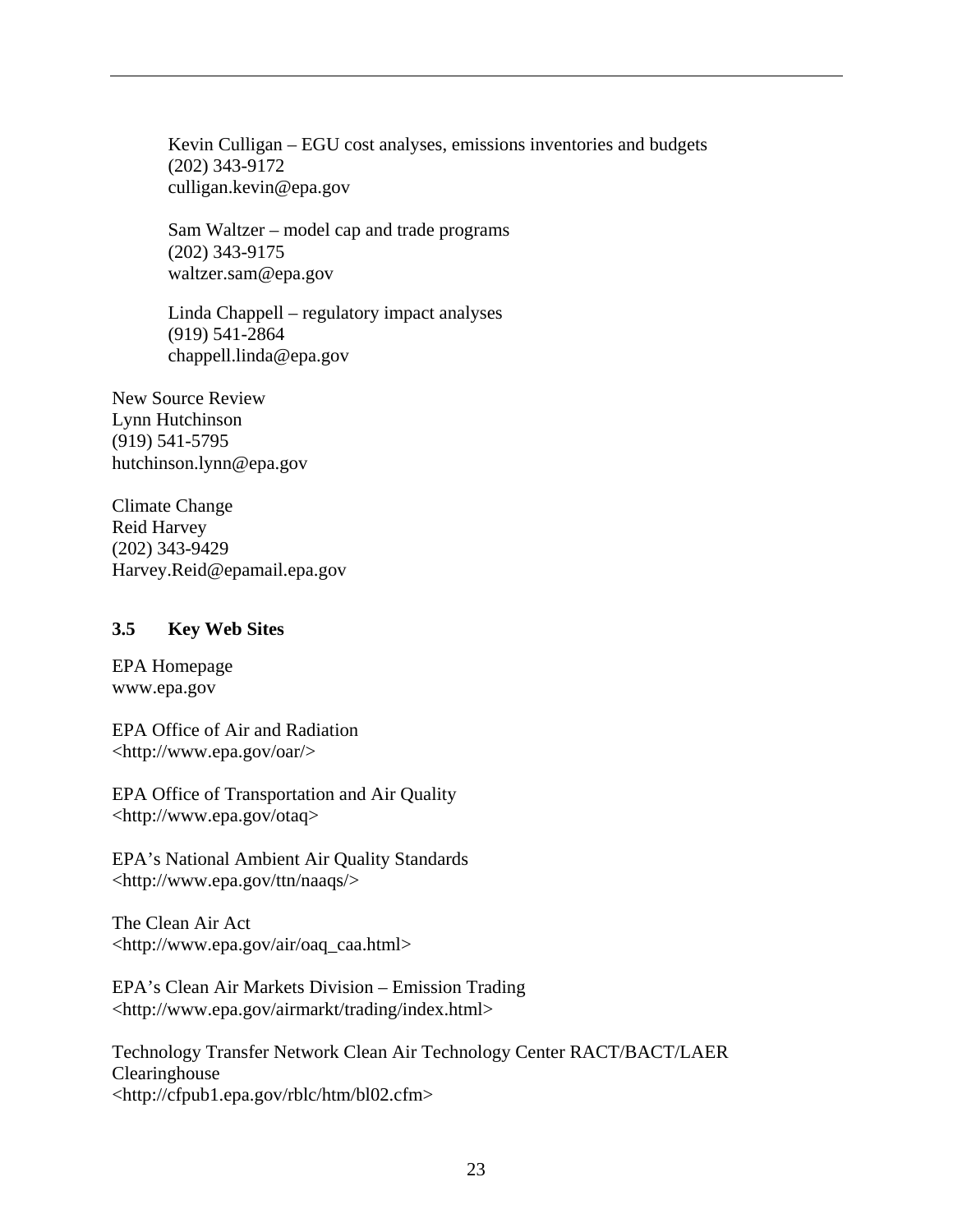Kevin Culligan – EGU cost analyses, emissions inventories and budgets
(202) 343-9172
culligan.kevin@epa.gov

Sam Waltzer – model cap and trade programs
(202) 343-9175
waltzer.sam@epa.gov

Linda Chappell – regulatory impact analyses
(919) 541-2864
chappell.linda@epa.gov

New Source Review
Lynn Hutchinson
(919) 541-5795
hutchinson.lynn@epa.gov

Climate Change
Reid Harvey
(202) 343-9429
Harvey.Reid@epamail.epa.gov

### 3.5 Key Web Sites

EPA Homepage
www.epa.gov

EPA Office of Air and Radiation
<http://www.epa.gov/oar/>

EPA Office of Transportation and Air Quality
<http://www.epa.gov/otaq>

EPA's National Ambient Air Quality Standards
<http://www.epa.gov/ttn/naaqs/>

The Clean Air Act
<http://www.epa.gov/air/oaq_caa.html>

EPA's Clean Air Markets Division – Emission Trading
<http://www.epa.gov/airmarkt/trading/index.html>

Technology Transfer Network Clean Air Technology Center RACT/BACT/LAER Clearinghouse
<http://cfpub1.epa.gov/rblc/htm/bl02.cfm>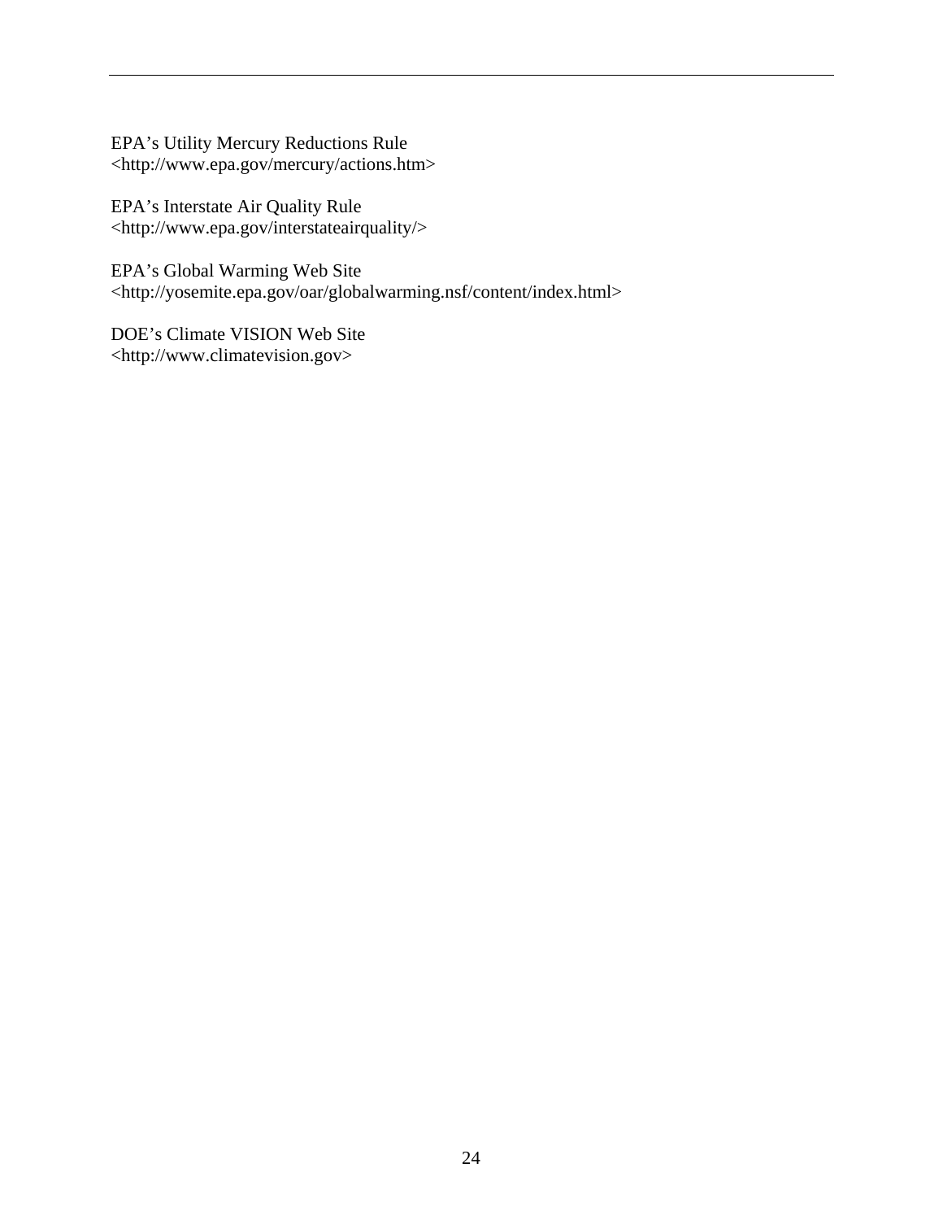EPA's Utility Mercury Reductions Rule
<http://www.epa.gov/mercury/actions.htm>

EPA's Interstate Air Quality Rule
<http://www.epa.gov/interstateairquality/>

EPA's Global Warming Web Site
<http://yosemite.epa.gov/oar/globalwarming.nsf/content/index.html>

DOE's Climate VISION Web Site
<http://www.climatevision.gov>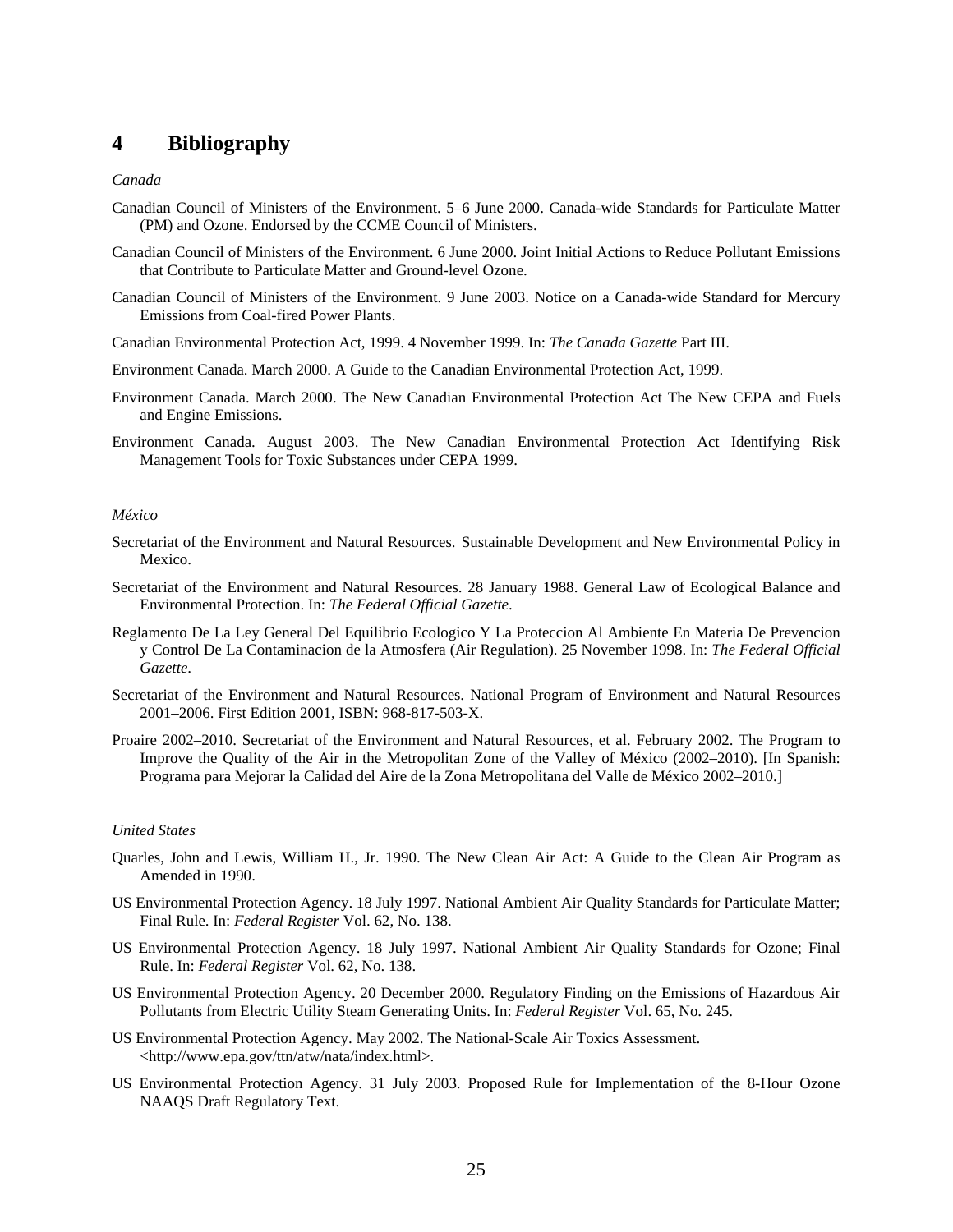# 4 Bibliography

*Canada*

Canadian Council of Ministers of the Environment. 5–6 June 2000. Canada-wide Standards for Particulate Matter (PM) and Ozone. Endorsed by the CCME Council of Ministers.

Canadian Council of Ministers of the Environment. 6 June 2000. Joint Initial Actions to Reduce Pollutant Emissions that Contribute to Particulate Matter and Ground-level Ozone.

Canadian Council of Ministers of the Environment. 9 June 2003. Notice on a Canada-wide Standard for Mercury Emissions from Coal-fired Power Plants.

Canadian Environmental Protection Act, 1999. 4 November 1999. In: *The Canada Gazette* Part III.

Environment Canada. March 2000. A Guide to the Canadian Environmental Protection Act, 1999.

Environment Canada. March 2000. The New Canadian Environmental Protection Act The New CEPA and Fuels and Engine Emissions.

Environment Canada. August 2003. The New Canadian Environmental Protection Act Identifying Risk Management Tools for Toxic Substances under CEPA 1999.

*México*

Secretariat of the Environment and Natural Resources. Sustainable Development and New Environmental Policy in Mexico.

Secretariat of the Environment and Natural Resources. 28 January 1988. General Law of Ecological Balance and Environmental Protection. In: *The Federal Official Gazette*.

Reglamento De La Ley General Del Equilibrio Ecologico Y La Proteccion Al Ambiente En Materia De Prevencion y Control De La Contaminacion de la Atmosfera (Air Regulation). 25 November 1998. In: *The Federal Official Gazette*.

Secretariat of the Environment and Natural Resources. National Program of Environment and Natural Resources 2001–2006. First Edition 2001, ISBN: 968-817-503-X.

Proaire 2002–2010. Secretariat of the Environment and Natural Resources, et al. February 2002. The Program to Improve the Quality of the Air in the Metropolitan Zone of the Valley of México (2002–2010). [In Spanish: Programa para Mejorar la Calidad del Aire de la Zona Metropolitana del Valle de México 2002–2010.]

*United States*

Quarles, John and Lewis, William H., Jr. 1990. The New Clean Air Act: A Guide to the Clean Air Program as Amended in 1990.

US Environmental Protection Agency. 18 July 1997. National Ambient Air Quality Standards for Particulate Matter; Final Rule. In: *Federal Register* Vol. 62, No. 138.

US Environmental Protection Agency. 18 July 1997. National Ambient Air Quality Standards for Ozone; Final Rule. In: *Federal Register* Vol. 62, No. 138.

US Environmental Protection Agency. 20 December 2000. Regulatory Finding on the Emissions of Hazardous Air Pollutants from Electric Utility Steam Generating Units. In: *Federal Register* Vol. 65, No. 245.

US Environmental Protection Agency. May 2002. The National-Scale Air Toxics Assessment. <http://www.epa.gov/ttn/atw/nata/index.html>.

US Environmental Protection Agency. 31 July 2003. Proposed Rule for Implementation of the 8-Hour Ozone NAAQS Draft Regulatory Text.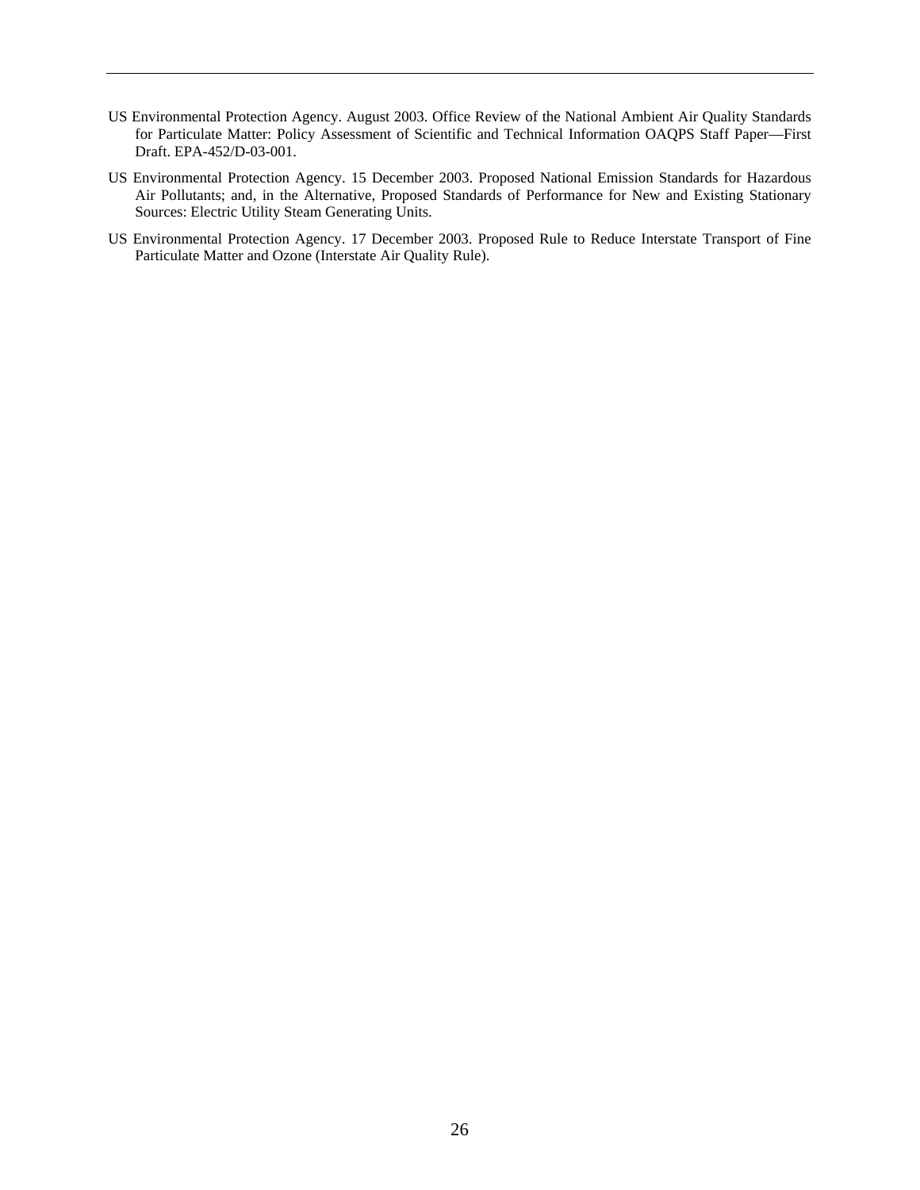US Environmental Protection Agency. August 2003. Office Review of the National Ambient Air Quality Standards for Particulate Matter: Policy Assessment of Scientific and Technical Information OAQPS Staff Paper—First Draft. EPA-452/D-03-001.

US Environmental Protection Agency. 15 December 2003. Proposed National Emission Standards for Hazardous Air Pollutants; and, in the Alternative, Proposed Standards of Performance for New and Existing Stationary Sources: Electric Utility Steam Generating Units.

US Environmental Protection Agency. 17 December 2003. Proposed Rule to Reduce Interstate Transport of Fine Particulate Matter and Ozone (Interstate Air Quality Rule).